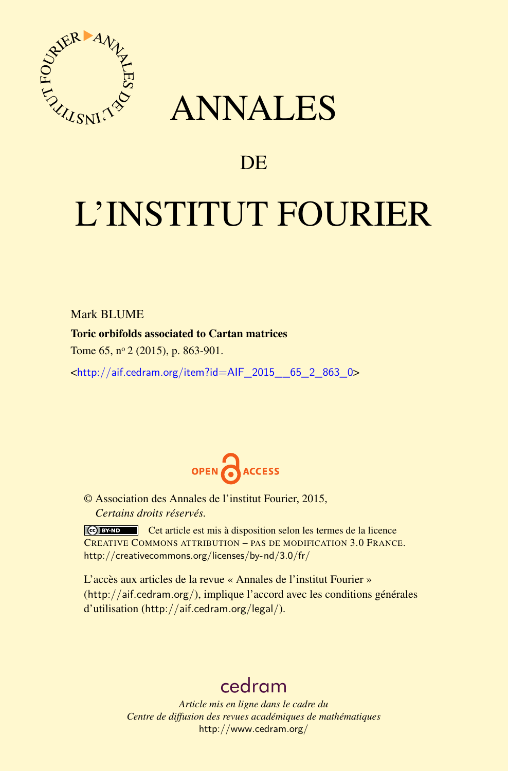# ANNALES

## DE

# L'INSTITUT FOURIER

Mark BLUME

**Toric orbifolds associated to Cartan matrices**

Tome 65, nº 2 (2015), p. 863-901.

<http://aif.cedram.org/item?id=AIF_2015__65_2_863_0>

OPEN ACCESS

© Association des Annales de l'institut Fourier, 2015,
*Certains droits réservés.*

Cet article est mis à disposition selon les termes de la licence CREATIVE COMMONS ATTRIBUTION – PAS DE MODIFICATION 3.0 FRANCE.
http://creativecommons.org/licenses/by-nd/3.0/fr/

L'accès aux articles de la revue « Annales de l'institut Fourier » (http://aif.cedram.org/), implique l'accord avec les conditions générales d'utilisation (http://aif.cedram.org/legal/).

cedram

*Article mis en ligne dans le cadre du*
*Centre de diffusion des revues académiques de mathématiques*
http://www.cedram.org/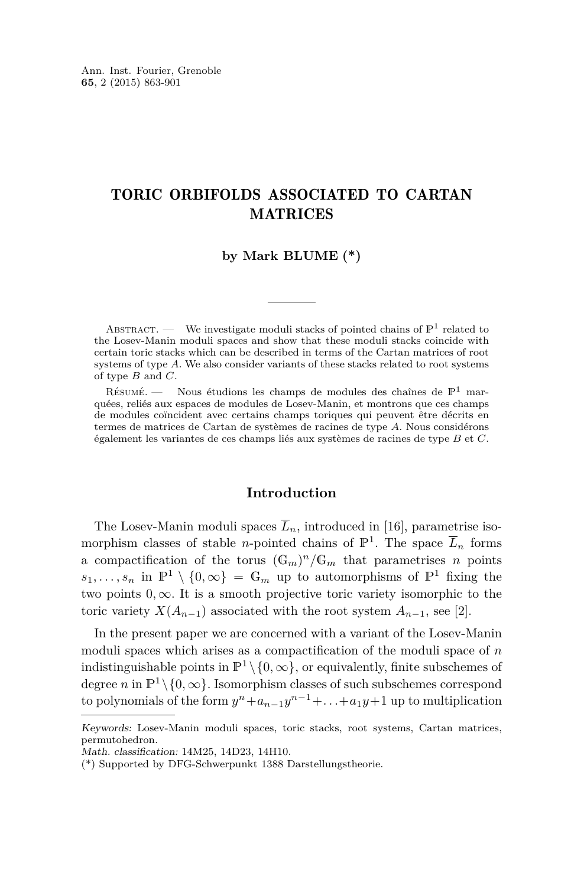Ann. Inst. Fourier, Grenoble
**65**, 2 (2015) 863-901

# TORIC ORBIFOLDS ASSOCIATED TO CARTAN MATRICES

**by Mark BLUME (*)**

---

Abstract. — We investigate moduli stacks of pointed chains of $\mathbb{P}^1$ related to the Losev-Manin moduli spaces and show that these moduli stacks coincide with certain toric stacks which can be described in terms of the Cartan matrices of root systems of type $A$. We also consider variants of these stacks related to root systems of type $B$ and $C$.

Résumé. — Nous étudions les champs de modules des chaînes de $\mathbb{P}^1$ marquées, reliés aux espaces de modules de Losev-Manin, et montrons que ces champs de modules coïncident avec certains champs toriques qui peuvent être décrits en termes de matrices de Cartan de systèmes de racines de type $A$. Nous considérons également les variantes de ces champs liés aux systèmes de racines de type $B$ et $C$.

## Introduction

The Losev-Manin moduli spaces $\overline{L}_n$, introduced in [16], parametrise isomorphism classes of stable $n$-pointed chains of $\mathbb{P}^1$. The space $\overline{L}_n$ forms a compactification of the torus $(\mathbb{G}_m)^n/\mathbb{G}_m$ that parametrises $n$ points $s_1, \ldots, s_n$ in $\mathbb{P}^1 \setminus \{0, \infty\} = \mathbb{G}_m$ up to automorphisms of $\mathbb{P}^1$ fixing the two points $0, \infty$. It is a smooth projective toric variety isomorphic to the toric variety $X(A_{n-1})$ associated with the root system $A_{n-1}$, see [2].

In the present paper we are concerned with a variant of the Losev-Manin moduli spaces which arises as a compactification of the moduli space of $n$ indistinguishable points in $\mathbb{P}^1 \setminus \{0, \infty\}$, or equivalently, finite subschemes of degree $n$ in $\mathbb{P}^1 \setminus \{0, \infty\}$. Isomorphism classes of such subschemes correspond to polynomials of the form $y^n + a_{n-1}y^{n-1} + \ldots + a_1 y + 1$ up to multiplication

---

*Keywords:* Losev-Manin moduli spaces, toric stacks, root systems, Cartan matrices, permutohedron.
*Math. classification:* 14M25, 14D23, 14H10.
(*) Supported by DFG-Schwerpunkt 1388 Darstellungstheorie.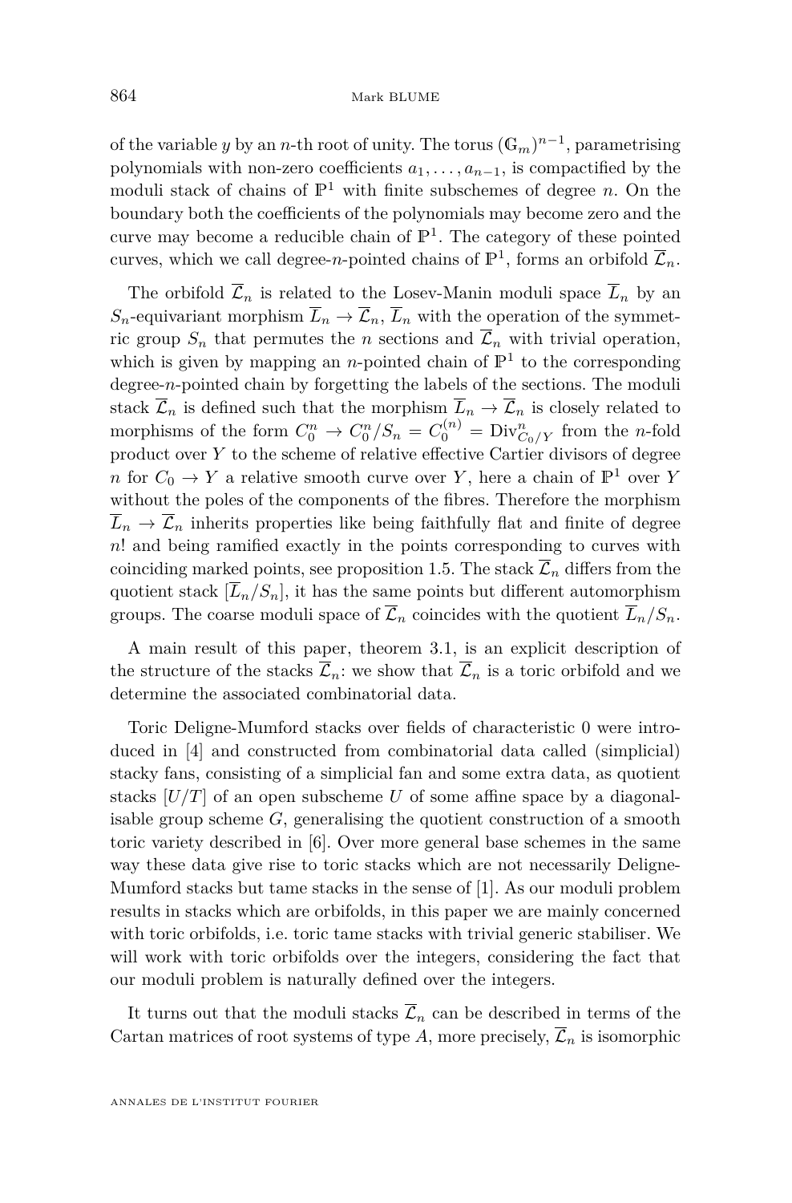of the variable $y$ by an $n$-th root of unity. The torus $(\mathbb{G}_m)^{n-1}$, parametrising polynomials with non-zero coefficients $a_1, \ldots, a_{n-1}$, is compactified by the moduli stack of chains of $\mathbb{P}^1$ with finite subschemes of degree $n$. On the boundary both the coefficients of the polynomials may become zero and the curve may become a reducible chain of $\mathbb{P}^1$. The category of these pointed curves, which we call degree-$n$-pointed chains of $\mathbb{P}^1$, forms an orbifold $\overline{\mathcal{L}}_n$.

The orbifold $\overline{\mathcal{L}}_n$ is related to the Losev-Manin moduli space $\overline{L}_n$ by an $S_n$-equivariant morphism $\overline{L}_n \to \overline{\mathcal{L}}_n$, $\overline{L}_n$ with the operation of the symmetric group $S_n$ that permutes the $n$ sections and $\overline{\mathcal{L}}_n$ with trivial operation, which is given by mapping an $n$-pointed chain of $\mathbb{P}^1$ to the corresponding degree-$n$-pointed chain by forgetting the labels of the sections. The moduli stack $\overline{\mathcal{L}}_n$ is defined such that the morphism $\overline{L}_n \to \overline{\mathcal{L}}_n$ is closely related to morphisms of the form $C_0^n \to C_0^n/S_n = C_0^{(n)} = \mathrm{Div}^n_{C_0/Y}$ from the $n$-fold product over $Y$ to the scheme of relative effective Cartier divisors of degree $n$ for $C_0 \to Y$ a relative smooth curve over $Y$, here a chain of $\mathbb{P}^1$ over $Y$ without the poles of the components of the fibres. Therefore the morphism $\overline{L}_n \to \overline{\mathcal{L}}_n$ inherits properties like being faithfully flat and finite of degree $n!$ and being ramified exactly in the points corresponding to curves with coinciding marked points, see proposition 1.5. The stack $\overline{\mathcal{L}}_n$ differs from the quotient stack $[\overline{L}_n/S_n]$, it has the same points but different automorphism groups. The coarse moduli space of $\overline{\mathcal{L}}_n$ coincides with the quotient $\overline{L}_n/S_n$.

A main result of this paper, theorem 3.1, is an explicit description of the structure of the stacks $\overline{\mathcal{L}}_n$: we show that $\overline{\mathcal{L}}_n$ is a toric orbifold and we determine the associated combinatorial data.

Toric Deligne-Mumford stacks over fields of characteristic 0 were introduced in [4] and constructed from combinatorial data called (simplicial) stacky fans, consisting of a simplicial fan and some extra data, as quotient stacks $[U/T]$ of an open subscheme $U$ of some affine space by a diagonalisable group scheme $G$, generalising the quotient construction of a smooth toric variety described in [6]. Over more general base schemes in the same way these data give rise to toric stacks which are not necessarily Deligne-Mumford stacks but tame stacks in the sense of [1]. As our moduli problem results in stacks which are orbifolds, in this paper we are mainly concerned with toric orbifolds, i.e. toric tame stacks with trivial generic stabiliser. We will work with toric orbifolds over the integers, considering the fact that our moduli problem is naturally defined over the integers.

It turns out that the moduli stacks $\overline{\mathcal{L}}_n$ can be described in terms of the Cartan matrices of root systems of type $A$, more precisely, $\overline{\mathcal{L}}_n$ is isomorphic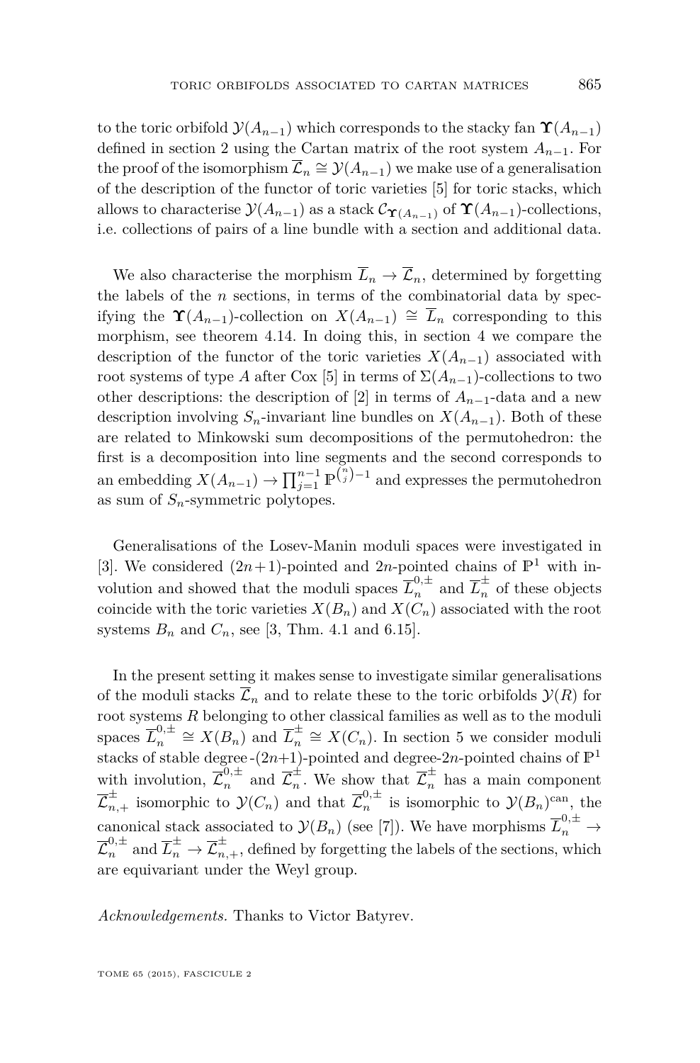to the toric orbifold $\mathcal{Y}(A_{n-1})$ which corresponds to the stacky fan $\mathbf{\Upsilon}(A_{n-1})$ defined in section 2 using the Cartan matrix of the root system $A_{n-1}$. For the proof of the isomorphism $\overline{\mathcal{L}}_n \cong \mathcal{Y}(A_{n-1})$ we make use of a generalisation of the description of the functor of toric varieties [5] for toric stacks, which allows to characterise $\mathcal{Y}(A_{n-1})$ as a stack $\mathcal{C}_{\mathbf{\Upsilon}(A_{n-1})}$ of $\mathbf{\Upsilon}(A_{n-1})$-collections, i.e. collections of pairs of a line bundle with a section and additional data.

We also characterise the morphism $\overline{L}_n \to \overline{\mathcal{L}}_n$, determined by forgetting the labels of the $n$ sections, in terms of the combinatorial data by specifying the $\mathbf{\Upsilon}(A_{n-1})$-collection on $X(A_{n-1}) \cong \overline{L}_n$ corresponding to this morphism, see theorem 4.14. In doing this, in section 4 we compare the description of the functor of the toric varieties $X(A_{n-1})$ associated with root systems of type $A$ after Cox [5] in terms of $\Sigma(A_{n-1})$-collections to two other descriptions: the description of [2] in terms of $A_{n-1}$-data and a new description involving $S_n$-invariant line bundles on $X(A_{n-1})$. Both of these are related to Minkowski sum decompositions of the permutohedron: the first is a decomposition into line segments and the second corresponds to an embedding $X(A_{n-1}) \to \prod_{j=1}^{n-1} \mathbb{P}^{\binom{n}{j}-1}$ and expresses the permutohedron as sum of $S_n$-symmetric polytopes.

Generalisations of the Losev-Manin moduli spaces were investigated in [3]. We considered $(2n+1)$-pointed and $2n$-pointed chains of $\mathbb{P}^1$ with involution and showed that the moduli spaces $\overline{L}_n^{0,\pm}$ and $\overline{L}_n^{\pm}$ of these objects coincide with the toric varieties $X(B_n)$ and $X(C_n)$ associated with the root systems $B_n$ and $C_n$, see [3, Thm. 4.1 and 6.15].

In the present setting it makes sense to investigate similar generalisations of the moduli stacks $\overline{\mathcal{L}}_n$ and to relate these to the toric orbifolds $\mathcal{Y}(R)$ for root systems $R$ belonging to other classical families as well as to the moduli spaces $\overline{L}_n^{0,\pm} \cong X(B_n)$ and $\overline{L}_n^{\pm} \cong X(C_n)$. In section 5 we consider moduli stacks of stable degree-$(2n+1)$-pointed and degree-$2n$-pointed chains of $\mathbb{P}^1$ with involution, $\overline{\mathcal{L}}_n^{0,\pm}$ and $\overline{\mathcal{L}}_n^{\pm}$. We show that $\overline{\mathcal{L}}_n^{\pm}$ has a main component $\overline{\mathcal{L}}_{n,+}^{\pm}$ isomorphic to $\mathcal{Y}(C_n)$ and that $\overline{\mathcal{L}}_n^{0,\pm}$ is isomorphic to $\mathcal{Y}(B_n)^{\mathrm{can}}$, the canonical stack associated to $\mathcal{Y}(B_n)$ (see [7]). We have morphisms $\overline{L}_n^{0,\pm} \to \overline{\mathcal{L}}_n^{0,\pm}$ and $\overline{L}_n^{\pm} \to \overline{\mathcal{L}}_{n,+}^{\pm}$, defined by forgetting the labels of the sections, which are equivariant under the Weyl group.

*Acknowledgements.* Thanks to Victor Batyrev.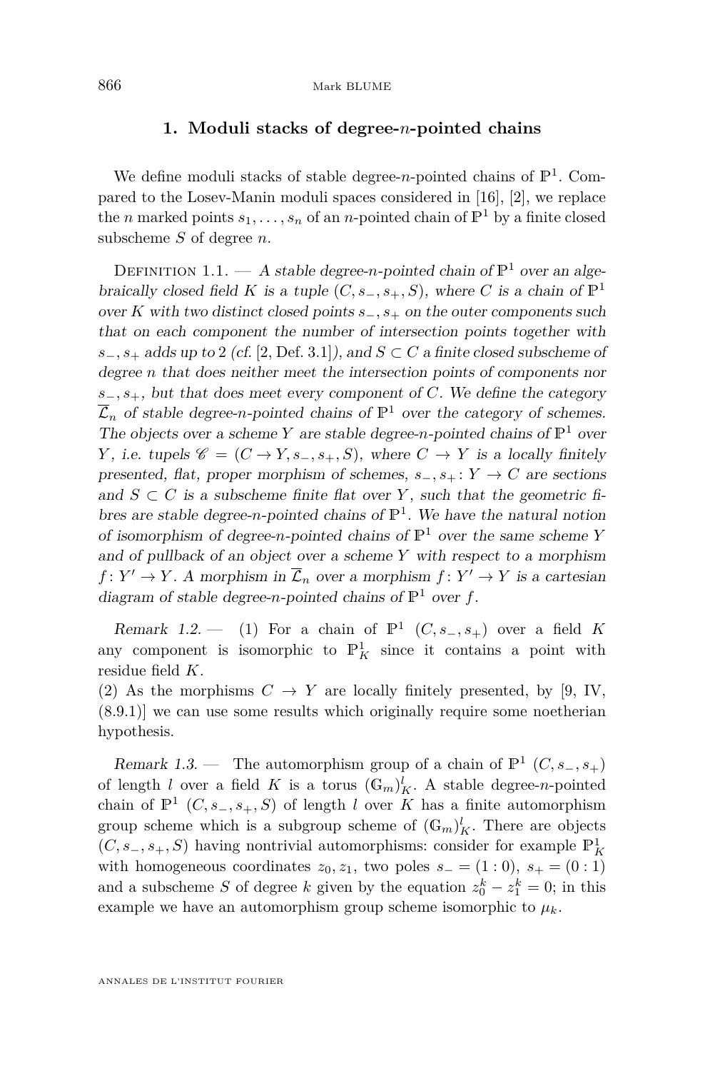## 1. Moduli stacks of degree-$n$-pointed chains

We define moduli stacks of stable degree-$n$-pointed chains of $\mathbb{P}^1$. Compared to the Losev-Manin moduli spaces considered in [16], [2], we replace the $n$ marked points $s_1, \dots, s_n$ of an $n$-pointed chain of $\mathbb{P}^1$ by a finite closed subscheme $S$ of degree $n$.

Definition 1.1. — *A stable degree-$n$-pointed chain of $\mathbb{P}^1$ over an algebraically closed field $K$ is a tuple $(C, s_-, s_+, S)$, where $C$ is a chain of $\mathbb{P}^1$ over $K$ with two distinct closed points $s_-, s_+$ on the outer components such that on each component the number of intersection points together with $s_-, s_+$ adds up to 2 (cf. [2, Def. 3.1]), and $S \subset C$ a finite closed subscheme of degree $n$ that does neither meet the intersection points of components nor $s_-, s_+$, but that does meet every component of $C$. We define the category $\overline{\mathcal{L}}_n$ of stable degree-$n$-pointed chains of $\mathbb{P}^1$ over the category of schemes. The objects over a scheme $Y$ are stable degree-$n$-pointed chains of $\mathbb{P}^1$ over $Y$, i.e. tupels $\mathscr{C} = (C \to Y, s_-, s_+, S)$, where $C \to Y$ is a locally finitely presented, flat, proper morphism of schemes, $s_-, s_+ \colon Y \to C$ are sections and $S \subset C$ is a subscheme finite flat over $Y$, such that the geometric fibres are stable degree-$n$-pointed chains of $\mathbb{P}^1$. We have the natural notion of isomorphism of degree-$n$-pointed chains of $\mathbb{P}^1$ over the same scheme $Y$ and of pullback of an object over a scheme $Y$ with respect to a morphism $f \colon Y' \to Y$. A morphism in $\overline{\mathcal{L}}_n$ over a morphism $f \colon Y' \to Y$ is a cartesian diagram of stable degree-$n$-pointed chains of $\mathbb{P}^1$ over $f$.*

*Remark 1.2.* — (1) For a chain of $\mathbb{P}^1$ $(C, s_-, s_+)$ over a field $K$ any component is isomorphic to $\mathbb{P}^1_K$ since it contains a point with residue field $K$.

(2) As the morphisms $C \to Y$ are locally finitely presented, by [9, IV, (8.9.1)] we can use some results which originally require some noetherian hypothesis.

*Remark 1.3.* — The automorphism group of a chain of $\mathbb{P}^1$ $(C, s_-, s_+)$ of length $l$ over a field $K$ is a torus $(\mathbb{G}_m)^l_K$. A stable degree-$n$-pointed chain of $\mathbb{P}^1$ $(C, s_-, s_+, S)$ of length $l$ over $K$ has a finite automorphism group scheme which is a subgroup scheme of $(\mathbb{G}_m)^l_K$. There are objects $(C, s_-, s_+, S)$ having nontrivial automorphisms: consider for example $\mathbb{P}^1_K$ with homogeneous coordinates $z_0, z_1$, two poles $s_- = (1:0)$, $s_+ = (0:1)$ and a subscheme $S$ of degree $k$ given by the equation $z_0^k - z_1^k = 0$; in this example we have an automorphism group scheme isomorphic to $\mu_k$.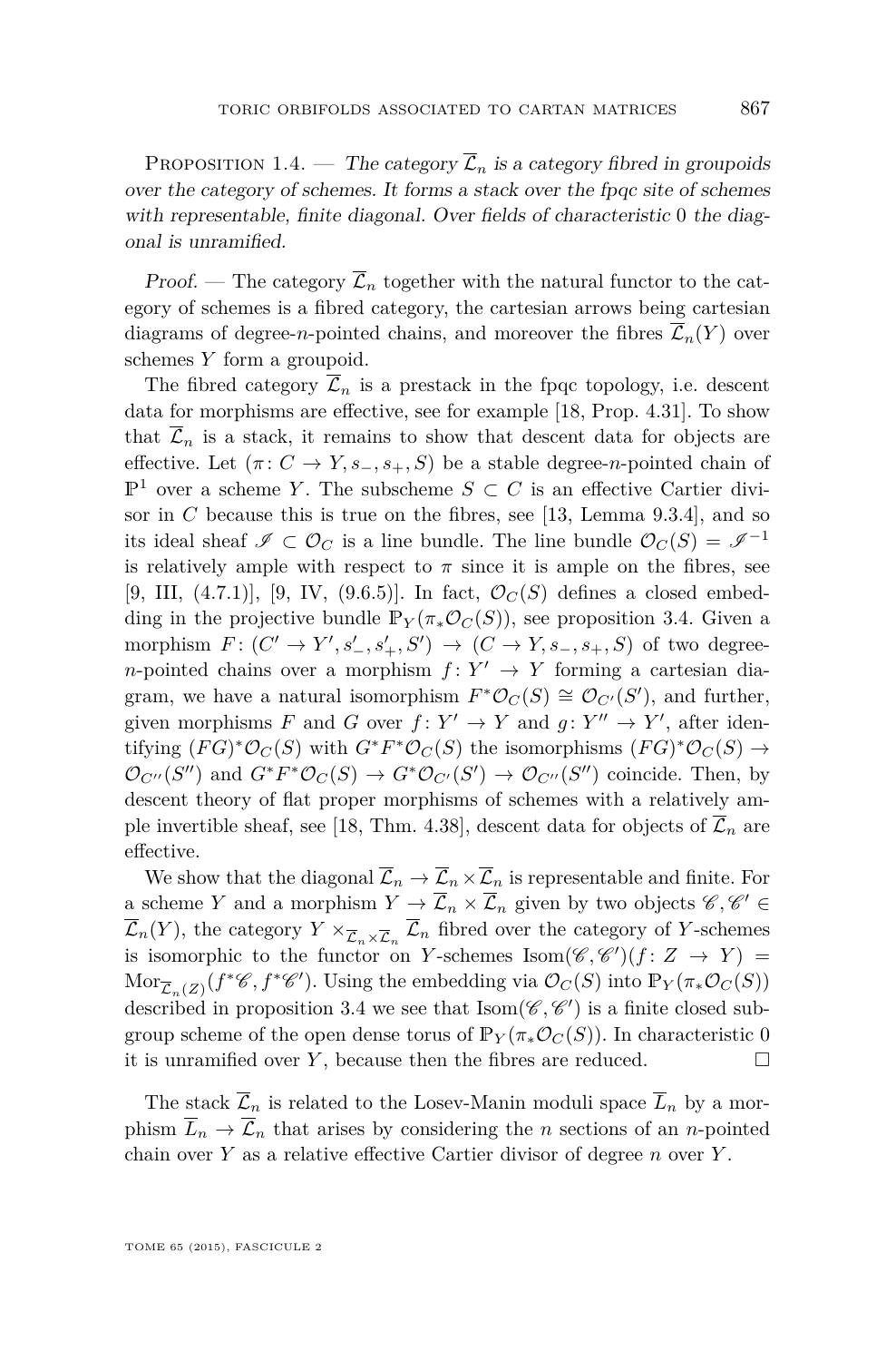Proposition 1.4. — *The category $\overline{\mathcal{L}}_n$ is a category fibred in groupoids over the category of schemes. It forms a stack over the fpqc site of schemes with representable, finite diagonal. Over fields of characteristic 0 the diagonal is unramified.*

*Proof.* — The category $\overline{\mathcal{L}}_n$ together with the natural functor to the category of schemes is a fibred category, the cartesian arrows being cartesian diagrams of degree-$n$-pointed chains, and moreover the fibres $\overline{\mathcal{L}}_n(Y)$ over schemes $Y$ form a groupoid.

The fibred category $\overline{\mathcal{L}}_n$ is a prestack in the fpqc topology, i.e. descent data for morphisms are effective, see for example [18, Prop. 4.31]. To show that $\overline{\mathcal{L}}_n$ is a stack, it remains to show that descent data for objects are effective. Let $(\pi\colon C \to Y, s_-, s_+, S)$ be a stable degree-$n$-pointed chain of $\mathbb{P}^1$ over a scheme $Y$. The subscheme $S \subset C$ is an effective Cartier divisor in $C$ because this is true on the fibres, see [13, Lemma 9.3.4], and so its ideal sheaf $\mathscr{I} \subset \mathcal{O}_C$ is a line bundle. The line bundle $\mathcal{O}_C(S) = \mathscr{I}^{-1}$ is relatively ample with respect to $\pi$ since it is ample on the fibres, see [9, III, (4.7.1)], [9, IV, (9.6.5)]. In fact, $\mathcal{O}_C(S)$ defines a closed embedding in the projective bundle $\mathbb{P}_Y(\pi_*\mathcal{O}_C(S))$, see proposition 3.4. Given a morphism $F\colon (C' \to Y', s'_-, s'_+, S') \to (C \to Y, s_-, s_+, S)$ of two degree-$n$-pointed chains over a morphism $f\colon Y' \to Y$ forming a cartesian diagram, we have a natural isomorphism $F^*\mathcal{O}_C(S) \cong \mathcal{O}_{C'}(S')$, and further, given morphisms $F$ and $G$ over $f\colon Y' \to Y$ and $g\colon Y'' \to Y'$, after identifying $(FG)^*\mathcal{O}_C(S)$ with $G^*F^*\mathcal{O}_C(S)$ the isomorphisms $(FG)^*\mathcal{O}_C(S) \to \mathcal{O}_{C''}(S'')$ and $G^*F^*\mathcal{O}_C(S) \to G^*\mathcal{O}_{C'}(S') \to \mathcal{O}_{C''}(S'')$ coincide. Then, by descent theory of flat proper morphisms of schemes with a relatively ample invertible sheaf, see [18, Thm. 4.38], descent data for objects of $\overline{\mathcal{L}}_n$ are effective.

We show that the diagonal $\overline{\mathcal{L}}_n \to \overline{\mathcal{L}}_n \times \overline{\mathcal{L}}_n$ is representable and finite. For a scheme $Y$ and a morphism $Y \to \overline{\mathcal{L}}_n \times \overline{\mathcal{L}}_n$ given by two objects $\mathscr{C}, \mathscr{C}' \in \overline{\mathcal{L}}_n(Y)$, the category $Y \times_{\overline{\mathcal{L}}_n \times \overline{\mathcal{L}}_n} \overline{\mathcal{L}}_n$ fibred over the category of $Y$-schemes is isomorphic to the functor on $Y$-schemes $\mathrm{Isom}(\mathscr{C}, \mathscr{C}')(f\colon Z \to Y) = \mathrm{Mor}_{\overline{\mathcal{L}}_n(Z)}(f^*\mathscr{C}, f^*\mathscr{C}')$. Using the embedding via $\mathcal{O}_C(S)$ into $\mathbb{P}_Y(\pi_*\mathcal{O}_C(S))$ described in proposition 3.4 we see that $\mathrm{Isom}(\mathscr{C}, \mathscr{C}')$ is a finite closed subgroup scheme of the open dense torus of $\mathbb{P}_Y(\pi_*\mathcal{O}_C(S))$. In characteristic 0 it is unramified over $Y$, because then the fibres are reduced. □

The stack $\overline{\mathcal{L}}_n$ is related to the Losev-Manin moduli space $\overline{L}_n$ by a morphism $\overline{L}_n \to \overline{\mathcal{L}}_n$ that arises by considering the $n$ sections of an $n$-pointed chain over $Y$ as a relative effective Cartier divisor of degree $n$ over $Y$.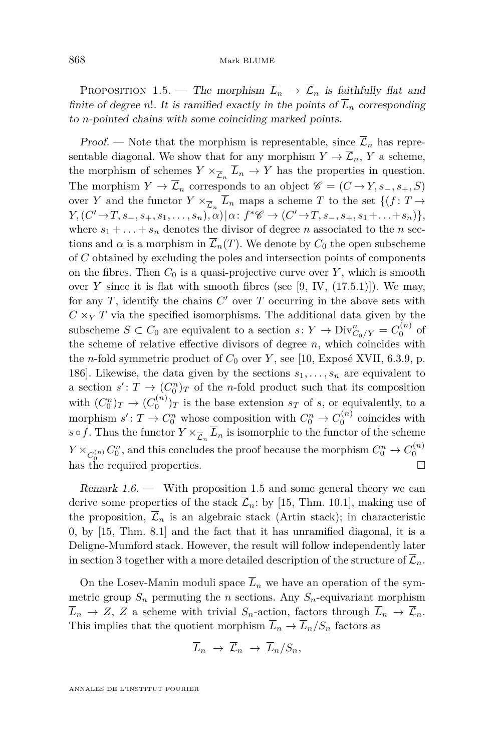Proposition 1.5. — *The morphism $\overline{L}_n \to \overline{\mathcal{L}}_n$ is faithfully flat and finite of degree $n!$. It is ramified exactly in the points of $\overline{L}_n$ corresponding to $n$-pointed chains with some coinciding marked points.*

*Proof.* — Note that the morphism is representable, since $\overline{\mathcal{L}}_n$ has representable diagonal. We show that for any morphism $Y \to \overline{\mathcal{L}}_n$, $Y$ a scheme, the morphism of schemes $Y \times_{\overline{\mathcal{L}}_n} \overline{L}_n \to Y$ has the properties in question. The morphism $Y \to \overline{\mathcal{L}}_n$ corresponds to an object $\mathscr{C} = (C \to Y, s_-, s_+, S)$ over $Y$ and the functor $Y \times_{\overline{\mathcal{L}}_n} \overline{L}_n$ maps a scheme $T$ to the set $\{(f\colon T \to Y, (C' \to T, s_-, s_+, s_1, \ldots, s_n), \alpha) \,|\, \alpha\colon f^*\mathscr{C} \to (C' \to T, s_-, s_+, s_1 + \ldots + s_n)\}$, where $s_1 + \ldots + s_n$ denotes the divisor of degree $n$ associated to the $n$ sections and $\alpha$ is a morphism in $\overline{\mathcal{L}}_n(T)$. We denote by $C_0$ the open subscheme of $C$ obtained by excluding the poles and intersection points of components on the fibres. Then $C_0$ is a quasi-projective curve over $Y$, which is smooth over $Y$ since it is flat with smooth fibres (see [9, IV, (17.5.1)]). We may, for any $T$, identify the chains $C'$ over $T$ occurring in the above sets with $C \times_Y T$ via the specified isomorphisms. The additional data given by the subscheme $S \subset C_0$ are equivalent to a section $s\colon Y \to \mathrm{Div}^n_{C_0/Y} = C_0^{(n)}$ of the scheme of relative effective divisors of degree $n$, which coincides with the $n$-fold symmetric product of $C_0$ over $Y$, see [10, Exposé XVII, 6.3.9, p. 186]. Likewise, the data given by the sections $s_1, \ldots, s_n$ are equivalent to a section $s'\colon T \to (C_0^n)_T$ of the $n$-fold product such that its composition with $(C_0^n)_T \to (C_0^{(n)})_T$ is the base extension $s_T$ of $s$, or equivalently, to a morphism $s'\colon T \to C_0^n$ whose composition with $C_0^n \to C_0^{(n)}$ coincides with $s \circ f$. Thus the functor $Y \times_{\overline{\mathcal{L}}_n} \overline{L}_n$ is isomorphic to the functor of the scheme $Y \times_{C_0^{(n)}} C_0^n$, and this concludes the proof because the morphism $C_0^n \to C_0^{(n)}$ has the required properties. $\square$

*Remark 1.6.* — With proposition 1.5 and some general theory we can derive some properties of the stack $\overline{\mathcal{L}}_n$: by [15, Thm. 10.1], making use of the proposition, $\overline{\mathcal{L}}_n$ is an algebraic stack (Artin stack); in characteristic 0, by [15, Thm. 8.1] and the fact that it has unramified diagonal, it is a Deligne-Mumford stack. However, the result will follow independently later in section 3 together with a more detailed description of the structure of $\overline{\mathcal{L}}_n$.

On the Losev-Manin moduli space $\overline{L}_n$ we have an operation of the symmetric group $S_n$ permuting the $n$ sections. Any $S_n$-equivariant morphism $\overline{L}_n \to Z$, $Z$ a scheme with trivial $S_n$-action, factors through $\overline{L}_n \to \overline{\mathcal{L}}_n$. This implies that the quotient morphism $\overline{L}_n \to \overline{L}_n/S_n$ factors as

$$\overline{L}_n \to \overline{\mathcal{L}}_n \to \overline{L}_n/S_n,$$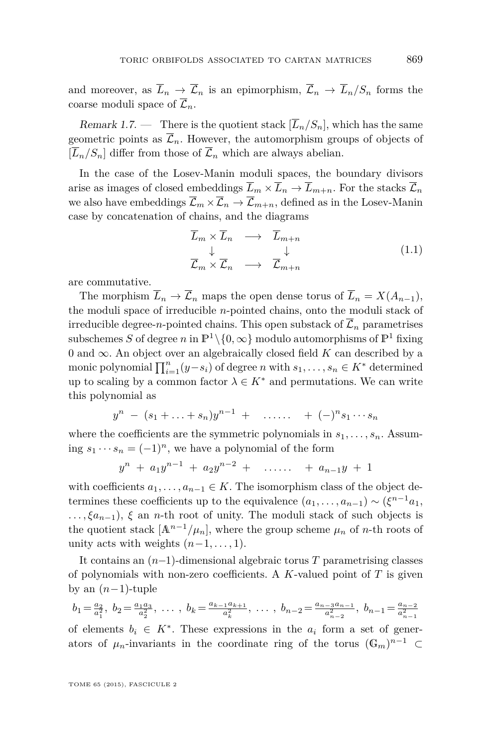and moreover, as $\overline{L}_n \to \overline{\mathcal{L}}_n$ is an epimorphism, $\overline{\mathcal{L}}_n \to \overline{L}_n/S_n$ forms the coarse moduli space of $\overline{\mathcal{L}}_n$.

*Remark 1.7.* — There is the quotient stack $[\overline{L}_n/S_n]$, which has the same geometric points as $\overline{\mathcal{L}}_n$. However, the automorphism groups of objects of $[\overline{L}_n/S_n]$ differ from those of $\overline{\mathcal{L}}_n$ which are always abelian.

In the case of the Losev-Manin moduli spaces, the boundary divisors arise as images of closed embeddings $\overline{L}_m \times \overline{L}_n \to \overline{L}_{m+n}$. For the stacks $\overline{\mathcal{L}}_n$ we also have embeddings $\overline{\mathcal{L}}_m \times \overline{\mathcal{L}}_n \to \overline{\mathcal{L}}_{m+n}$, defined as in the Losev-Manin case by concatenation of chains, and the diagrams

$$\begin{array}{ccc} \overline{L}_m \times \overline{L}_n & \longrightarrow & \overline{L}_{m+n} \\ \downarrow & & \downarrow \\ \overline{\mathcal{L}}_m \times \overline{\mathcal{L}}_n & \longrightarrow & \overline{\mathcal{L}}_{m+n} \end{array} \tag{1.1}$$

are commutative.

The morphism $\overline{L}_n \to \overline{\mathcal{L}}_n$ maps the open dense torus of $\overline{L}_n = X(A_{n-1})$, the moduli space of irreducible $n$-pointed chains, onto the moduli stack of irreducible degree-$n$-pointed chains. This open substack of $\overline{\mathcal{L}}_n$ parametrises subschemes $S$ of degree $n$ in $\mathbb{P}^1\backslash\{0,\infty\}$ modulo automorphisms of $\mathbb{P}^1$ fixing $0$ and $\infty$. An object over an algebraically closed field $K$ can described by a monic polynomial $\prod_{i=1}^n (y-s_i)$ of degree $n$ with $s_1, \ldots, s_n \in K^*$ determined up to scaling by a common factor $\lambda \in K^*$ and permutations. We can write this polynomial as

$$y^n \; - \; (s_1 + \ldots + s_n) y^{n-1} \; + \quad \ldots\ldots \quad + \; (-)^n s_1 \cdots s_n$$

where the coefficients are the symmetric polynomials in $s_1, \ldots, s_n$. Assuming $s_1 \cdots s_n = (-1)^n$, we have a polynomial of the form

$$y^n \; + \; a_1 y^{n-1} \; + \; a_2 y^{n-2} \; + \quad \ldots\ldots \quad + \; a_{n-1} y \; + \; 1$$

with coefficients $a_1, \ldots, a_{n-1} \in K$. The isomorphism class of the object determines these coefficients up to the equivalence $(a_1, \ldots, a_{n-1}) \sim (\xi^{n-1} a_1, \ldots, \xi a_{n-1})$, $\xi$ an $n$-th root of unity. The moduli stack of such objects is the quotient stack $[\mathbb{A}^{n-1}/\mu_n]$, where the group scheme $\mu_n$ of $n$-th roots of unity acts with weights $(n-1, \ldots, 1)$.

It contains an $(n-1)$-dimensional algebraic torus $T$ parametrising classes of polynomials with non-zero coefficients. A $K$-valued point of $T$ is given by an $(n-1)$-tuple

$$b_1 = \tfrac{a_2}{a_1^2},\; b_2 = \tfrac{a_1 a_3}{a_2^2},\; \ldots\;,\; b_k = \tfrac{a_{k-1} a_{k+1}}{a_k^2},\; \ldots\;,\; b_{n-2} = \tfrac{a_{n-3} a_{n-1}}{a_{n-2}^2},\; b_{n-1} = \tfrac{a_{n-2}}{a_{n-1}^2}$$

of elements $b_i \in K^*$. These expressions in the $a_i$ form a set of generators of $\mu_n$-invariants in the coordinate ring of the torus $(\mathbb{G}_m)^{n-1} \subset$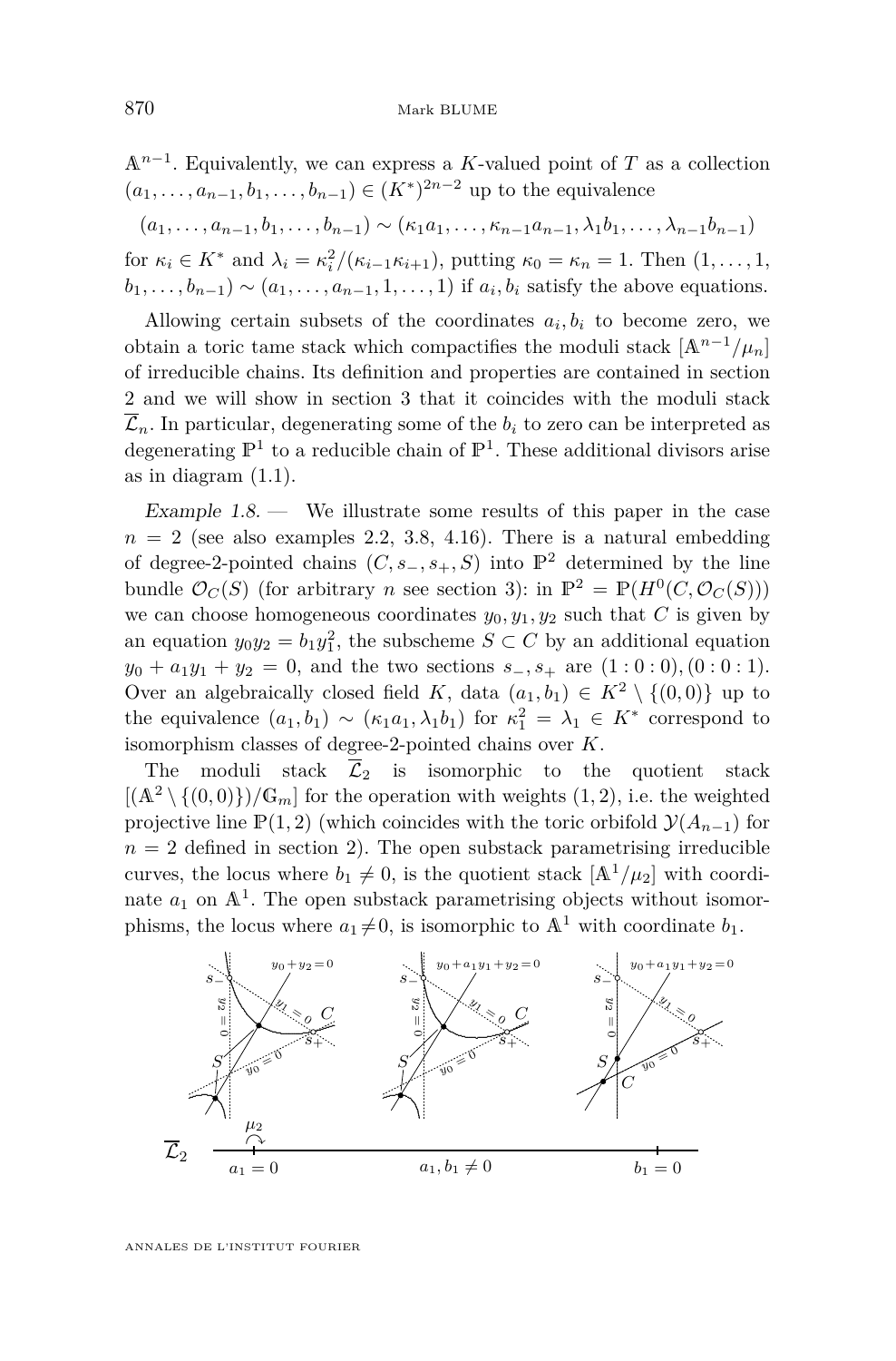$\mathbb{A}^{n-1}$. Equivalently, we can express a $K$-valued point of $T$ as a collection $(a_1, \ldots, a_{n-1}, b_1, \ldots, b_{n-1}) \in (K^*)^{2n-2}$ up to the equivalence

$$(a_1, \ldots, a_{n-1}, b_1, \ldots, b_{n-1}) \sim (\kappa_1 a_1, \ldots, \kappa_{n-1} a_{n-1}, \lambda_1 b_1, \ldots, \lambda_{n-1} b_{n-1})$$

for $\kappa_i \in K^*$ and $\lambda_i = \kappa_i^2/(\kappa_{i-1}\kappa_{i+1})$, putting $\kappa_0 = \kappa_n = 1$. Then $(1, \ldots, 1, b_1, \ldots, b_{n-1}) \sim (a_1, \ldots, a_{n-1}, 1, \ldots, 1)$ if $a_i, b_i$ satisfy the above equations.

Allowing certain subsets of the coordinates $a_i, b_i$ to become zero, we obtain a toric tame stack which compactifies the moduli stack $[\mathbb{A}^{n-1}/\mu_n]$ of irreducible chains. Its definition and properties are contained in section 2 and we will show in section 3 that it coincides with the moduli stack $\overline{\mathcal{L}}_n$. In particular, degenerating some of the $b_i$ to zero can be interpreted as degenerating $\mathbb{P}^1$ to a reducible chain of $\mathbb{P}^1$. These additional divisors arise as in diagram (1.1).

*Example 1.8.* — We illustrate some results of this paper in the case $n = 2$ (see also examples 2.2, 3.8, 4.16). There is a natural embedding of degree-2-pointed chains $(C, s_-, s_+, S)$ into $\mathbb{P}^2$ determined by the line bundle $\mathcal{O}_C(S)$ (for arbitrary $n$ see section 3): in $\mathbb{P}^2 = \mathbb{P}(H^0(C, \mathcal{O}_C(S)))$ we can choose homogeneous coordinates $y_0, y_1, y_2$ such that $C$ is given by an equation $y_0 y_2 = b_1 y_1^2$, the subscheme $S \subset C$ by an additional equation $y_0 + a_1 y_1 + y_2 = 0$, and the two sections $s_-, s_+$ are $(1:0:0), (0:0:1)$. Over an algebraically closed field $K$, data $(a_1, b_1) \in K^2 \setminus \{(0,0)\}$ up to the equivalence $(a_1, b_1) \sim (\kappa_1 a_1, \lambda_1 b_1)$ for $\kappa_1^2 = \lambda_1 \in K^*$ correspond to isomorphism classes of degree-2-pointed chains over $K$.

The moduli stack $\overline{\mathcal{L}}_2$ is isomorphic to the quotient stack $[(\mathbb{A}^2 \setminus \{(0,0)\})/\mathbb{G}_m]$ for the operation with weights $(1,2)$, i.e. the weighted projective line $\mathbb{P}(1,2)$ (which coincides with the toric orbifold $\mathcal{Y}(A_{n-1})$ for $n = 2$ defined in section 2). The open substack parametrising irreducible curves, the locus where $b_1 \neq 0$, is the quotient stack $[\mathbb{A}^1/\mu_2]$ with coordinate $a_1$ on $\mathbb{A}^1$. The open substack parametrising objects without isomorphisms, the locus where $a_1 \neq 0$, is isomorphic to $\mathbb{A}^1$ with coordinate $b_1$.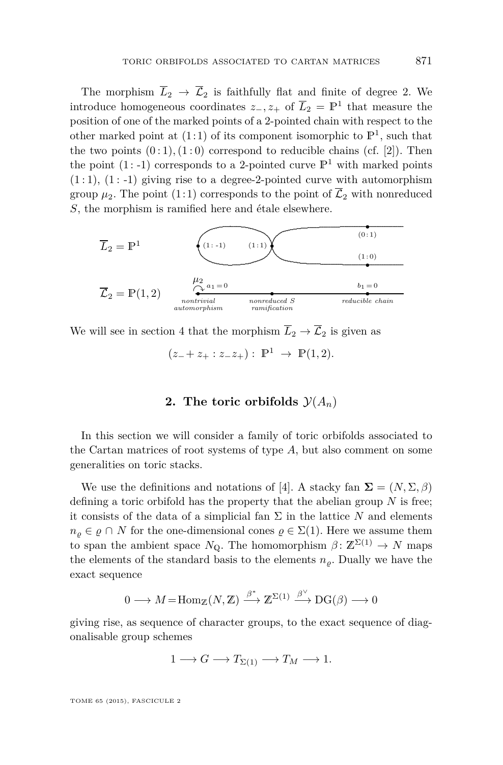The morphism $\overline{L}_2 \to \overline{\mathcal{L}}_2$ is faithfully flat and finite of degree 2. We introduce homogeneous coordinates $z_-, z_+$ of $\overline{L}_2 = \mathbb{P}^1$ that measure the position of one of the marked points of a 2-pointed chain with respect to the other marked point at $(1:1)$ of its component isomorphic to $\mathbb{P}^1$, such that the two points $(0:1), (1:0)$ correspond to reducible chains (cf. [2]). Then the point $(1:\text{-}1)$ corresponds to a 2-pointed curve $\mathbb{P}^1$ with marked points $(1:1)$, $(1:\text{-}1)$ giving rise to a degree-2-pointed curve with automorphism group $\mu_2$. The point $(1:1)$ corresponds to the point of $\overline{\mathcal{L}}_2$ with nonreduced $S$, the morphism is ramified here and étale elsewhere.

$\overline{L}_2 = \mathbb{P}^1$ — $(1:\text{-}1)$, $(1:1)$, $(0:1)$, $(1:0)$

$\overline{\mathcal{L}}_2 = \mathbb{P}(1,2)$ — $\mu_2$, $a_1 = 0$: *nontrivial automorphism*; *nonreduced S ramification*; $b_1 = 0$: *reducible chain*

We will see in section 4 that the morphism $\overline{L}_2 \to \overline{\mathcal{L}}_2$ is given as

$$(z_- + z_+ : z_- z_+) : \ \mathbb{P}^1 \ \to \ \mathbb{P}(1,2).$$

## 2. The toric orbifolds $\mathcal{Y}(A_n)$

In this section we will consider a family of toric orbifolds associated to the Cartan matrices of root systems of type $A$, but also comment on some generalities on toric stacks.

We use the definitions and notations of [4]. A stacky fan $\mathbf{\Sigma} = (N, \Sigma, \beta)$ defining a toric orbifold has the property that the abelian group $N$ is free; it consists of the data of a simplicial fan $\Sigma$ in the lattice $N$ and elements $n_\varrho \in \varrho \cap N$ for the one-dimensional cones $\varrho \in \Sigma(1)$. Here we assume them to span the ambient space $N_{\mathbb{Q}}$. The homomorphism $\beta \colon \mathbb{Z}^{\Sigma(1)} \to N$ maps the elements of the standard basis to the elements $n_\varrho$. Dually we have the exact sequence

$$0 \longrightarrow M = \operatorname{Hom}_{\mathbb{Z}}(N, \mathbb{Z}) \xrightarrow{\beta^*} \mathbb{Z}^{\Sigma(1)} \xrightarrow{\beta^\vee} \operatorname{DG}(\beta) \longrightarrow 0$$

giving rise, as sequence of character groups, to the exact sequence of diagonalisable group schemes

$$1 \longrightarrow G \longrightarrow T_{\Sigma(1)} \longrightarrow T_M \longrightarrow 1.$$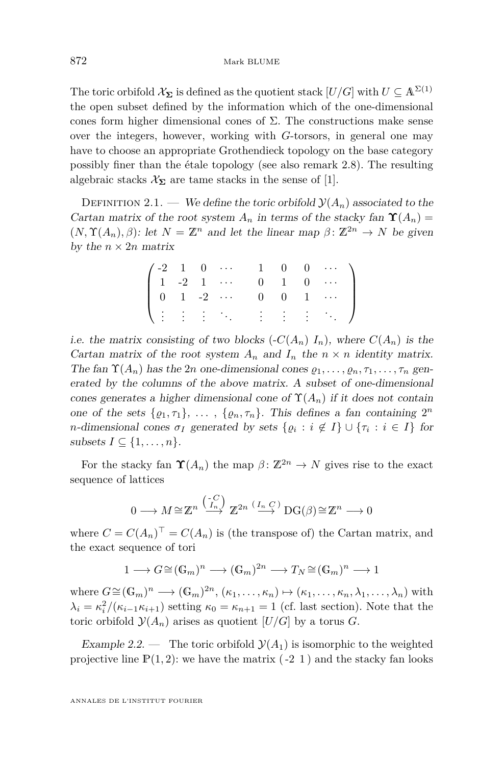The toric orbifold $\mathcal{X}_{\mathbf{\Sigma}}$ is defined as the quotient stack $[U/G]$ with $U \subseteq \mathbb{A}^{\Sigma(1)}$ the open subset defined by the information which of the one-dimensional cones form higher dimensional cones of $\Sigma$. The constructions make sense over the integers, however, working with $G$-torsors, in general one may have to choose an appropriate Grothendieck topology on the base category possibly finer than the étale topology (see also remark 2.8). The resulting algebraic stacks $\mathcal{X}_{\mathbf{\Sigma}}$ are tame stacks in the sense of [1].

Definition 2.1. — *We define the toric orbifold $\mathcal{Y}(A_n)$ associated to the Cartan matrix of the root system $A_n$ in terms of the stacky fan $\mathbf{\Upsilon}(A_n) = (N, \Upsilon(A_n), \beta)$: let $N = \mathbb{Z}^n$ and let the linear map $\beta\colon \mathbb{Z}^{2n} \to N$ be given by the $n \times 2n$ matrix*

$$\begin{pmatrix} -2 & 1 & 0 & \cdots & & 1 & 0 & 0 & \cdots \\ 1 & -2 & 1 & \cdots & & 0 & 1 & 0 & \cdots \\ 0 & 1 & -2 & \cdots & & 0 & 0 & 1 & \cdots \\ \vdots & \vdots & \vdots & \ddots & & \vdots & \vdots & \vdots & \ddots \end{pmatrix}$$

*i.e. the matrix consisting of two blocks $(-C(A_n)\ I_n)$, where $C(A_n)$ is the Cartan matrix of the root system $A_n$ and $I_n$ the $n \times n$ identity matrix. The fan $\Upsilon(A_n)$ has the $2n$ one-dimensional cones $\varrho_1, \ldots, \varrho_n, \tau_1, \ldots, \tau_n$ generated by the columns of the above matrix. A subset of one-dimensional cones generates a higher dimensional cone of $\Upsilon(A_n)$ if it does not contain one of the sets $\{\varrho_1, \tau_1\}$, $\ldots$ , $\{\varrho_n, \tau_n\}$. This defines a fan containing $2^n$ $n$-dimensional cones $\sigma_I$ generated by sets $\{\varrho_i : i \notin I\} \cup \{\tau_i : i \in I\}$ for subsets $I \subseteq \{1, \ldots, n\}$.*

For the stacky fan $\mathbf{\Upsilon}(A_n)$ the map $\beta\colon \mathbb{Z}^{2n} \to N$ gives rise to the exact sequence of lattices

$$0 \longrightarrow M \cong \mathbb{Z}^n \xrightarrow{\binom{-C}{I_n}} \mathbb{Z}^{2n} \xrightarrow{(\,I_n\ C\,)} \mathrm{DG}(\beta) \cong \mathbb{Z}^n \longrightarrow 0$$

where $C = C(A_n)^\top = C(A_n)$ is (the transpose of) the Cartan matrix, and the exact sequence of tori

$$1 \longrightarrow G \cong (\mathbb{G}_m)^n \longrightarrow (\mathbb{G}_m)^{2n} \longrightarrow T_N \cong (\mathbb{G}_m)^n \longrightarrow 1$$

where $G \cong (\mathbb{G}_m)^n \longrightarrow (\mathbb{G}_m)^{2n}$, $(\kappa_1, \ldots, \kappa_n) \mapsto (\kappa_1, \ldots, \kappa_n, \lambda_1, \ldots, \lambda_n)$ with $\lambda_i = \kappa_i^2/(\kappa_{i-1}\kappa_{i+1})$ setting $\kappa_0 = \kappa_{n+1} = 1$ (cf. last section). Note that the toric orbifold $\mathcal{Y}(A_n)$ arises as quotient $[U/G]$ by a torus $G$.

*Example 2.2.* — The toric orbifold $\mathcal{Y}(A_1)$ is isomorphic to the weighted projective line $\mathbb{P}(1, 2)$: we have the matrix $(\,-2\ \ 1\,)$ and the stacky fan looks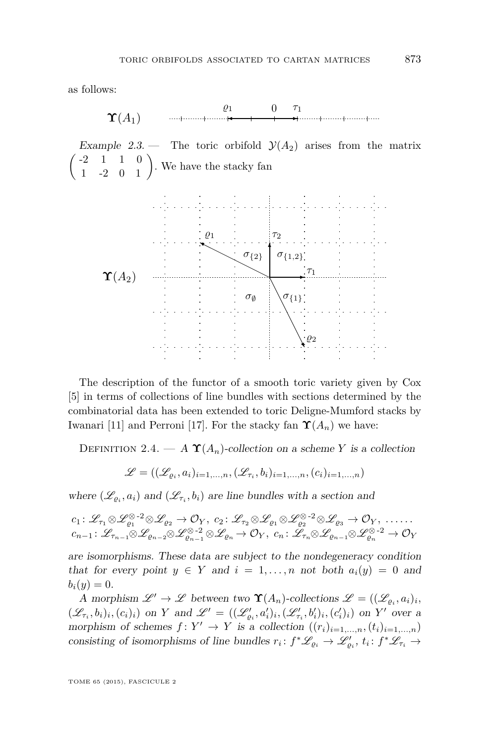as follows:

$\boldsymbol{\Upsilon}(A_1)$ — $\varrho_1$ — $0$ — $\tau_1$

*Example 2.3.* — The toric orbifold $\mathcal{Y}(A_2)$ arises from the matrix $\begin{pmatrix} -2 & 1 & 1 & 0 \\ 1 & -2 & 0 & 1 \end{pmatrix}$. We have the stacky fan

$\boldsymbol{\Upsilon}(A_2)$ — $\varrho_1$, $\tau_2$, $\tau_1$, $\varrho_2$, $\sigma_{\{2\}}$, $\sigma_{\{1,2\}}$, $\sigma_\emptyset$, $\sigma_{\{1\}}$

The description of the functor of a smooth toric variety given by Cox [5] in terms of collections of line bundles with sections determined by the combinatorial data has been extended to toric Deligne-Mumford stacks by Iwanari [11] and Perroni [17]. For the stacky fan $\boldsymbol{\Upsilon}(A_n)$ we have:

Definition 2.4. — *A $\boldsymbol{\Upsilon}(A_n)$-collection on a scheme $Y$ is a collection*

$$\mathscr{L} = ((\mathscr{L}_{\varrho_i}, a_i)_{i=1,\dots,n}, (\mathscr{L}_{\tau_i}, b_i)_{i=1,\dots,n}, (c_i)_{i=1,\dots,n})$$

*where $(\mathscr{L}_{\varrho_i}, a_i)$ and $(\mathscr{L}_{\tau_i}, b_i)$ are line bundles with a section and*

$$c_1\colon \mathscr{L}_{\tau_1}\otimes\mathscr{L}_{\varrho_1}^{\otimes -2}\otimes\mathscr{L}_{\varrho_2} \to \mathcal{O}_Y,\ c_2\colon \mathscr{L}_{\tau_2}\otimes\mathscr{L}_{\varrho_1}\otimes\mathscr{L}_{\varrho_2}^{\otimes -2}\otimes\mathscr{L}_{\varrho_3} \to \mathcal{O}_Y,\ \dots\dots$$
$$c_{n-1}\colon \mathscr{L}_{\tau_{n-1}}\otimes\mathscr{L}_{\varrho_{n-2}}\otimes\mathscr{L}_{\varrho_{n-1}}^{\otimes -2}\otimes\mathscr{L}_{\varrho_n} \to \mathcal{O}_Y,\ c_n\colon \mathscr{L}_{\tau_n}\otimes\mathscr{L}_{\varrho_{n-1}}\otimes\mathscr{L}_{\varrho_n}^{\otimes -2} \to \mathcal{O}_Y$$

*are isomorphisms. These data are subject to the nondegeneracy condition that for every point $y \in Y$ and $i = 1, \dots, n$ not both $a_i(y) = 0$ and $b_i(y) = 0$.*

*A morphism $\mathscr{L}' \to \mathscr{L}$ between two $\boldsymbol{\Upsilon}(A_n)$-collections $\mathscr{L} = ((\mathscr{L}_{\varrho_i}, a_i)_i, (\mathscr{L}_{\tau_i}, b_i)_i, (c_i)_i)$ on $Y$ and $\mathscr{L}' = ((\mathscr{L}'_{\varrho_i}, a'_i)_i, (\mathscr{L}'_{\tau_i}, b'_i)_i, (c'_i)_i)$ on $Y'$ over a morphism of schemes $f\colon Y' \to Y$ is a collection $((r_i)_{i=1,\dots,n}, (t_i)_{i=1,\dots,n})$ consisting of isomorphisms of line bundles $r_i\colon f^*\mathscr{L}_{\varrho_i} \to \mathscr{L}'_{\varrho_i}$, $t_i\colon f^*\mathscr{L}_{\tau_i} \to$*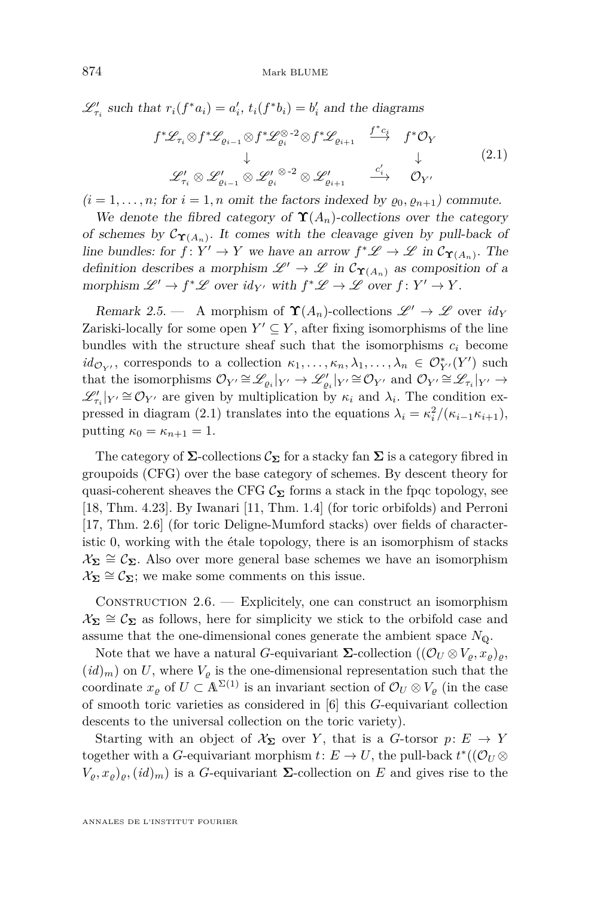$\mathscr{L}'_{\tau_i}$ such that $r_i(f^*a_i) = a'_i$, $t_i(f^*b_i) = b'_i$ and the diagrams

$$\begin{array}{ccc} f^*\mathscr{L}_{\tau_i}\otimes f^*\mathscr{L}_{\varrho_{i-1}}\otimes f^*\mathscr{L}_{\varrho_i}^{\otimes\text{-}2}\otimes f^*\mathscr{L}_{\varrho_{i+1}} & \xrightarrow{f^*c_i} & f^*\mathcal{O}_Y \\ \downarrow & & \downarrow \\ \mathscr{L}'_{\tau_i}\otimes \mathscr{L}'_{\varrho_{i-1}}\otimes \mathscr{L}'^{\otimes\text{-}2}_{\varrho_i}\otimes \mathscr{L}'_{\varrho_{i+1}} & \xrightarrow{c'_i} & \mathcal{O}_{Y'} \end{array} \tag{2.1}$$

($i = 1, \ldots, n$; for $i = 1, n$ omit the factors indexed by $\varrho_0, \varrho_{n+1}$) commute.

*We denote the fibred category of $\boldsymbol{\Upsilon}(A_n)$-collections over the category of schemes by $\mathcal{C}_{\boldsymbol{\Upsilon}(A_n)}$. It comes with the cleavage given by pull-back of line bundles: for $f\colon Y' \to Y$ we have an arrow $f^*\mathscr{L} \to \mathscr{L}$ in $\mathcal{C}_{\boldsymbol{\Upsilon}(A_n)}$. The definition describes a morphism $\mathscr{L}' \to \mathscr{L}$ in $\mathcal{C}_{\boldsymbol{\Upsilon}(A_n)}$ as composition of a morphism $\mathscr{L}' \to f^*\mathscr{L}$ over $id_{Y'}$ with $f^*\mathscr{L} \to \mathscr{L}$ over $f\colon Y' \to Y$.*

*Remark 2.5.* — A morphism of $\boldsymbol{\Upsilon}(A_n)$-collections $\mathscr{L}' \to \mathscr{L}$ over $id_Y$ Zariski-locally for some open $Y' \subseteq Y$, after fixing isomorphisms of the line bundles with the structure sheaf such that the isomorphisms $c_i$ become $id_{\mathcal{O}_{Y'}}$, corresponds to a collection $\kappa_1, \ldots, \kappa_n, \lambda_1, \ldots, \lambda_n \in \mathcal{O}^*_{Y'}(Y')$ such that the isomorphisms $\mathcal{O}_{Y'} \cong \mathscr{L}_{\varrho_i}|_{Y'} \to \mathscr{L}'_{\varrho_i}|_{Y'} \cong \mathcal{O}_{Y'}$ and $\mathcal{O}_{Y'} \cong \mathscr{L}_{\tau_i}|_{Y'} \to \mathscr{L}'_{\tau_i}|_{Y'} \cong \mathcal{O}_{Y'}$ are given by multiplication by $\kappa_i$ and $\lambda_i$. The condition expressed in diagram (2.1) translates into the equations $\lambda_i = \kappa_i^2/(\kappa_{i-1}\kappa_{i+1})$, putting $\kappa_0 = \kappa_{n+1} = 1$.

The category of $\boldsymbol{\Sigma}$-collections $\mathcal{C}_{\boldsymbol{\Sigma}}$ for a stacky fan $\boldsymbol{\Sigma}$ is a category fibred in groupoids (CFG) over the base category of schemes. By descent theory for quasi-coherent sheaves the CFG $\mathcal{C}_{\boldsymbol{\Sigma}}$ forms a stack in the fpqc topology, see [18, Thm. 4.23]. By Iwanari [11, Thm. 1.4] (for toric orbifolds) and Perroni [17, Thm. 2.6] (for toric Deligne-Mumford stacks) over fields of characteristic 0, working with the étale topology, there is an isomorphism of stacks $\mathcal{X}_{\boldsymbol{\Sigma}} \cong \mathcal{C}_{\boldsymbol{\Sigma}}$. Also over more general base schemes we have an isomorphism $\mathcal{X}_{\boldsymbol{\Sigma}} \cong \mathcal{C}_{\boldsymbol{\Sigma}}$; we make some comments on this issue.

Construction 2.6. — Explicitely, one can construct an isomorphism $\mathcal{X}_{\boldsymbol{\Sigma}} \cong \mathcal{C}_{\boldsymbol{\Sigma}}$ as follows, here for simplicity we stick to the orbifold case and assume that the one-dimensional cones generate the ambient space $N_{\mathbb{Q}}$.

Note that we have a natural $G$-equivariant $\boldsymbol{\Sigma}$-collection $((\mathcal{O}_U \otimes V_\varrho, x_\varrho)_\varrho, (id)_m)$ on $U$, where $V_\varrho$ is the one-dimensional representation such that the coordinate $x_\varrho$ of $U \subset \mathbb{A}^{\Sigma(1)}$ is an invariant section of $\mathcal{O}_U \otimes V_\varrho$ (in the case of smooth toric varieties as considered in [6] this $G$-equivariant collection descents to the universal collection on the toric variety).

Starting with an object of $\mathcal{X}_{\boldsymbol{\Sigma}}$ over $Y$, that is a $G$-torsor $p\colon E \to Y$ together with a $G$-equivariant morphism $t\colon E \to U$, the pull-back $t^*((\mathcal{O}_U \otimes V_\varrho, x_\varrho)_\varrho, (id)_m)$ is a $G$-equivariant $\boldsymbol{\Sigma}$-collection on $E$ and gives rise to the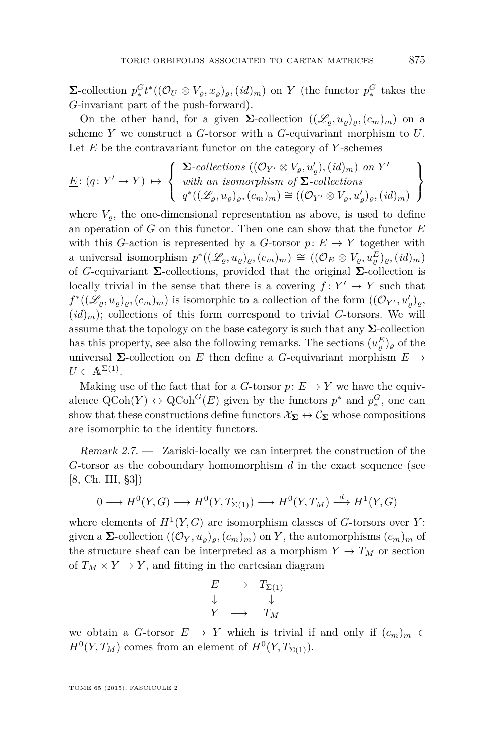$\mathbf{\Sigma}$-collection $p^G_* t^*((\mathcal{O}_U \otimes V_\varrho, x_\varrho)_\varrho, (id)_m)$ on $Y$ (the functor $p^G_*$ takes the $G$-invariant part of the push-forward).

On the other hand, for a given $\mathbf{\Sigma}$-collection $((\mathscr{L}_\varrho, u_\varrho)_\varrho, (c_m)_m)$ on a scheme $Y$ we construct a $G$-torsor with a $G$-equivariant morphism to $U$. Let $\underline{E}$ be the contravariant functor on the category of $Y$-schemes

$$\underline{E}\colon (q\colon Y' \to Y) \;\mapsto\; \left\{ \begin{array}{l} \mathbf{\Sigma}\text{-}collections\ ((\mathcal{O}_{Y'} \otimes V_\varrho, u'_\varrho), (id)_m)\ on\ Y' \\ with\ an\ isomorphism\ of\ \mathbf{\Sigma}\text{-}collections \\ q^*((\mathscr{L}_\varrho, u_\varrho)_\varrho, (c_m)_m) \cong ((\mathcal{O}_{Y'} \otimes V_\varrho, u'_\varrho)_\varrho, (id)_m) \end{array} \right\}$$

where $V_\varrho$, the one-dimensional representation as above, is used to define an operation of $G$ on this functor. Then one can show that the functor $\underline{E}$ with this $G$-action is represented by a $G$-torsor $p\colon E \to Y$ together with a universal isomorphism $p^*((\mathscr{L}_\varrho, u_\varrho)_\varrho, (c_m)_m) \cong ((\mathcal{O}_E \otimes V_\varrho, u^E_\varrho)_\varrho, (id)_m)$ of $G$-equivariant $\mathbf{\Sigma}$-collections, provided that the original $\mathbf{\Sigma}$-collection is locally trivial in the sense that there is a covering $f\colon Y' \to Y$ such that $f^*((\mathscr{L}_\varrho, u_\varrho)_\varrho, (c_m)_m)$ is isomorphic to a collection of the form $((\mathcal{O}_{Y'}, u'_\varrho)_\varrho, (id)_m)$; collections of this form correspond to trivial $G$-torsors. We will assume that the topology on the base category is such that any $\mathbf{\Sigma}$-collection has this property, see also the following remarks. The sections $(u^E_\varrho)_\varrho$ of the universal $\mathbf{\Sigma}$-collection on $E$ then define a $G$-equivariant morphism $E \to U \subset \mathbb{A}^{\Sigma(1)}$.

Making use of the fact that for a $G$-torsor $p\colon E \to Y$ we have the equivalence $\mathrm{QCoh}(Y) \leftrightarrow \mathrm{QCoh}^G(E)$ given by the functors $p^*$ and $p^G_*$, one can show that these constructions define functors $\mathcal{X}_{\mathbf{\Sigma}} \leftrightarrow \mathcal{C}_{\mathbf{\Sigma}}$ whose compositions are isomorphic to the identity functors.

*Remark 2.7.* — Zariski-locally we can interpret the construction of the $G$-torsor as the coboundary homomorphism $d$ in the exact sequence (see [8, Ch. III, §3])

$$0 \longrightarrow H^0(Y, G) \longrightarrow H^0(Y, T_{\Sigma(1)}) \longrightarrow H^0(Y, T_M) \xrightarrow{\;d\;} H^1(Y, G)$$

where elements of $H^1(Y, G)$ are isomorphism classes of $G$-torsors over $Y$: given a $\mathbf{\Sigma}$-collection $((\mathcal{O}_Y, u_\varrho)_\varrho, (c_m)_m)$ on $Y$, the automorphisms $(c_m)_m$ of the structure sheaf can be interpreted as a morphism $Y \to T_M$ or section of $T_M \times Y \to Y$, and fitting in the cartesian diagram

$$\begin{array}{ccc} E & \longrightarrow & T_{\Sigma(1)} \\ \downarrow & & \downarrow \\ Y & \longrightarrow & T_M \end{array}$$

we obtain a $G$-torsor $E \to Y$ which is trivial if and only if $(c_m)_m \in H^0(Y, T_M)$ comes from an element of $H^0(Y, T_{\Sigma(1)})$.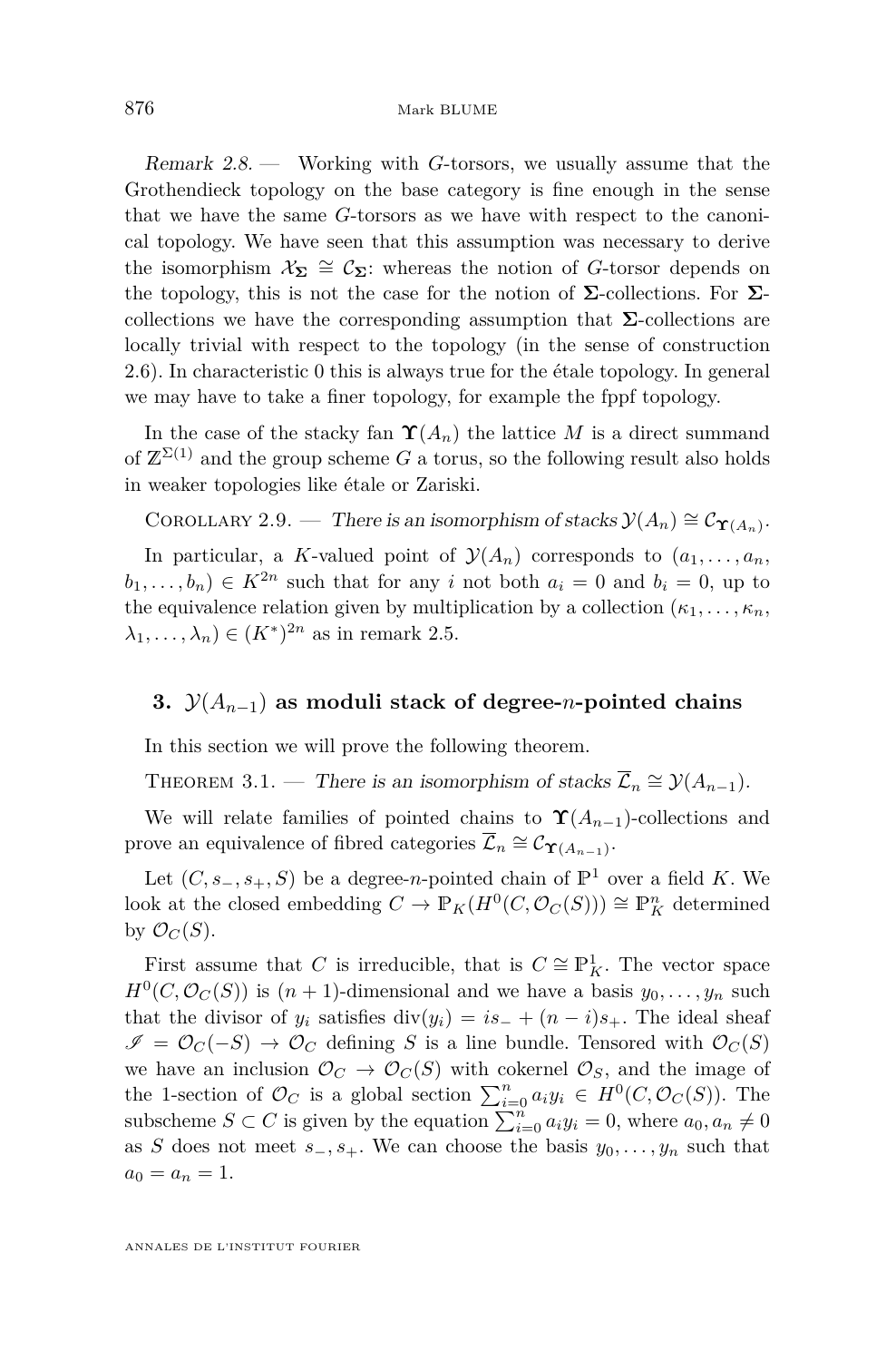*Remark 2.8.* — Working with $G$-torsors, we usually assume that the Grothendieck topology on the base category is fine enough in the sense that we have the same $G$-torsors as we have with respect to the canonical topology. We have seen that this assumption was necessary to derive the isomorphism $\mathcal{X}_{\mathbf{\Sigma}} \cong \mathcal{C}_{\mathbf{\Sigma}}$: whereas the notion of $G$-torsor depends on the topology, this is not the case for the notion of $\mathbf{\Sigma}$-collections. For $\mathbf{\Sigma}$-collections we have the corresponding assumption that $\mathbf{\Sigma}$-collections are locally trivial with respect to the topology (in the sense of construction 2.6). In characteristic 0 this is always true for the étale topology. In general we may have to take a finer topology, for example the fppf topology.

In the case of the stacky fan $\mathbf{\Upsilon}(A_n)$ the lattice $M$ is a direct summand of $\mathbb{Z}^{\Sigma(1)}$ and the group scheme $G$ a torus, so the following result also holds in weaker topologies like étale or Zariski.

Corollary 2.9. — *There is an isomorphism of stacks $\mathcal{Y}(A_n) \cong \mathcal{C}_{\mathbf{\Upsilon}(A_n)}$.*

In particular, a $K$-valued point of $\mathcal{Y}(A_n)$ corresponds to $(a_1, \ldots, a_n, b_1, \ldots, b_n) \in K^{2n}$ such that for any $i$ not both $a_i = 0$ and $b_i = 0$, up to the equivalence relation given by multiplication by a collection $(\kappa_1, \ldots, \kappa_n, \lambda_1, \ldots, \lambda_n) \in (K^*)^{2n}$ as in remark 2.5.

## 3. $\mathcal{Y}(A_{n-1})$ as moduli stack of degree-$n$-pointed chains

In this section we will prove the following theorem.

Theorem 3.1. — *There is an isomorphism of stacks $\overline{\mathcal{L}}_n \cong \mathcal{Y}(A_{n-1})$.*

We will relate families of pointed chains to $\mathbf{\Upsilon}(A_{n-1})$-collections and prove an equivalence of fibred categories $\overline{\mathcal{L}}_n \cong \mathcal{C}_{\mathbf{\Upsilon}(A_{n-1})}$.

Let $(C, s_-, s_+, S)$ be a degree-$n$-pointed chain of $\mathbb{P}^1$ over a field $K$. We look at the closed embedding $C \to \mathbb{P}_K(H^0(C, \mathcal{O}_C(S))) \cong \mathbb{P}^n_K$ determined by $\mathcal{O}_C(S)$.

First assume that $C$ is irreducible, that is $C \cong \mathbb{P}^1_K$. The vector space $H^0(C, \mathcal{O}_C(S))$ is $(n+1)$-dimensional and we have a basis $y_0, \ldots, y_n$ such that the divisor of $y_i$ satisfies $\operatorname{div}(y_i) = is_- + (n-i)s_+$. The ideal sheaf $\mathscr{I} = \mathcal{O}_C(-S) \to \mathcal{O}_C$ defining $S$ is a line bundle. Tensored with $\mathcal{O}_C(S)$ we have an inclusion $\mathcal{O}_C \to \mathcal{O}_C(S)$ with cokernel $\mathcal{O}_S$, and the image of the 1-section of $\mathcal{O}_C$ is a global section $\sum_{i=0}^n a_i y_i \in H^0(C, \mathcal{O}_C(S))$. The subscheme $S \subset C$ is given by the equation $\sum_{i=0}^n a_i y_i = 0$, where $a_0, a_n \neq 0$ as $S$ does not meet $s_-, s_+$. We can choose the basis $y_0, \ldots, y_n$ such that $a_0 = a_n = 1$.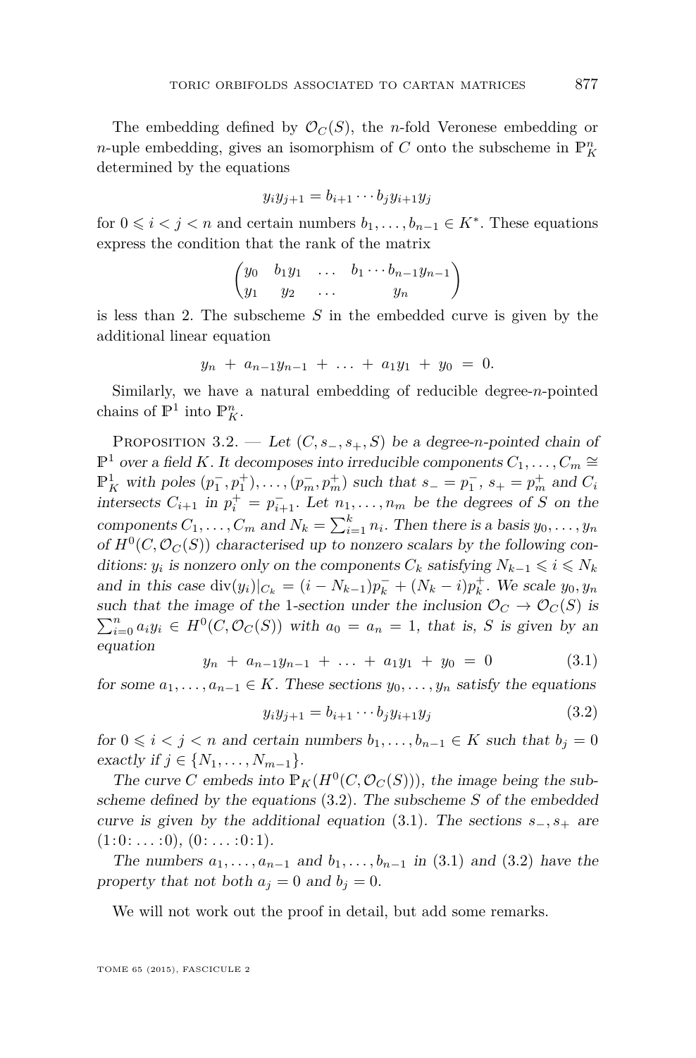The embedding defined by $\mathcal{O}_C(S)$, the $n$-fold Veronese embedding or $n$-uple embedding, gives an isomorphism of $C$ onto the subscheme in $\mathbb{P}^n_K$ determined by the equations

$$y_i y_{j+1} = b_{i+1} \cdots b_j y_{i+1} y_j$$

for $0 \leqslant i < j < n$ and certain numbers $b_1, \ldots, b_{n-1} \in K^*$. These equations express the condition that the rank of the matrix

$$\begin{pmatrix} y_0 & b_1 y_1 & \ldots & b_1 \cdots b_{n-1} y_{n-1} \\ y_1 & y_2 & \ldots & y_n \end{pmatrix}$$

is less than 2. The subscheme $S$ in the embedded curve is given by the additional linear equation

$$y_n \;+\; a_{n-1} y_{n-1} \;+\; \ldots \;+\; a_1 y_1 \;+\; y_0 \;=\; 0.$$

Similarly, we have a natural embedding of reducible degree-$n$-pointed chains of $\mathbb{P}^1$ into $\mathbb{P}^n_K$.

Proposition 3.2. — *Let $(C, s_-, s_+, S)$ be a degree-$n$-pointed chain of $\mathbb{P}^1$ over a field $K$. It decomposes into irreducible components $C_1, \ldots, C_m \cong \mathbb{P}^1_K$ with poles $(p_1^-, p_1^+), \ldots, (p_m^-, p_m^+)$ such that $s_- = p_1^-$, $s_+ = p_m^+$ and $C_i$ intersects $C_{i+1}$ in $p_i^+ = p_{i+1}^-$. Let $n_1, \ldots, n_m$ be the degrees of $S$ on the components $C_1, \ldots, C_m$ and $N_k = \sum_{i=1}^k n_i$. Then there is a basis $y_0, \ldots, y_n$ of $H^0(C, \mathcal{O}_C(S))$ characterised up to nonzero scalars by the following conditions: $y_i$ is nonzero only on the components $C_k$ satisfying $N_{k-1} \leqslant i \leqslant N_k$ and in this case $\operatorname{div}(y_i)|_{C_k} = (i - N_{k-1}) p_k^- + (N_k - i) p_k^+$. We scale $y_0, y_n$ such that the image of the 1-section under the inclusion $\mathcal{O}_C \to \mathcal{O}_C(S)$ is $\sum_{i=0}^n a_i y_i \in H^0(C, \mathcal{O}_C(S))$ with $a_0 = a_n = 1$, that is, $S$ is given by an equation*

$$y_n \;+\; a_{n-1} y_{n-1} \;+\; \ldots \;+\; a_1 y_1 \;+\; y_0 \;=\; 0 \tag{3.1}$$

*for some $a_1, \ldots, a_{n-1} \in K$. These sections $y_0, \ldots, y_n$ satisfy the equations*

$$y_i y_{j+1} = b_{i+1} \cdots b_j y_{i+1} y_j \tag{3.2}$$

*for $0 \leqslant i < j < n$ and certain numbers $b_1, \ldots, b_{n-1} \in K$ such that $b_j = 0$ exactly if $j \in \{N_1, \ldots, N_{m-1}\}$.*

*The curve $C$ embeds into $\mathbb{P}_K(H^0(C, \mathcal{O}_C(S)))$, the image being the subscheme defined by the equations (3.2). The subscheme $S$ of the embedded curve is given by the additional equation (3.1). The sections $s_-, s_+$ are $(1{:}0{:}\ldots{:}0)$, $(0{:}\ldots{:}0{:}1)$.*

*The numbers $a_1, \ldots, a_{n-1}$ and $b_1, \ldots, b_{n-1}$ in (3.1) and (3.2) have the property that not both $a_j = 0$ and $b_j = 0$.*

We will not work out the proof in detail, but add some remarks.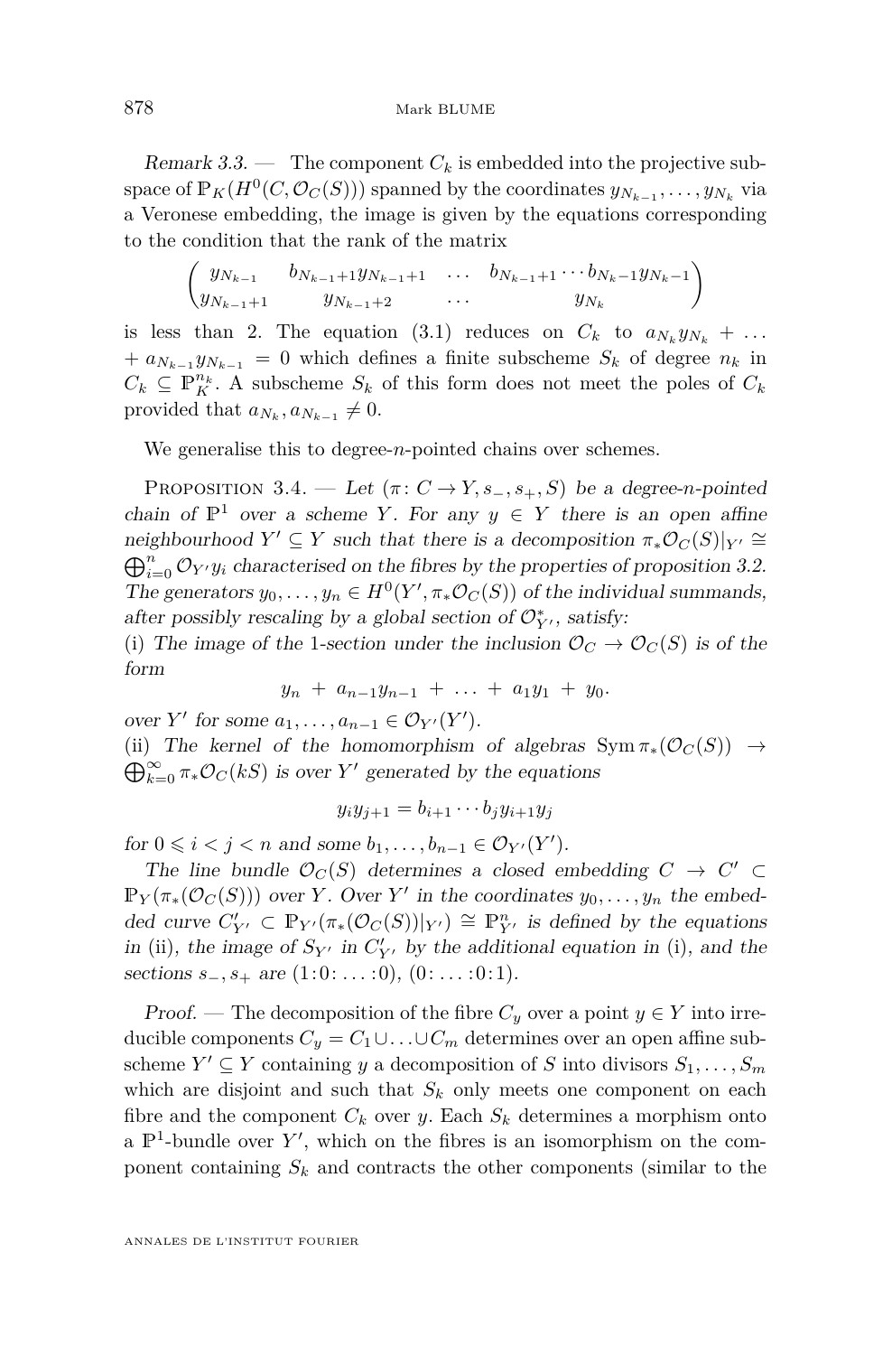*Remark 3.3.* — The component $C_k$ is embedded into the projective subspace of $\mathbb{P}_K(H^0(C, \mathcal{O}_C(S)))$ spanned by the coordinates $y_{N_{k-1}}, \dots, y_{N_k}$ via a Veronese embedding, the image is given by the equations corresponding to the condition that the rank of the matrix

$$\begin{pmatrix} y_{N_{k-1}} & b_{N_{k-1}+1} y_{N_{k-1}+1} & \dots & b_{N_{k-1}+1} \cdots b_{N_k - 1} y_{N_k - 1} \\ y_{N_{k-1}+1} & y_{N_{k-1}+2} & \dots & y_{N_k} \end{pmatrix}$$

is less than 2. The equation (3.1) reduces on $C_k$ to $a_{N_k} y_{N_k} + \dots + a_{N_{k-1}} y_{N_{k-1}} = 0$ which defines a finite subscheme $S_k$ of degree $n_k$ in $C_k \subseteq \mathbb{P}^{n_k}_K$. A subscheme $S_k$ of this form does not meet the poles of $C_k$ provided that $a_{N_k}, a_{N_{k-1}} \neq 0$.

We generalise this to degree-$n$-pointed chains over schemes.

Proposition 3.4. — *Let $(\pi \colon C \to Y, s_-, s_+, S)$ be a degree-$n$-pointed chain of $\mathbb{P}^1$ over a scheme $Y$. For any $y \in Y$ there is an open affine neighbourhood $Y' \subseteq Y$ such that there is a decomposition $\pi_* \mathcal{O}_C(S)|_{Y'} \cong \bigoplus_{i=0}^n \mathcal{O}_{Y'} y_i$ characterised on the fibres by the properties of proposition 3.2. The generators $y_0, \dots, y_n \in H^0(Y', \pi_* \mathcal{O}_C(S))$ of the individual summands, after possibly rescaling by a global section of $\mathcal{O}^*_{Y'}$, satisfy:*

(i) *The image of the 1-section under the inclusion $\mathcal{O}_C \to \mathcal{O}_C(S)$ is of the form*

$$y_n \;+\; a_{n-1} y_{n-1} \;+\; \dots \;+\; a_1 y_1 \;+\; y_0.$$

*over $Y'$ for some $a_1, \dots, a_{n-1} \in \mathcal{O}_{Y'}(Y')$.*

(ii) *The kernel of the homomorphism of algebras $\operatorname{Sym} \pi_*(\mathcal{O}_C(S)) \to \bigoplus_{k=0}^\infty \pi_* \mathcal{O}_C(kS)$ is over $Y'$ generated by the equations*

$$y_i y_{j+1} = b_{i+1} \cdots b_j y_{i+1} y_j$$

*for $0 \leqslant i < j < n$ and some $b_1, \dots, b_{n-1} \in \mathcal{O}_{Y'}(Y')$.*

*The line bundle $\mathcal{O}_C(S)$ determines a closed embedding $C \to C' \subset \mathbb{P}_Y(\pi_*(\mathcal{O}_C(S)))$ over $Y$. Over $Y'$ in the coordinates $y_0, \dots, y_n$ the embedded curve $C'_{Y'} \subset \mathbb{P}_{Y'}(\pi_*(\mathcal{O}_C(S))|_{Y'}) \cong \mathbb{P}^n_{Y'}$ is defined by the equations in* (ii)*, the image of $S_{Y'}$ in $C'_{Y'}$ by the additional equation in* (i)*, and the sections $s_-, s_+$ are $(1{:}0{:}\dots{:}0)$, $(0{:}\dots{:}0{:}1)$.*

*Proof.* — The decomposition of the fibre $C_y$ over a point $y \in Y$ into irreducible components $C_y = C_1 \cup \dots \cup C_m$ determines over an open affine subscheme $Y' \subseteq Y$ containing $y$ a decomposition of $S$ into divisors $S_1, \dots, S_m$ which are disjoint and such that $S_k$ only meets one component on each fibre and the component $C_k$ over $y$. Each $S_k$ determines a morphism onto a $\mathbb{P}^1$-bundle over $Y'$, which on the fibres is an isomorphism on the component containing $S_k$ and contracts the other components (similar to the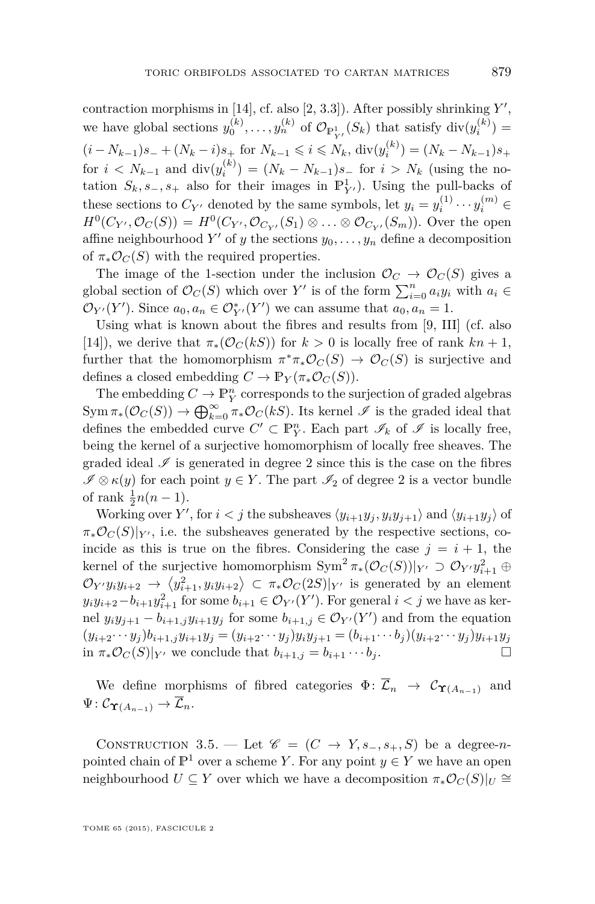contraction morphisms in [14], cf. also [2, 3.3]). After possibly shrinking $Y'$, we have global sections $y_0^{(k)}, \dots, y_n^{(k)}$ of $\mathcal{O}_{\mathbb{P}^1_{Y'}}(S_k)$ that satisfy $\operatorname{div}(y_i^{(k)}) = (i - N_{k-1})s_- + (N_k - i)s_+$ for $N_{k-1} \leqslant i \leqslant N_k$, $\operatorname{div}(y_i^{(k)}) = (N_k - N_{k-1})s_+$ for $i < N_{k-1}$ and $\operatorname{div}(y_i^{(k)}) = (N_k - N_{k-1})s_-$ for $i > N_k$ (using the notation $S_k, s_-, s_+$ also for their images in $\mathbb{P}^1_{Y'}$). Using the pull-backs of these sections to $C_{Y'}$ denoted by the same symbols, let $y_i = y_i^{(1)} \cdots y_i^{(m)} \in H^0(C_{Y'}, \mathcal{O}_C(S)) = H^0(C_{Y'}, \mathcal{O}_{C_{Y'}}(S_1) \otimes \ldots \otimes \mathcal{O}_{C_{Y'}}(S_m))$. Over the open affine neighbourhood $Y'$ of $y$ the sections $y_0, \dots, y_n$ define a decomposition of $\pi_* \mathcal{O}_C(S)$ with the required properties.

The image of the 1-section under the inclusion $\mathcal{O}_C \to \mathcal{O}_C(S)$ gives a global section of $\mathcal{O}_C(S)$ which over $Y'$ is of the form $\sum_{i=0}^n a_i y_i$ with $a_i \in \mathcal{O}_{Y'}(Y')$. Since $a_0, a_n \in \mathcal{O}^*_{Y'}(Y')$ we can assume that $a_0, a_n = 1$.

Using what is known about the fibres and results from [9, III] (cf. also [14]), we derive that $\pi_*(\mathcal{O}_C(kS))$ for $k > 0$ is locally free of rank $kn + 1$, further that the homomorphism $\pi^* \pi_* \mathcal{O}_C(S) \to \mathcal{O}_C(S)$ is surjective and defines a closed embedding $C \to \mathbb{P}_Y(\pi_* \mathcal{O}_C(S))$.

The embedding $C \to \mathbb{P}^n_Y$ corresponds to the surjection of graded algebras $\operatorname{Sym} \pi_*(\mathcal{O}_C(S)) \to \bigoplus_{k=0}^{\infty} \pi_* \mathcal{O}_C(kS)$. Its kernel $\mathscr{I}$ is the graded ideal that defines the embedded curve $C' \subset \mathbb{P}^n_Y$. Each part $\mathscr{I}_k$ of $\mathscr{I}$ is locally free, being the kernel of a surjective homomorphism of locally free sheaves. The graded ideal $\mathscr{I}$ is generated in degree 2 since this is the case on the fibres $\mathscr{I} \otimes \kappa(y)$ for each point $y \in Y$. The part $\mathscr{I}_2$ of degree 2 is a vector bundle of rank $\frac{1}{2}n(n-1)$.

Working over $Y'$, for $i < j$ the subsheaves $\langle y_{i+1} y_j, y_i y_{j+1} \rangle$ and $\langle y_{i+1} y_j \rangle$ of $\pi_* \mathcal{O}_C(S)|_{Y'}$, i.e. the subsheaves generated by the respective sections, coincide as this is true on the fibres. Considering the case $j = i+1$, the kernel of the surjective homomorphism $\operatorname{Sym}^2 \pi_*(\mathcal{O}_C(S))|_{Y'} \supset \mathcal{O}_{Y'} y_{i+1}^2 \oplus \mathcal{O}_{Y'} y_i y_{i+2} \to \langle y_{i+1}^2, y_i y_{i+2} \rangle \subset \pi_* \mathcal{O}_C(2S)|_{Y'}$ is generated by an element $y_i y_{i+2} - b_{i+1} y_{i+1}^2$ for some $b_{i+1} \in \mathcal{O}_{Y'}(Y')$. For general $i < j$ we have as kernel $y_i y_{j+1} - b_{i+1,j} y_{i+1} y_j$ for some $b_{i+1,j} \in \mathcal{O}_{Y'}(Y')$ and from the equation $(y_{i+2} \cdots y_j) b_{i+1,j} y_{i+1} y_j = (y_{i+2} \cdots y_j) y_i y_{j+1} = (b_{i+1} \cdots b_j)(y_{i+2} \cdots y_j) y_{i+1} y_j$ in $\pi_* \mathcal{O}_C(S)|_{Y'}$ we conclude that $b_{i+1,j} = b_{i+1} \cdots b_j$. $\square$

We define morphisms of fibred categories $\Phi \colon \overline{\mathcal{L}}_n \to \mathcal{C}_{\boldsymbol{\Upsilon}(A_{n-1})}$ and $\Psi \colon \mathcal{C}_{\boldsymbol{\Upsilon}(A_{n-1})} \to \overline{\mathcal{L}}_n$.

Construction 3.5. — Let $\mathscr{C} = (C \to Y, s_-, s_+, S)$ be a degree-$n$-pointed chain of $\mathbb{P}^1$ over a scheme $Y$. For any point $y \in Y$ we have an open neighbourhood $U \subseteq Y$ over which we have a decomposition $\pi_* \mathcal{O}_C(S)|_U \cong$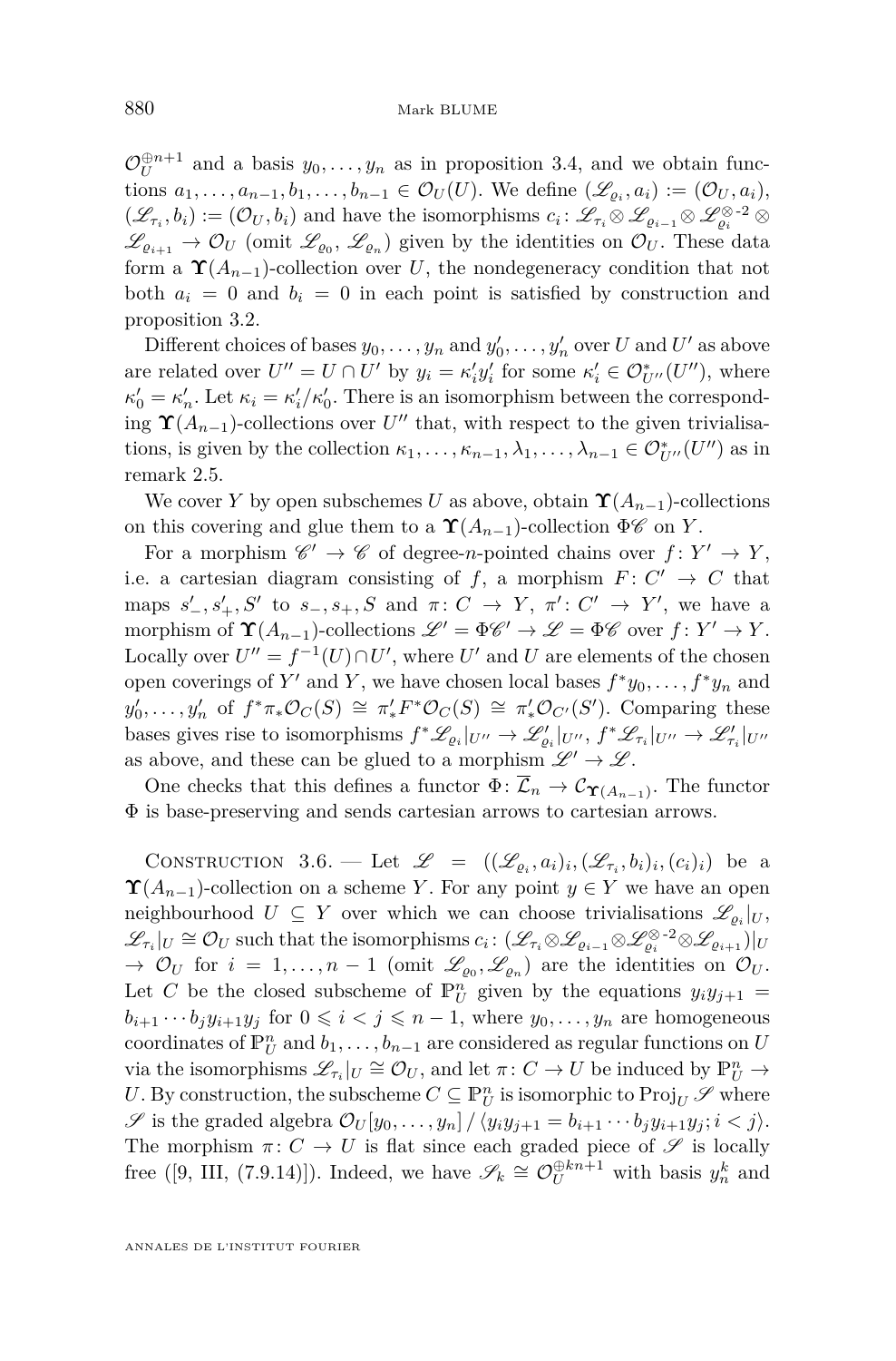$\mathcal{O}_U^{\oplus n+1}$ and a basis $y_0, \dots, y_n$ as in proposition 3.4, and we obtain functions $a_1, \dots, a_{n-1}, b_1, \dots, b_{n-1} \in \mathcal{O}_U(U)$. We define $(\mathscr{L}_{\varrho_i}, a_i) := (\mathcal{O}_U, a_i)$, $(\mathscr{L}_{\tau_i}, b_i) := (\mathcal{O}_U, b_i)$ and have the isomorphisms $c_i \colon \mathscr{L}_{\tau_i} \otimes \mathscr{L}_{\varrho_{i-1}} \otimes \mathscr{L}_{\varrho_i}^{\otimes -2} \otimes \mathscr{L}_{\varrho_{i+1}} \to \mathcal{O}_U$ (omit $\mathscr{L}_{\varrho_0}$, $\mathscr{L}_{\varrho_n}$) given by the identities on $\mathcal{O}_U$. These data form a $\boldsymbol{\Upsilon}(A_{n-1})$-collection over $U$, the nondegeneracy condition that not both $a_i = 0$ and $b_i = 0$ in each point is satisfied by construction and proposition 3.2.

Different choices of bases $y_0, \dots, y_n$ and $y'_0, \dots, y'_n$ over $U$ and $U'$ as above are related over $U'' = U \cap U'$ by $y_i = \kappa'_i y'_i$ for some $\kappa'_i \in \mathcal{O}^*_{U''}(U'')$, where $\kappa'_0 = \kappa'_n$. Let $\kappa_i = \kappa'_i / \kappa'_0$. There is an isomorphism between the corresponding $\boldsymbol{\Upsilon}(A_{n-1})$-collections over $U''$ that, with respect to the given trivialisations, is given by the collection $\kappa_1, \dots, \kappa_{n-1}, \lambda_1, \dots, \lambda_{n-1} \in \mathcal{O}^*_{U''}(U'')$ as in remark 2.5.

We cover $Y$ by open subschemes $U$ as above, obtain $\boldsymbol{\Upsilon}(A_{n-1})$-collections on this covering and glue them to a $\boldsymbol{\Upsilon}(A_{n-1})$-collection $\Phi\mathscr{C}$ on $Y$.

For a morphism $\mathscr{C}' \to \mathscr{C}$ of degree-$n$-pointed chains over $f \colon Y' \to Y$, i.e. a cartesian diagram consisting of $f$, a morphism $F \colon C' \to C$ that maps $s'_-, s'_+, S'$ to $s_-, s_+, S$ and $\pi \colon C \to Y$, $\pi' \colon C' \to Y'$, we have a morphism of $\boldsymbol{\Upsilon}(A_{n-1})$-collections $\mathscr{L}' = \Phi\mathscr{C}' \to \mathscr{L} = \Phi\mathscr{C}$ over $f \colon Y' \to Y$. Locally over $U'' = f^{-1}(U) \cap U'$, where $U'$ and $U$ are elements of the chosen open coverings of $Y'$ and $Y$, we have chosen local bases $f^* y_0, \dots, f^* y_n$ and $y'_0, \dots, y'_n$ of $f^* \pi_* \mathcal{O}_C(S) \cong \pi'_* F^* \mathcal{O}_C(S) \cong \pi'_* \mathcal{O}_{C'}(S')$. Comparing these bases gives rise to isomorphisms $f^* \mathscr{L}_{\varrho_i}|_{U''} \to \mathscr{L}'_{\varrho_i}|_{U''}$, $f^* \mathscr{L}_{\tau_i}|_{U''} \to \mathscr{L}'_{\tau_i}|_{U''}$ as above, and these can be glued to a morphism $\mathscr{L}' \to \mathscr{L}$.

One checks that this defines a functor $\Phi \colon \overline{\mathcal{L}}_n \to \mathcal{C}_{\boldsymbol{\Upsilon}(A_{n-1})}$. The functor $\Phi$ is base-preserving and sends cartesian arrows to cartesian arrows.

Construction 3.6. — Let $\mathscr{L} = ((\mathscr{L}_{\varrho_i}, a_i)_i, (\mathscr{L}_{\tau_i}, b_i)_i, (c_i)_i)$ be a $\boldsymbol{\Upsilon}(A_{n-1})$-collection on a scheme $Y$. For any point $y \in Y$ we have an open neighbourhood $U \subseteq Y$ over which we can choose trivialisations $\mathscr{L}_{\varrho_i}|_U$, $\mathscr{L}_{\tau_i}|_U \cong \mathcal{O}_U$ such that the isomorphisms $c_i \colon (\mathscr{L}_{\tau_i} \otimes \mathscr{L}_{\varrho_{i-1}} \otimes \mathscr{L}_{\varrho_i}^{\otimes -2} \otimes \mathscr{L}_{\varrho_{i+1}})|_U \to \mathcal{O}_U$ for $i = 1, \dots, n-1$ (omit $\mathscr{L}_{\varrho_0}, \mathscr{L}_{\varrho_n}$) are the identities on $\mathcal{O}_U$. Let $C$ be the closed subscheme of $\mathbb{P}^n_U$ given by the equations $y_i y_{j+1} = b_{i+1} \cdots b_j y_{i+1} y_j$ for $0 \leqslant i < j \leqslant n-1$, where $y_0, \dots, y_n$ are homogeneous coordinates of $\mathbb{P}^n_U$ and $b_1, \dots, b_{n-1}$ are considered as regular functions on $U$ via the isomorphisms $\mathscr{L}_{\tau_i}|_U \cong \mathcal{O}_U$, and let $\pi \colon C \to U$ be induced by $\mathbb{P}^n_U \to U$. By construction, the subscheme $C \subseteq \mathbb{P}^n_U$ is isomorphic to $\operatorname{Proj}_U \mathscr{S}$ where $\mathscr{S}$ is the graded algebra $\mathcal{O}_U[y_0, \dots, y_n] \,/\, \langle y_i y_{j+1} = b_{i+1} \cdots b_j y_{i+1} y_j ; i < j \rangle$. The morphism $\pi \colon C \to U$ is flat since each graded piece of $\mathscr{S}$ is locally free ([9, III, (7.9.14)]). Indeed, we have $\mathscr{S}_k \cong \mathcal{O}_U^{\oplus kn+1}$ with basis $y_n^k$ and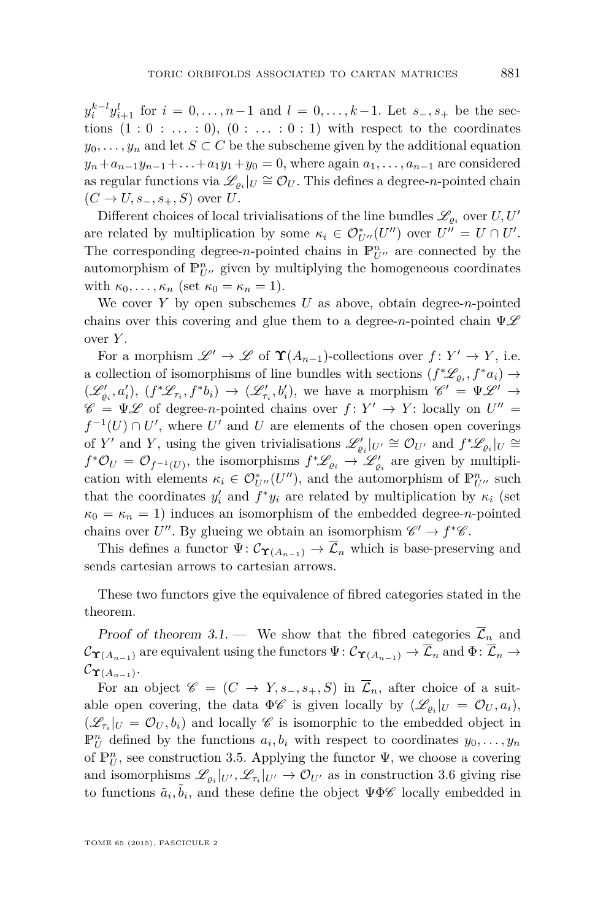$y_i^{k-l}y_{i+1}^l$ for $i = 0,\dots,n-1$ and $l = 0,\dots,k-1$. Let $s_-, s_+$ be the sections $(1:0:\dots:0)$, $(0:\dots:0:1)$ with respect to the coordinates $y_0,\dots,y_n$ and let $S \subset C$ be the subscheme given by the additional equation $y_n + a_{n-1}y_{n-1} + \dots + a_1 y_1 + y_0 = 0$, where again $a_1,\dots,a_{n-1}$ are considered as regular functions via $\mathscr{L}_{\varrho_i}|_U \cong \mathcal{O}_U$. This defines a degree-$n$-pointed chain $(C \to U, s_-, s_+, S)$ over $U$.

Different choices of local trivialisations of the line bundles $\mathscr{L}_{\varrho_i}$ over $U, U'$ are related by multiplication by some $\kappa_i \in \mathcal{O}^*_{U''}(U'')$ over $U'' = U \cap U'$. The corresponding degree-$n$-pointed chains in $\mathbb{P}^n_{U''}$ are connected by the automorphism of $\mathbb{P}^n_{U''}$ given by multiplying the homogeneous coordinates with $\kappa_0,\dots,\kappa_n$ (set $\kappa_0 = \kappa_n = 1$).

We cover $Y$ by open subschemes $U$ as above, obtain degree-$n$-pointed chains over this covering and glue them to a degree-$n$-pointed chain $\Psi\mathscr{L}$ over $Y$.

For a morphism $\mathscr{L}' \to \mathscr{L}$ of $\boldsymbol{\Upsilon}(A_{n-1})$-collections over $f\colon Y' \to Y$, i.e. a collection of isomorphisms of line bundles with sections $(f^*\mathscr{L}_{\varrho_i}, f^*a_i) \to (\mathscr{L}'_{\varrho_i}, a'_i)$, $(f^*\mathscr{L}_{\tau_i}, f^*b_i) \to (\mathscr{L}'_{\tau_i}, b'_i)$, we have a morphism $\mathscr{C}' = \Psi\mathscr{L}' \to \mathscr{C} = \Psi\mathscr{L}$ of degree-$n$-pointed chains over $f\colon Y' \to Y$: locally on $U'' = f^{-1}(U) \cap U'$, where $U'$ and $U$ are elements of the chosen open coverings of $Y'$ and $Y$, using the given trivialisations $\mathscr{L}'_{\varrho_i}|_{U'} \cong \mathcal{O}_{U'}$ and $f^*\mathscr{L}_{\varrho_i}|_U \cong f^*\mathcal{O}_U = \mathcal{O}_{f^{-1}(U)}$, the isomorphisms $f^*\mathscr{L}_{\varrho_i} \to \mathscr{L}'_{\varrho_i}$ are given by multiplication with elements $\kappa_i \in \mathcal{O}^*_{U''}(U'')$, and the automorphism of $\mathbb{P}^n_{U''}$ such that the coordinates $y'_i$ and $f^*y_i$ are related by multiplication by $\kappa_i$ (set $\kappa_0 = \kappa_n = 1$) induces an isomorphism of the embedded degree-$n$-pointed chains over $U''$. By glueing we obtain an isomorphism $\mathscr{C}' \to f^*\mathscr{C}$.

This defines a functor $\Psi\colon \mathcal{C}_{\boldsymbol{\Upsilon}(A_{n-1})} \to \overline{\mathcal{L}}_n$ which is base-preserving and sends cartesian arrows to cartesian arrows.

These two functors give the equivalence of fibred categories stated in the theorem.

*Proof of theorem 3.1.* — We show that the fibred categories $\overline{\mathcal{L}}_n$ and $\mathcal{C}_{\boldsymbol{\Upsilon}(A_{n-1})}$ are equivalent using the functors $\Psi\colon \mathcal{C}_{\boldsymbol{\Upsilon}(A_{n-1})} \to \overline{\mathcal{L}}_n$ and $\Phi\colon \overline{\mathcal{L}}_n \to \mathcal{C}_{\boldsymbol{\Upsilon}(A_{n-1})}$.

For an object $\mathscr{C} = (C \to Y, s_-, s_+, S)$ in $\overline{\mathcal{L}}_n$, after choice of a suitable open covering, the data $\Phi\mathscr{C}$ is given locally by $(\mathscr{L}_{\varrho_i}|_U = \mathcal{O}_U, a_i)$, $(\mathscr{L}_{\tau_i}|_U = \mathcal{O}_U, b_i)$ and locally $\mathscr{C}$ is isomorphic to the embedded object in $\mathbb{P}^n_U$ defined by the functions $a_i, b_i$ with respect to coordinates $y_0,\dots,y_n$ of $\mathbb{P}^n_U$, see construction 3.5. Applying the functor $\Psi$, we choose a covering and isomorphisms $\mathscr{L}_{\varrho_i}|_{U'}, \mathscr{L}_{\tau_i}|_{U'} \to \mathcal{O}_{U'}$ as in construction 3.6 giving rise to functions $\tilde{a}_i, \tilde{b}_i$, and these define the object $\Psi\Phi\mathscr{C}$ locally embedded in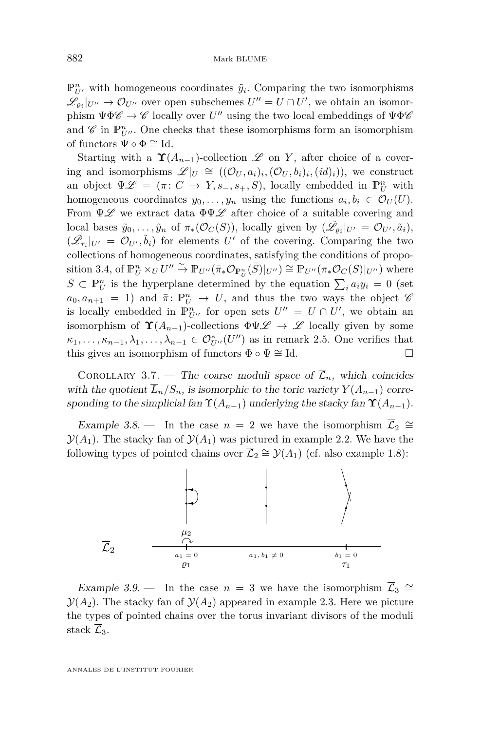$\mathbb{P}^n_{U'}$ with homogeneous coordinates $\tilde{y}_i$. Comparing the two isomorphisms $\mathscr{L}_{\varrho_i}|_{U''} \to \mathcal{O}_{U''}$ over open subschemes $U'' = U \cap U'$, we obtain an isomorphism $\Psi\Phi\mathscr{C} \to \mathscr{C}$ locally over $U''$ using the two local embeddings of $\Psi\Phi\mathscr{C}$ and $\mathscr{C}$ in $\mathbb{P}^n_{U''}$. One checks that these isomorphisms form an isomorphism of functors $\Psi \circ \Phi \cong \mathrm{Id}$.

Starting with a $\mathbf{\Upsilon}(A_{n-1})$-collection $\mathscr{L}$ on $Y$, after choice of a covering and isomorphisms $\mathscr{L}|_U \cong ((\mathcal{O}_U, a_i)_i, (\mathcal{O}_U, b_i)_i, (id)_i))$, we construct an object $\Psi\mathscr{L} = (\pi\colon C \to Y, s_-, s_+, S)$, locally embedded in $\mathbb{P}^n_U$ with homogeneous coordinates $y_0, \ldots, y_n$ using the functions $a_i, b_i \in \mathcal{O}_U(U)$. From $\Psi\mathscr{L}$ we extract data $\Phi\Psi\mathscr{L}$ after choice of a suitable covering and local bases $\tilde{y}_0, \ldots, \tilde{y}_n$ of $\pi_*(\mathcal{O}_C(S))$, locally given by $(\tilde{\mathscr{L}}_{\varrho_i}|_{U'} = \mathcal{O}_{U'}, \tilde{a}_i)$, $(\tilde{\mathscr{L}}_{\tau_i}|_{U'} = \mathcal{O}_{U'}, \tilde{b}_i)$ for elements $U'$ of the covering. Comparing the two collections of homogeneous coordinates, satisfying the conditions of proposition 3.4, of $\mathbb{P}^n_U \times_U U'' \xrightarrow{\sim} \mathbb{P}_{U''}(\bar{\pi}_*\mathcal{O}_{\mathbb{P}^n_U}(\bar{S})|_{U''}) \cong \mathbb{P}_{U''}(\pi_*\mathcal{O}_C(S)|_{U''})$ where $\bar{S} \subset \mathbb{P}^n_U$ is the hyperplane determined by the equation $\sum_i a_i y_i = 0$ (set $a_0, a_{n+1} = 1$) and $\bar{\pi}\colon \mathbb{P}^n_U \to U$, and thus the two ways the object $\mathscr{C}$ is locally embedded in $\mathbb{P}^n_{U''}$ for open sets $U'' = U \cap U'$, we obtain an isomorphism of $\mathbf{\Upsilon}(A_{n-1})$-collections $\Phi\Psi\mathscr{L} \to \mathscr{L}$ locally given by some $\kappa_1, \ldots, \kappa_{n-1}, \lambda_1, \ldots, \lambda_{n-1} \in \mathcal{O}^*_{U''}(U'')$ as in remark 2.5. One verifies that this gives an isomorphism of functors $\Phi \circ \Psi \cong \mathrm{Id}$. □

Corollary 3.7. — *The coarse moduli space of $\overline{\mathcal{L}}_n$, which coincides with the quotient $\overline{L}_n/S_n$, is isomorphic to the toric variety $Y(A_{n-1})$ corresponding to the simplicial fan $\Upsilon(A_{n-1})$ underlying the stacky fan $\mathbf{\Upsilon}(A_{n-1})$.*

*Example 3.8.* — In the case $n = 2$ we have the isomorphism $\overline{\mathcal{L}}_2 \cong \mathcal{Y}(A_1)$. The stacky fan of $\mathcal{Y}(A_1)$ was pictured in example 2.2. We have the following types of pointed chains over $\overline{\mathcal{L}}_2 \cong \mathcal{Y}(A_1)$ (cf. also example 1.8):

$\overline{\mathcal{L}}_2$ — $\mu_2$; $a_1 = 0$, $\varrho_1$; $a_1, b_1 \neq 0$; $b_1 = 0$, $\tau_1$

*Example 3.9.* — In the case $n = 3$ we have the isomorphism $\overline{\mathcal{L}}_3 \cong \mathcal{Y}(A_2)$. The stacky fan of $\mathcal{Y}(A_2)$ appeared in example 2.3. Here we picture the types of pointed chains over the torus invariant divisors of the moduli stack $\overline{\mathcal{L}}_3$.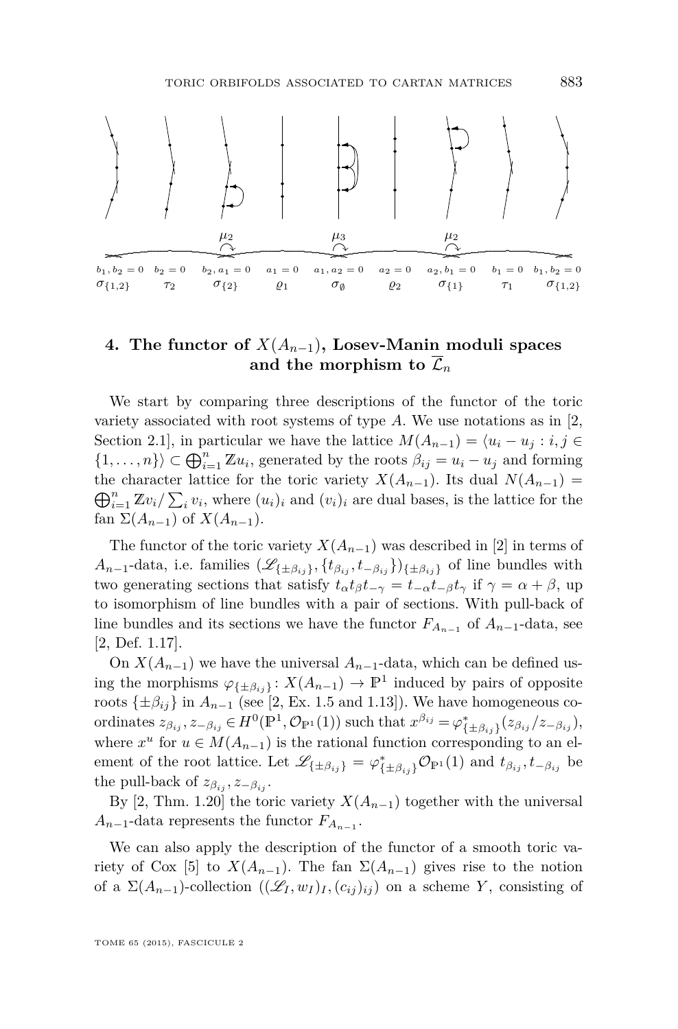$\mu_2$ $\mu_3$ $\mu_2$

$b_1, b_2 = 0$ $\sigma_{\{1,2\}}$ | $b_2 = 0$ $\tau_2$ | $b_2, a_1 = 0$ $\sigma_{\{2\}}$ | $a_1 = 0$ $\varrho_1$ | $a_1, a_2 = 0$ $\sigma_\emptyset$ | $a_2 = 0$ $\varrho_2$ | $a_2, b_1 = 0$ $\sigma_{\{1\}}$ | $b_1 = 0$ $\tau_1$ | $b_1, b_2 = 0$ $\sigma_{\{1,2\}}$

## 4. The functor of $X(A_{n-1})$, Losev-Manin moduli spaces and the morphism to $\overline{\mathcal{L}}_n$

We start by comparing three descriptions of the functor of the toric variety associated with root systems of type $A$. We use notations as in [2, Section 2.1], in particular we have the lattice $M(A_{n-1}) = \langle u_i - u_j : i, j \in \{1, \dots, n\}\rangle \subset \bigoplus_{i=1}^n \mathbb{Z}u_i$, generated by the roots $\beta_{ij} = u_i - u_j$ and forming the character lattice for the toric variety $X(A_{n-1})$. Its dual $N(A_{n-1}) = \bigoplus_{i=1}^n \mathbb{Z}v_i / \sum_i v_i$, where $(u_i)_i$ and $(v_i)_i$ are dual bases, is the lattice for the fan $\Sigma(A_{n-1})$ of $X(A_{n-1})$.

The functor of the toric variety $X(A_{n-1})$ was described in [2] in terms of $A_{n-1}$-data, i.e. families $(\mathscr{L}_{\{\pm\beta_{ij}\}}, \{t_{\beta_{ij}}, t_{-\beta_{ij}}\})_{\{\pm\beta_{ij}\}}$ of line bundles with two generating sections that satisfy $t_\alpha t_\beta t_{-\gamma} = t_{-\alpha} t_{-\beta} t_\gamma$ if $\gamma = \alpha + \beta$, up to isomorphism of line bundles with a pair of sections. With pull-back of line bundles and its sections we have the functor $F_{A_{n-1}}$ of $A_{n-1}$-data, see [2, Def. 1.17].

On $X(A_{n-1})$ we have the universal $A_{n-1}$-data, which can be defined using the morphisms $\varphi_{\{\pm\beta_{ij}\}} : X(A_{n-1}) \to \mathbb{P}^1$ induced by pairs of opposite roots $\{\pm\beta_{ij}\}$ in $A_{n-1}$ (see [2, Ex. 1.5 and 1.13]). We have homogeneous coordinates $z_{\beta_{ij}}, z_{-\beta_{ij}} \in H^0(\mathbb{P}^1, \mathcal{O}_{\mathbb{P}^1}(1))$ such that $x^{\beta_{ij}} = \varphi^*_{\{\pm\beta_{ij}\}}(z_{\beta_{ij}}/z_{-\beta_{ij}})$, where $x^u$ for $u \in M(A_{n-1})$ is the rational function corresponding to an element of the root lattice. Let $\mathscr{L}_{\{\pm\beta_{ij}\}} = \varphi^*_{\{\pm\beta_{ij}\}}\mathcal{O}_{\mathbb{P}^1}(1)$ and $t_{\beta_{ij}}, t_{-\beta_{ij}}$ be the pull-back of $z_{\beta_{ij}}, z_{-\beta_{ij}}$.

By [2, Thm. 1.20] the toric variety $X(A_{n-1})$ together with the universal $A_{n-1}$-data represents the functor $F_{A_{n-1}}$.

We can also apply the description of the functor of a smooth toric variety of Cox [5] to $X(A_{n-1})$. The fan $\Sigma(A_{n-1})$ gives rise to the notion of a $\Sigma(A_{n-1})$-collection $((\mathscr{L}_I, w_I)_I, (c_{ij})_{ij})$ on a scheme $Y$, consisting of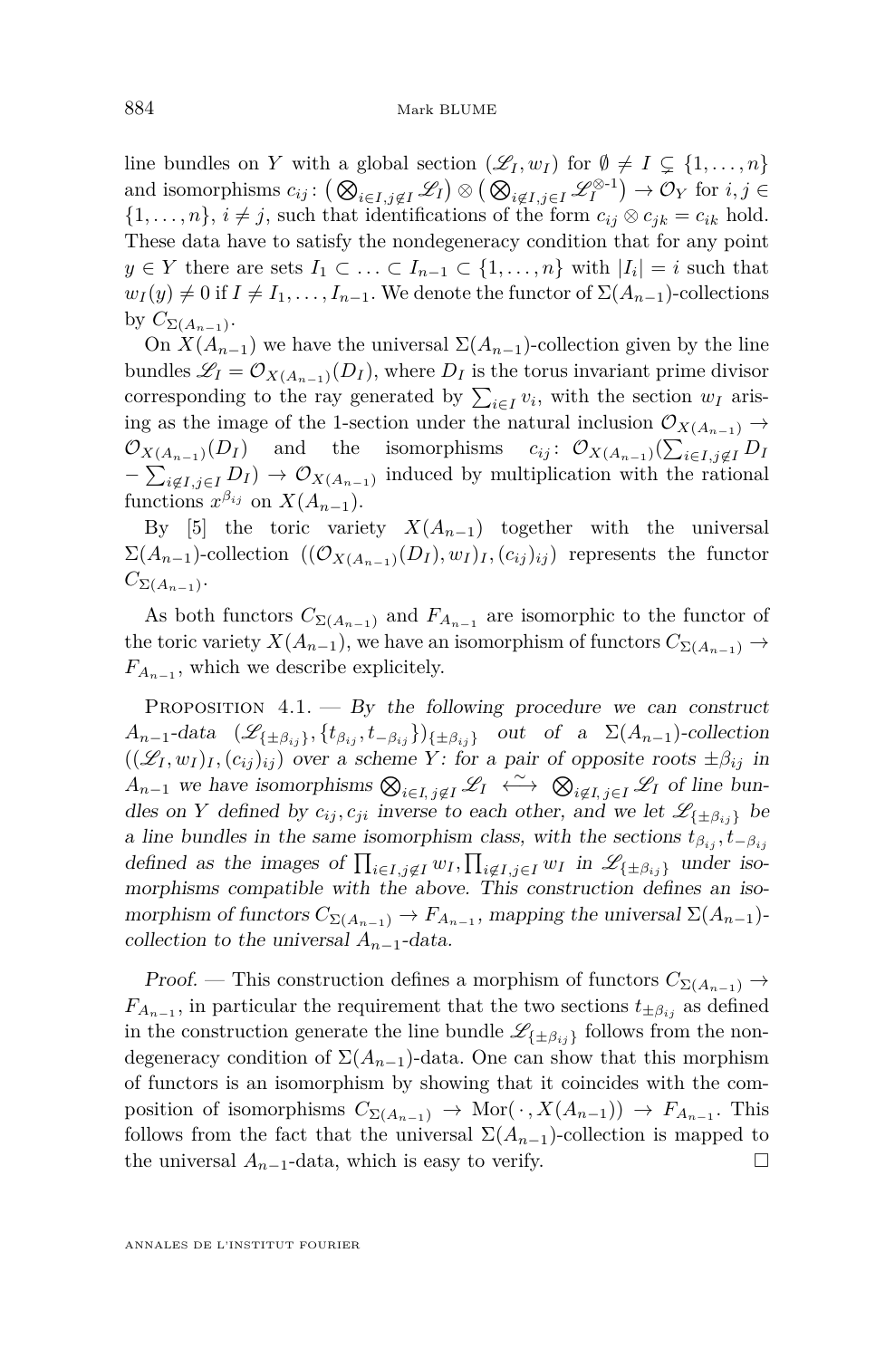line bundles on $Y$ with a global section $(\mathscr{L}_I, w_I)$ for $\emptyset \neq I \subsetneq \{1,\ldots,n\}$ and isomorphisms $c_{ij}\colon \big(\bigotimes_{i\in I, j\notin I} \mathscr{L}_I\big) \otimes \big(\bigotimes_{i\notin I, j\in I} \mathscr{L}_I^{\otimes\text{-}1}\big) \to \mathcal{O}_Y$ for $i,j \in \{1,\ldots,n\}$, $i\neq j$, such that identifications of the form $c_{ij}\otimes c_{jk} = c_{ik}$ hold. These data have to satisfy the nondegeneracy condition that for any point $y \in Y$ there are sets $I_1 \subset \ldots \subset I_{n-1} \subset \{1,\ldots,n\}$ with $|I_i| = i$ such that $w_I(y) \neq 0$ if $I \neq I_1,\ldots,I_{n-1}$. We denote the functor of $\Sigma(A_{n-1})$-collections by $C_{\Sigma(A_{n-1})}$.

On $X(A_{n-1})$ we have the universal $\Sigma(A_{n-1})$-collection given by the line bundles $\mathscr{L}_I = \mathcal{O}_{X(A_{n-1})}(D_I)$, where $D_I$ is the torus invariant prime divisor corresponding to the ray generated by $\sum_{i\in I} v_i$, with the section $w_I$ arising as the image of the 1-section under the natural inclusion $\mathcal{O}_{X(A_{n-1})} \to \mathcal{O}_{X(A_{n-1})}(D_I)$ and the isomorphisms $c_{ij}\colon \mathcal{O}_{X(A_{n-1})}(\sum_{i\in I, j\notin I} D_I - \sum_{i\notin I, j\in I} D_I) \to \mathcal{O}_{X(A_{n-1})}$ induced by multiplication with the rational functions $x^{\beta_{ij}}$ on $X(A_{n-1})$.

By [5] the toric variety $X(A_{n-1})$ together with the universal $\Sigma(A_{n-1})$-collection $((\mathcal{O}_{X(A_{n-1})}(D_I), w_I)_I, (c_{ij})_{ij})$ represents the functor $C_{\Sigma(A_{n-1})}$.

As both functors $C_{\Sigma(A_{n-1})}$ and $F_{A_{n-1}}$ are isomorphic to the functor of the toric variety $X(A_{n-1})$, we have an isomorphism of functors $C_{\Sigma(A_{n-1})} \to F_{A_{n-1}}$, which we describe explicitely.

Proposition 4.1. — *By the following procedure we can construct $A_{n-1}$-data $(\mathscr{L}_{\{\pm\beta_{ij}\}}, \{t_{\beta_{ij}}, t_{-\beta_{ij}}\})_{\{\pm\beta_{ij}\}}$ out of a $\Sigma(A_{n-1})$-collection $((\mathscr{L}_I, w_I)_I, (c_{ij})_{ij})$ over a scheme $Y$: for a pair of opposite roots $\pm\beta_{ij}$ in $A_{n-1}$ we have isomorphisms $\bigotimes_{i\in I,\, j\notin I} \mathscr{L}_I \overset{\sim}{\longleftrightarrow} \bigotimes_{i\notin I,\, j\in I} \mathscr{L}_I$ of line bundles on $Y$ defined by $c_{ij}, c_{ji}$ inverse to each other, and we let $\mathscr{L}_{\{\pm\beta_{ij}\}}$ be a line bundles in the same isomorphism class, with the sections $t_{\beta_{ij}}, t_{-\beta_{ij}}$ defined as the images of $\prod_{i\in I, j\notin I} w_I, \prod_{i\notin I, j\in I} w_I$ in $\mathscr{L}_{\{\pm\beta_{ij}\}}$ under isomorphisms compatible with the above. This construction defines an isomorphism of functors $C_{\Sigma(A_{n-1})} \to F_{A_{n-1}}$, mapping the universal $\Sigma(A_{n-1})$-collection to the universal $A_{n-1}$-data.*

*Proof.* — This construction defines a morphism of functors $C_{\Sigma(A_{n-1})} \to F_{A_{n-1}}$, in particular the requirement that the two sections $t_{\pm\beta_{ij}}$ as defined in the construction generate the line bundle $\mathscr{L}_{\{\pm\beta_{ij}\}}$ follows from the nondegeneracy condition of $\Sigma(A_{n-1})$-data. One can show that this morphism of functors is an isomorphism by showing that it coincides with the composition of isomorphisms $C_{\Sigma(A_{n-1})} \to \mathrm{Mor}(\,\cdot\,, X(A_{n-1})) \to F_{A_{n-1}}$. This follows from the fact that the universal $\Sigma(A_{n-1})$-collection is mapped to the universal $A_{n-1}$-data, which is easy to verify. □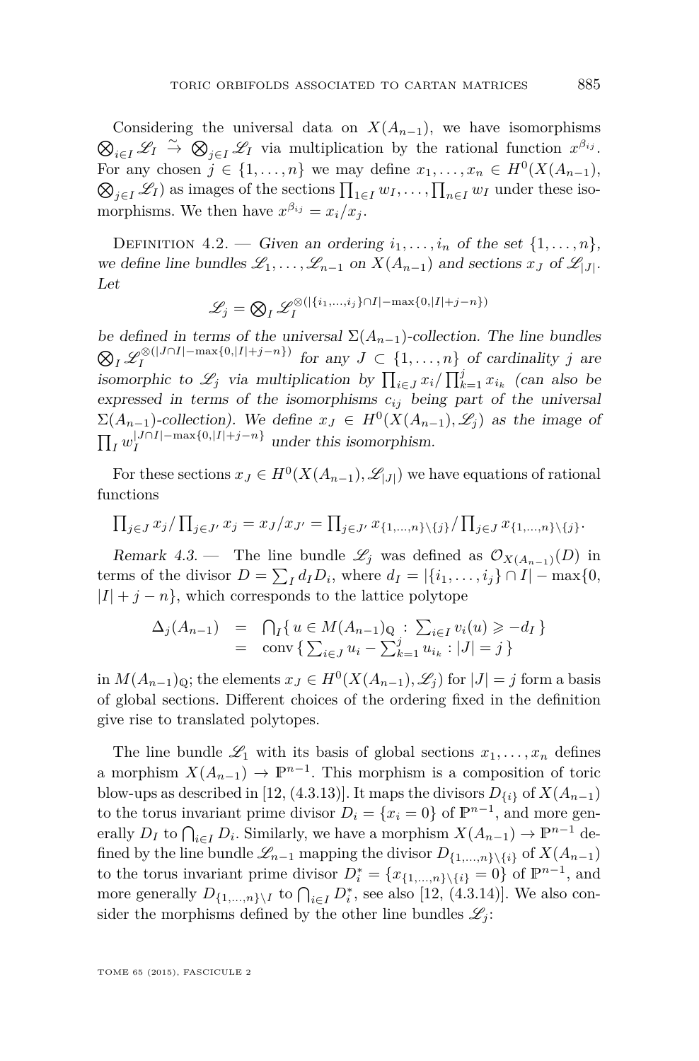Considering the universal data on $X(A_{n-1})$, we have isomorphisms $\bigotimes_{i\in I}\mathscr{L}_I \xrightarrow{\sim} \bigotimes_{j\in I}\mathscr{L}_I$ via multiplication by the rational function $x^{\beta_{ij}}$. For any chosen $j\in\{1,\dots,n\}$ we may define $x_1,\dots,x_n \in H^0(X(A_{n-1}), \bigotimes_{j\in I}\mathscr{L}_I)$ as images of the sections $\prod_{1\in I} w_I,\dots,\prod_{n\in I} w_I$ under these isomorphisms. We then have $x^{\beta_{ij}} = x_i/x_j$.

Definition 4.2. — *Given an ordering $i_1,\dots,i_n$ of the set $\{1,\dots,n\}$, we define line bundles $\mathscr{L}_1,\dots,\mathscr{L}_{n-1}$ on $X(A_{n-1})$ and sections $x_J$ of $\mathscr{L}_{|J|}$. Let*

$$\mathscr{L}_j = \bigotimes\nolimits_I \mathscr{L}_I^{\otimes(|\{i_1,\dots,i_j\}\cap I|-\max\{0,|I|+j-n\})}$$

*be defined in terms of the universal $\Sigma(A_{n-1})$-collection. The line bundles $\bigotimes_I \mathscr{L}_I^{\otimes(|J\cap I|-\max\{0,|I|+j-n\})}$ for any $J\subset\{1,\dots,n\}$ of cardinality $j$ are isomorphic to $\mathscr{L}_j$ via multiplication by $\prod_{i\in J} x_i / \prod_{k=1}^{j} x_{i_k}$ (can also be expressed in terms of the isomorphisms $c_{ij}$ being part of the universal $\Sigma(A_{n-1})$-collection). We define $x_J \in H^0(X(A_{n-1}),\mathscr{L}_j)$ as the image of $\prod_I w_I^{|J\cap I|-\max\{0,|I|+j-n\}}$ under this isomorphism.*

For these sections $x_J \in H^0(X(A_{n-1}),\mathscr{L}_{|J|})$ we have equations of rational functions

$$\prod\nolimits_{j\in J} x_j/\prod\nolimits_{j\in J'} x_j = x_J/x_{J'} = \prod\nolimits_{j\in J'} x_{\{1,\dots,n\}\setminus\{j\}}/\prod\nolimits_{j\in J} x_{\{1,\dots,n\}\setminus\{j\}}.$$

*Remark 4.3.* — The line bundle $\mathscr{L}_j$ was defined as $\mathcal{O}_{X(A_{n-1})}(D)$ in terms of the divisor $D=\sum_I d_I D_i$, where $d_I = |\{i_1,\dots,i_j\}\cap I| - \max\{0, |I|+j-n\}$, which corresponds to the lattice polytope

$$\begin{aligned}
\Delta_j(A_{n-1}) &= \bigcap\nolimits_I \{\, u\in M(A_{n-1})_{\mathbb{Q}} : \sum\nolimits_{i\in I} v_i(u) \geqslant -d_I \,\} \\
&= \operatorname{conv}\{\, \sum\nolimits_{i\in J} u_i - \sum\nolimits_{k=1}^{j} u_{i_k} : |J| = j \,\}
\end{aligned}$$

in $M(A_{n-1})_{\mathbb{Q}}$; the elements $x_J \in H^0(X(A_{n-1}),\mathscr{L}_j)$ for $|J|=j$ form a basis of global sections. Different choices of the ordering fixed in the definition give rise to translated polytopes.

The line bundle $\mathscr{L}_1$ with its basis of global sections $x_1,\dots,x_n$ defines a morphism $X(A_{n-1})\to\mathbb{P}^{n-1}$. This morphism is a composition of toric blow-ups as described in [12, (4.3.13)]. It maps the divisors $D_{\{i\}}$ of $X(A_{n-1})$ to the torus invariant prime divisor $D_i=\{x_i=0\}$ of $\mathbb{P}^{n-1}$, and more generally $D_I$ to $\bigcap_{i\in I} D_i$. Similarly, we have a morphism $X(A_{n-1})\to\mathbb{P}^{n-1}$ defined by the line bundle $\mathscr{L}_{n-1}$ mapping the divisor $D_{\{1,\dots,n\}\setminus\{i\}}$ of $X(A_{n-1})$ to the torus invariant prime divisor $D_i^* = \{x_{\{1,\dots,n\}\setminus\{i\}}=0\}$ of $\mathbb{P}^{n-1}$, and more generally $D_{\{1,\dots,n\}\setminus I}$ to $\bigcap_{i\in I} D_i^*$, see also [12, (4.3.14)]. We also consider the morphisms defined by the other line bundles $\mathscr{L}_j$: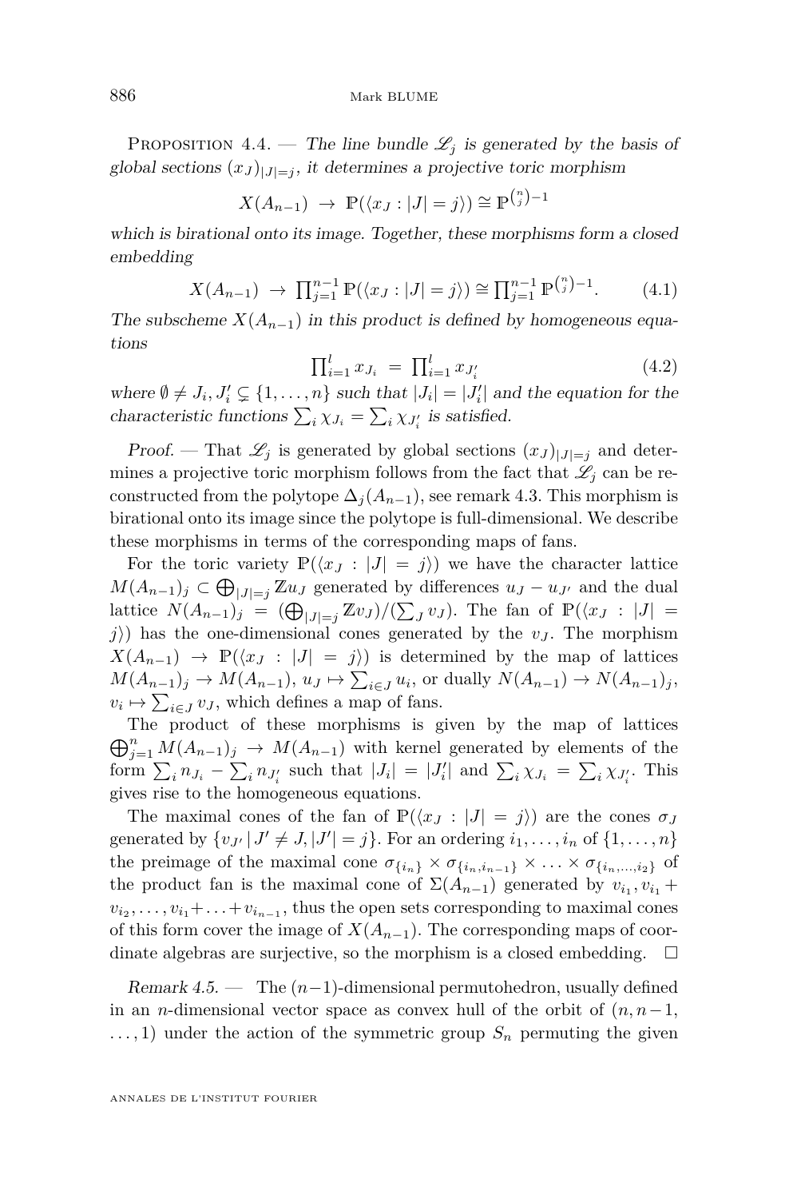Proposition 4.4. — *The line bundle $\mathscr{L}_j$ is generated by the basis of global sections $(x_J)_{|J|=j}$, it determines a projective toric morphism*

$$X(A_{n-1}) \ \to \ \mathbb{P}(\langle x_J : |J| = j\rangle) \cong \mathbb{P}^{\binom{n}{j}-1}$$

*which is birational onto its image. Together, these morphisms form a closed embedding*

$$X(A_{n-1}) \ \to \ \textstyle\prod_{j=1}^{n-1} \mathbb{P}(\langle x_J : |J| = j\rangle) \cong \prod_{j=1}^{n-1} \mathbb{P}^{\binom{n}{j}-1}. \tag{4.1}$$

*The subscheme $X(A_{n-1})$ in this product is defined by homogeneous equations*

$$\textstyle\prod_{i=1}^{l} x_{J_i} \ = \ \prod_{i=1}^{l} x_{J'_i} \tag{4.2}$$

*where $\emptyset \neq J_i, J'_i \subsetneq \{1,\ldots,n\}$ such that $|J_i| = |J'_i|$ and the equation for the characteristic functions $\sum_i \chi_{J_i} = \sum_i \chi_{J'_i}$ is satisfied.*

*Proof.* — That $\mathscr{L}_j$ is generated by global sections $(x_J)_{|J|=j}$ and determines a projective toric morphism follows from the fact that $\mathscr{L}_j$ can be reconstructed from the polytope $\Delta_j(A_{n-1})$, see remark 4.3. This morphism is birational onto its image since the polytope is full-dimensional. We describe these morphisms in terms of the corresponding maps of fans.

For the toric variety $\mathbb{P}(\langle x_J : |J| = j\rangle)$ we have the character lattice $M(A_{n-1})_j \subset \bigoplus_{|J|=j} \mathbb{Z}u_J$ generated by differences $u_J - u_{J'}$ and the dual lattice $N(A_{n-1})_j = (\bigoplus_{|J|=j} \mathbb{Z}v_J)/(\sum_J v_J)$. The fan of $\mathbb{P}(\langle x_J : |J| = j\rangle)$ has the one-dimensional cones generated by the $v_J$. The morphism $X(A_{n-1}) \to \mathbb{P}(\langle x_J : |J| = j\rangle)$ is determined by the map of lattices $M(A_{n-1})_j \to M(A_{n-1})$, $u_J \mapsto \sum_{i\in J} u_i$, or dually $N(A_{n-1}) \to N(A_{n-1})_j$, $v_i \mapsto \sum_{i\in J} v_J$, which defines a map of fans.

The product of these morphisms is given by the map of lattices $\bigoplus_{j=1}^{n} M(A_{n-1})_j \to M(A_{n-1})$ with kernel generated by elements of the form $\sum_i n_{J_i} - \sum_i n_{J'_i}$ such that $|J_i| = |J'_i|$ and $\sum_i \chi_{J_i} = \sum_i \chi_{J'_i}$. This gives rise to the homogeneous equations.

The maximal cones of the fan of $\mathbb{P}(\langle x_J : |J| = j\rangle)$ are the cones $\sigma_J$ generated by $\{v_{J'} \,|\, J' \neq J, |J'| = j\}$. For an ordering $i_1,\ldots,i_n$ of $\{1,\ldots,n\}$ the preimage of the maximal cone $\sigma_{\{i_n\}} \times \sigma_{\{i_n,i_{n-1}\}} \times \ldots \times \sigma_{\{i_n,\ldots,i_2\}}$ of the product fan is the maximal cone of $\Sigma(A_{n-1})$ generated by $v_{i_1}, v_{i_1} + v_{i_2}, \ldots, v_{i_1} + \ldots + v_{i_{n-1}}$, thus the open sets corresponding to maximal cones of this form cover the image of $X(A_{n-1})$. The corresponding maps of coordinate algebras are surjective, so the morphism is a closed embedding. $\square$

*Remark 4.5.* — The $(n-1)$-dimensional permutohedron, usually defined in an $n$-dimensional vector space as convex hull of the orbit of $(n, n-1, \ldots, 1)$ under the action of the symmetric group $S_n$ permuting the given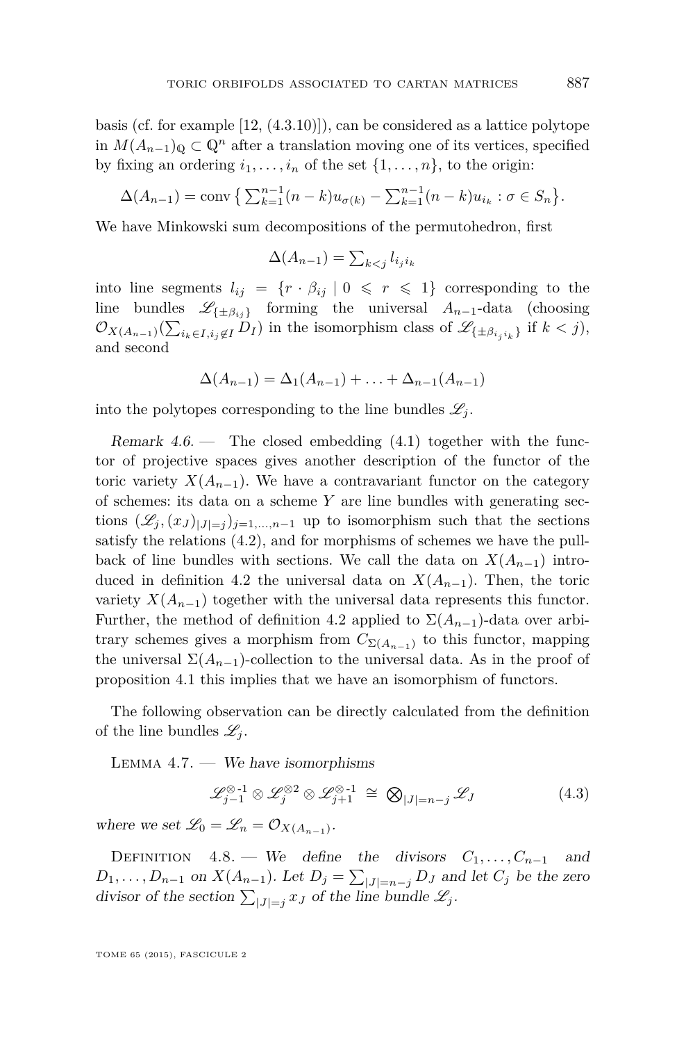basis (cf. for example [12, (4.3.10)]), can be considered as a lattice polytope in $M(A_{n-1})_{\mathbb{Q}} \subset \mathbb{Q}^n$ after a translation moving one of its vertices, specified by fixing an ordering $i_1, \ldots, i_n$ of the set $\{1, \ldots, n\}$, to the origin:

$$\Delta(A_{n-1}) = \operatorname{conv}\left\{ \textstyle\sum_{k=1}^{n-1} (n-k) u_{\sigma(k)} - \sum_{k=1}^{n-1} (n-k) u_{i_k} : \sigma \in S_n \right\}.$$

We have Minkowski sum decompositions of the permutohedron, first

$$\Delta(A_{n-1}) = \textstyle\sum_{k<j} l_{i_j i_k}$$

into line segments $l_{ij} = \{ r \cdot \beta_{ij} \mid 0 \leqslant r \leqslant 1 \}$ corresponding to the line bundles $\mathscr{L}_{\{\pm \beta_{ij}\}}$ forming the universal $A_{n-1}$-data (choosing $\mathcal{O}_{X(A_{n-1})}(\sum_{i_k \in I, i_j \notin I} D_I)$ in the isomorphism class of $\mathscr{L}_{\{\pm \beta_{i_j i_k}\}}$ if $k < j$), and second

$$\Delta(A_{n-1}) = \Delta_1(A_{n-1}) + \ldots + \Delta_{n-1}(A_{n-1})$$

into the polytopes corresponding to the line bundles $\mathscr{L}_j$.

*Remark 4.6.* — The closed embedding (4.1) together with the functor of projective spaces gives another description of the functor of the toric variety $X(A_{n-1})$. We have a contravariant functor on the category of schemes: its data on a scheme $Y$ are line bundles with generating sections $(\mathscr{L}_j, (x_J)_{|J|=j})_{j=1,\ldots,n-1}$ up to isomorphism such that the sections satisfy the relations (4.2), and for morphisms of schemes we have the pullback of line bundles with sections. We call the data on $X(A_{n-1})$ introduced in definition 4.2 the universal data on $X(A_{n-1})$. Then, the toric variety $X(A_{n-1})$ together with the universal data represents this functor. Further, the method of definition 4.2 applied to $\Sigma(A_{n-1})$-data over arbitrary schemes gives a morphism from $C_{\Sigma(A_{n-1})}$ to this functor, mapping the universal $\Sigma(A_{n-1})$-collection to the universal data. As in the proof of proposition 4.1 this implies that we have an isomorphism of functors.

The following observation can be directly calculated from the definition of the line bundles $\mathscr{L}_j$.

Lemma 4.7. — *We have isomorphisms*

$$\mathscr{L}_{j-1}^{\otimes -1} \otimes \mathscr{L}_j^{\otimes 2} \otimes \mathscr{L}_{j+1}^{\otimes -1} \cong \textstyle\bigotimes_{|J|=n-j} \mathscr{L}_J \tag{4.3}$$

*where we set* $\mathscr{L}_0 = \mathscr{L}_n = \mathcal{O}_{X(A_{n-1})}$.

Definition 4.8. — *We define the divisors* $C_1, \ldots, C_{n-1}$ *and* $D_1, \ldots, D_{n-1}$ *on* $X(A_{n-1})$. *Let* $D_j = \sum_{|J|=n-j} D_J$ *and let* $C_j$ *be the zero divisor of the section* $\sum_{|J|=j} x_J$ *of the line bundle* $\mathscr{L}_j$.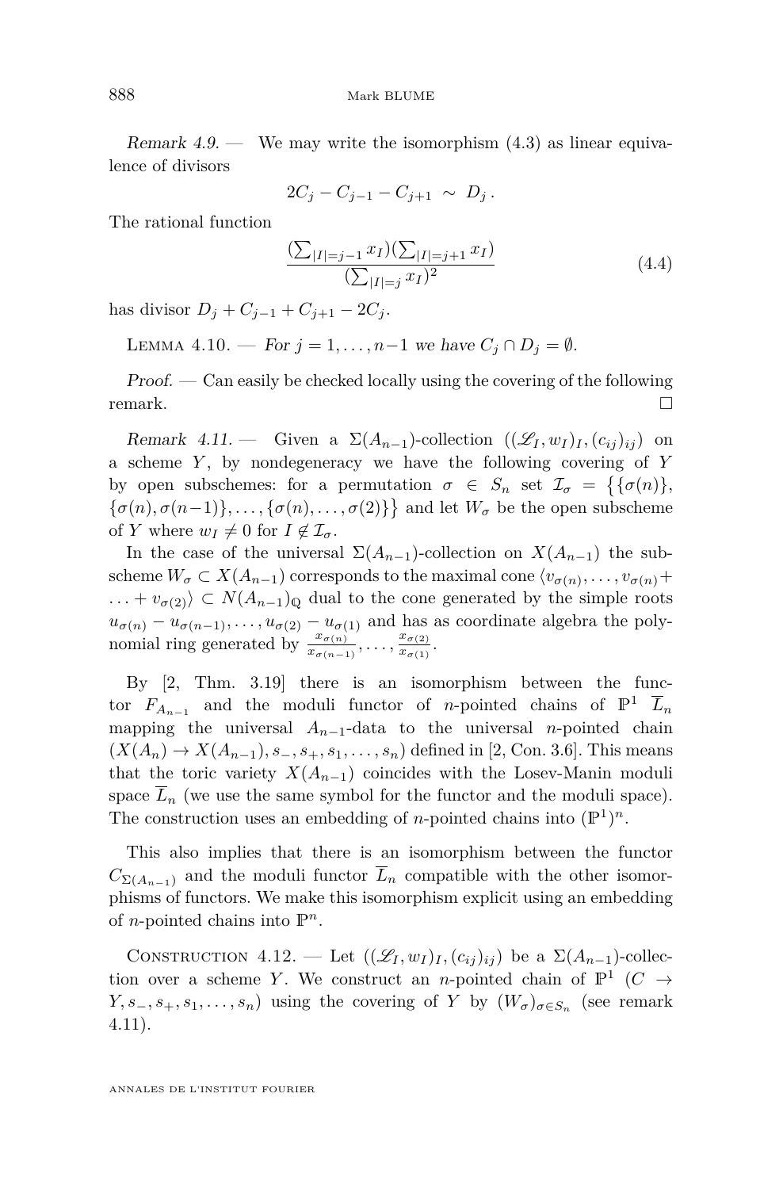*Remark 4.9.* — We may write the isomorphism (4.3) as linear equivalence of divisors

$$2C_j - C_{j-1} - C_{j+1} \sim D_j \,.$$

The rational function

$$\frac{(\sum_{|I|=j-1} x_I)(\sum_{|I|=j+1} x_I)}{(\sum_{|I|=j} x_I)^2} \tag{4.4}$$

has divisor $D_j + C_{j-1} + C_{j+1} - 2C_j$.

Lemma 4.10. — *For $j = 1, \ldots, n-1$ we have $C_j \cap D_j = \emptyset$.*

*Proof.* — Can easily be checked locally using the covering of the following remark. □

*Remark 4.11.* — Given a $\Sigma(A_{n-1})$-collection $((\mathscr{L}_I, w_I)_I, (c_{ij})_{ij})$ on a scheme $Y$, by nondegeneracy we have the following covering of $Y$ by open subschemes: for a permutation $\sigma \in S_n$ set $\mathcal{I}_\sigma = \big\{\{\sigma(n)\}, \{\sigma(n), \sigma(n-1)\}, \ldots, \{\sigma(n), \ldots, \sigma(2)\}\big\}$ and let $W_\sigma$ be the open subscheme of $Y$ where $w_I \neq 0$ for $I \notin \mathcal{I}_\sigma$.

In the case of the universal $\Sigma(A_{n-1})$-collection on $X(A_{n-1})$ the subscheme $W_\sigma \subset X(A_{n-1})$ corresponds to the maximal cone $\langle v_{\sigma(n)}, \ldots, v_{\sigma(n)} + \ldots + v_{\sigma(2)} \rangle \subset N(A_{n-1})_\mathbb{Q}$ dual to the cone generated by the simple roots $u_{\sigma(n)} - u_{\sigma(n-1)}, \ldots, u_{\sigma(2)} - u_{\sigma(1)}$ and has as coordinate algebra the polynomial ring generated by $\frac{x_{\sigma(n)}}{x_{\sigma(n-1)}}, \ldots, \frac{x_{\sigma(2)}}{x_{\sigma(1)}}$.

By [2, Thm. 3.19] there is an isomorphism between the functor $F_{A_{n-1}}$ and the moduli functor of $n$-pointed chains of $\mathbb{P}^1$ $\overline{L}_n$ mapping the universal $A_{n-1}$-data to the universal $n$-pointed chain $(X(A_n) \to X(A_{n-1}), s_-, s_+, s_1, \ldots, s_n)$ defined in [2, Con. 3.6]. This means that the toric variety $X(A_{n-1})$ coincides with the Losev-Manin moduli space $\overline{L}_n$ (we use the same symbol for the functor and the moduli space). The construction uses an embedding of $n$-pointed chains into $(\mathbb{P}^1)^n$.

This also implies that there is an isomorphism between the functor $C_{\Sigma(A_{n-1})}$ and the moduli functor $\overline{L}_n$ compatible with the other isomorphisms of functors. We make this isomorphism explicit using an embedding of $n$-pointed chains into $\mathbb{P}^n$.

Construction 4.12. — Let $((\mathscr{L}_I, w_I)_I, (c_{ij})_{ij})$ be a $\Sigma(A_{n-1})$-collection over a scheme $Y$. We construct an $n$-pointed chain of $\mathbb{P}^1$ $(C \to Y, s_-, s_+, s_1, \ldots, s_n)$ using the covering of $Y$ by $(W_\sigma)_{\sigma \in S_n}$ (see remark 4.11).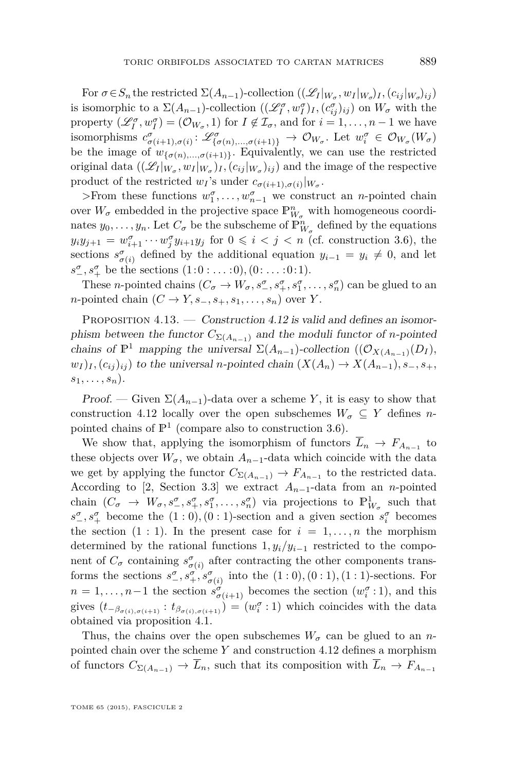For $\sigma \in S_n$ the restricted $\Sigma(A_{n-1})$-collection $((\mathscr{L}_I|_{W_\sigma}, w_I|_{W_\sigma})_I, (c_{ij}|_{W_\sigma})_{ij})$ is isomorphic to a $\Sigma(A_{n-1})$-collection $((\mathscr{L}_I^\sigma, w_I^\sigma)_I, (c_{ij}^\sigma)_{ij})$ on $W_\sigma$ with the property $(\mathscr{L}_I^\sigma, w_I^\sigma) = (\mathcal{O}_{W_\sigma}, 1)$ for $I \notin \mathcal{I}_\sigma$, and for $i = 1, \ldots, n-1$ we have isomorphisms $c^\sigma_{\sigma(i+1),\sigma(i)} \colon \mathscr{L}^\sigma_{\{\sigma(n),\ldots,\sigma(i+1)\}} \to \mathcal{O}_{W_\sigma}$. Let $w_i^\sigma \in \mathcal{O}_{W_\sigma}(W_\sigma)$ be the image of $w_{\{\sigma(n),\ldots,\sigma(i+1)\}}$. Equivalently, we can use the restricted original data $((\mathscr{L}_I|_{W_\sigma}, w_I|_{W_\sigma})_I, (c_{ij}|_{W_\sigma})_{ij})$ and the image of the respective product of the restricted $w_I$'s under $c_{\sigma(i+1),\sigma(i)}|_{W_\sigma}$.

>From these functions $w_1^\sigma, \ldots, w_{n-1}^\sigma$ we construct an $n$-pointed chain over $W_\sigma$ embedded in the projective space $\mathbb{P}^n_{W_\sigma}$ with homogeneous coordinates $y_0, \ldots, y_n$. Let $C_\sigma$ be the subscheme of $\mathbb{P}^n_{W_\sigma}$ defined by the equations $y_i y_{j+1} = w_{i+1}^\sigma \cdots w_j^\sigma y_{i+1} y_j$ for $0 \leqslant i < j < n$ (cf. construction 3.6), the sections $s^\sigma_{\sigma(i)}$ defined by the additional equation $y_{i-1} = y_i \neq 0$, and let $s_-^\sigma, s_+^\sigma$ be the sections $(1\colon 0 \colon \ldots \colon 0), (0\colon \ldots \colon 0 \colon 1)$.

These $n$-pointed chains $(C_\sigma \to W_\sigma, s_-^\sigma, s_+^\sigma, s_1^\sigma, \ldots, s_n^\sigma)$ can be glued to an $n$-pointed chain $(C \to Y, s_-, s_+, s_1, \ldots, s_n)$ over $Y$.

Proposition 4.13. — *Construction 4.12 is valid and defines an isomorphism between the functor $C_{\Sigma(A_{n-1})}$ and the moduli functor of $n$-pointed chains of $\mathbb{P}^1$ mapping the universal $\Sigma(A_{n-1})$-collection $((\mathcal{O}_{X(A_{n-1})}(D_I), w_I)_I, (c_{ij})_{ij})$ to the universal $n$-pointed chain $(X(A_n) \to X(A_{n-1}), s_-, s_+, s_1, \ldots, s_n)$.*

*Proof.* — Given $\Sigma(A_{n-1})$-data over a scheme $Y$, it is easy to show that construction 4.12 locally over the open subschemes $W_\sigma \subseteq Y$ defines $n$-pointed chains of $\mathbb{P}^1$ (compare also to construction 3.6).

We show that, applying the isomorphism of functors $\overline{L}_n \to F_{A_{n-1}}$ to these objects over $W_\sigma$, we obtain $A_{n-1}$-data which coincide with the data we get by applying the functor $C_{\Sigma(A_{n-1})} \to F_{A_{n-1}}$ to the restricted data. According to [2, Section 3.3] we extract $A_{n-1}$-data from an $n$-pointed chain $(C_\sigma \to W_\sigma, s_-^\sigma, s_+^\sigma, s_1^\sigma, \ldots, s_n^\sigma)$ via projections to $\mathbb{P}^1_{W_\sigma}$ such that $s_-^\sigma, s_+^\sigma$ become the $(1:0), (0:1)$-section and a given section $s_i^\sigma$ becomes the section $(1:1)$. In the present case for $i = 1, \ldots, n$ the morphism determined by the rational functions $1, y_i/y_{i-1}$ restricted to the component of $C_\sigma$ containing $s^\sigma_{\sigma(i)}$ after contracting the other components transforms the sections $s_-^\sigma, s_+^\sigma, s^\sigma_{\sigma(i)}$ into the $(1:0), (0:1), (1:1)$-sections. For $n = 1, \ldots, n-1$ the section $s^\sigma_{\sigma(i+1)}$ becomes the section $(w_i^\sigma : 1)$, and this gives $(t_{-\beta_{\sigma(i),\sigma(i+1)}} : t_{\beta_{\sigma(i),\sigma(i+1)}}) = (w_i^\sigma : 1)$ which coincides with the data obtained via proposition 4.1.

Thus, the chains over the open subschemes $W_\sigma$ can be glued to an $n$-pointed chain over the scheme $Y$ and construction 4.12 defines a morphism of functors $C_{\Sigma(A_{n-1})} \to \overline{L}_n$, such that its composition with $\overline{L}_n \to F_{A_{n-1}}$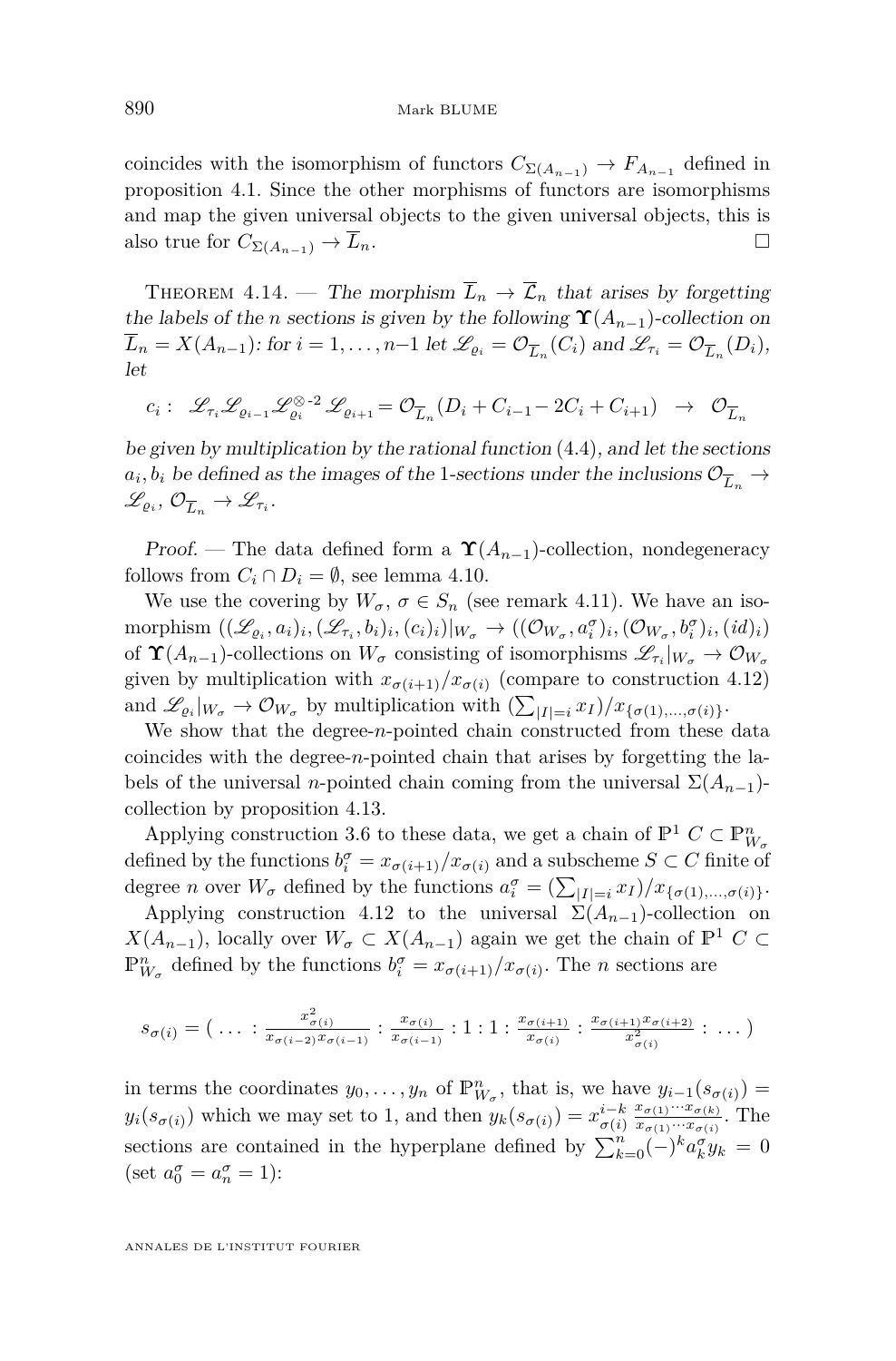coincides with the isomorphism of functors $C_{\Sigma(A_{n-1})} \to F_{A_{n-1}}$ defined in proposition 4.1. Since the other morphisms of functors are isomorphisms and map the given universal objects to the given universal objects, this is also true for $C_{\Sigma(A_{n-1})} \to \overline{L}_n$. □

Theorem 4.14. — *The morphism $\overline{L}_n \to \overline{\mathcal{L}}_n$ that arises by forgetting the labels of the $n$ sections is given by the following $\mathbf{\Upsilon}(A_{n-1})$-collection on $\overline{L}_n = X(A_{n-1})$: for $i = 1, \ldots, n-1$ let $\mathscr{L}_{\varrho_i} = \mathcal{O}_{\overline{L}_n}(C_i)$ and $\mathscr{L}_{\tau_i} = \mathcal{O}_{\overline{L}_n}(D_i)$, let*

$$c_i : \ \mathscr{L}_{\tau_i}\mathscr{L}_{\varrho_{i-1}}\mathscr{L}_{\varrho_i}^{\otimes\text{-}2}\mathscr{L}_{\varrho_{i+1}} = \mathcal{O}_{\overline{L}_n}(D_i + C_{i-1} - 2C_i + C_{i+1}) \ \to \ \mathcal{O}_{\overline{L}_n}$$

*be given by multiplication by the rational function* (4.4), *and let the sections $a_i, b_i$ be defined as the images of the* 1*-sections under the inclusions $\mathcal{O}_{\overline{L}_n} \to \mathscr{L}_{\varrho_i}$, $\mathcal{O}_{\overline{L}_n} \to \mathscr{L}_{\tau_i}$.*

*Proof.* — The data defined form a $\mathbf{\Upsilon}(A_{n-1})$-collection, nondegeneracy follows from $C_i \cap D_i = \emptyset$, see lemma 4.10.

We use the covering by $W_\sigma$, $\sigma \in S_n$ (see remark 4.11). We have an isomorphism $((\mathscr{L}_{\varrho_i}, a_i)_i, (\mathscr{L}_{\tau_i}, b_i)_i, (c_i)_i)|_{W_\sigma} \to ((\mathcal{O}_{W_\sigma}, a_i^\sigma)_i, (\mathcal{O}_{W_\sigma}, b_i^\sigma)_i, (id)_i)$ of $\mathbf{\Upsilon}(A_{n-1})$-collections on $W_\sigma$ consisting of isomorphisms $\mathscr{L}_{\tau_i}|_{W_\sigma} \to \mathcal{O}_{W_\sigma}$ given by multiplication with $x_{\sigma(i+1)}/x_{\sigma(i)}$ (compare to construction 4.12) and $\mathscr{L}_{\varrho_i}|_{W_\sigma} \to \mathcal{O}_{W_\sigma}$ by multiplication with $(\sum_{|I|=i} x_I)/x_{\{\sigma(1),\ldots,\sigma(i)\}}$.

We show that the degree-$n$-pointed chain constructed from these data coincides with the degree-$n$-pointed chain that arises by forgetting the labels of the universal $n$-pointed chain coming from the universal $\Sigma(A_{n-1})$-collection by proposition 4.13.

Applying construction 3.6 to these data, we get a chain of $\mathbb{P}^1$ $C \subset \mathbb{P}^n_{W_\sigma}$ defined by the functions $b_i^\sigma = x_{\sigma(i+1)}/x_{\sigma(i)}$ and a subscheme $S \subset C$ finite of degree $n$ over $W_\sigma$ defined by the functions $a_i^\sigma = (\sum_{|I|=i} x_I)/x_{\{\sigma(1),\ldots,\sigma(i)\}}$.

Applying construction 4.12 to the universal $\Sigma(A_{n-1})$-collection on $X(A_{n-1})$, locally over $W_\sigma \subset X(A_{n-1})$ again we get the chain of $\mathbb{P}^1$ $C \subset \mathbb{P}^n_{W_\sigma}$ defined by the functions $b_i^\sigma = x_{\sigma(i+1)}/x_{\sigma(i)}$. The $n$ sections are

$$s_{\sigma(i)} = \left( \ \ldots \ : \tfrac{x^2_{\sigma(i)}}{x_{\sigma(i-2)}x_{\sigma(i-1)}} : \tfrac{x_{\sigma(i)}}{x_{\sigma(i-1)}} : 1 : 1 : \tfrac{x_{\sigma(i+1)}}{x_{\sigma(i)}} : \tfrac{x_{\sigma(i+1)}x_{\sigma(i+2)}}{x^2_{\sigma(i)}} : \ \ldots \ \right)$$

in terms the coordinates $y_0, \ldots, y_n$ of $\mathbb{P}^n_{W_\sigma}$, that is, we have $y_{i-1}(s_{\sigma(i)}) = y_i(s_{\sigma(i)})$ which we may set to 1, and then $y_k(s_{\sigma(i)}) = x_{\sigma(i)}^{i-k} \frac{x_{\sigma(1)}\cdots x_{\sigma(k)}}{x_{\sigma(1)}\cdots x_{\sigma(i)}}$. The sections are contained in the hyperplane defined by $\sum_{k=0}^{n}(-)^k a_k^\sigma y_k = 0$ (set $a_0^\sigma = a_n^\sigma = 1$):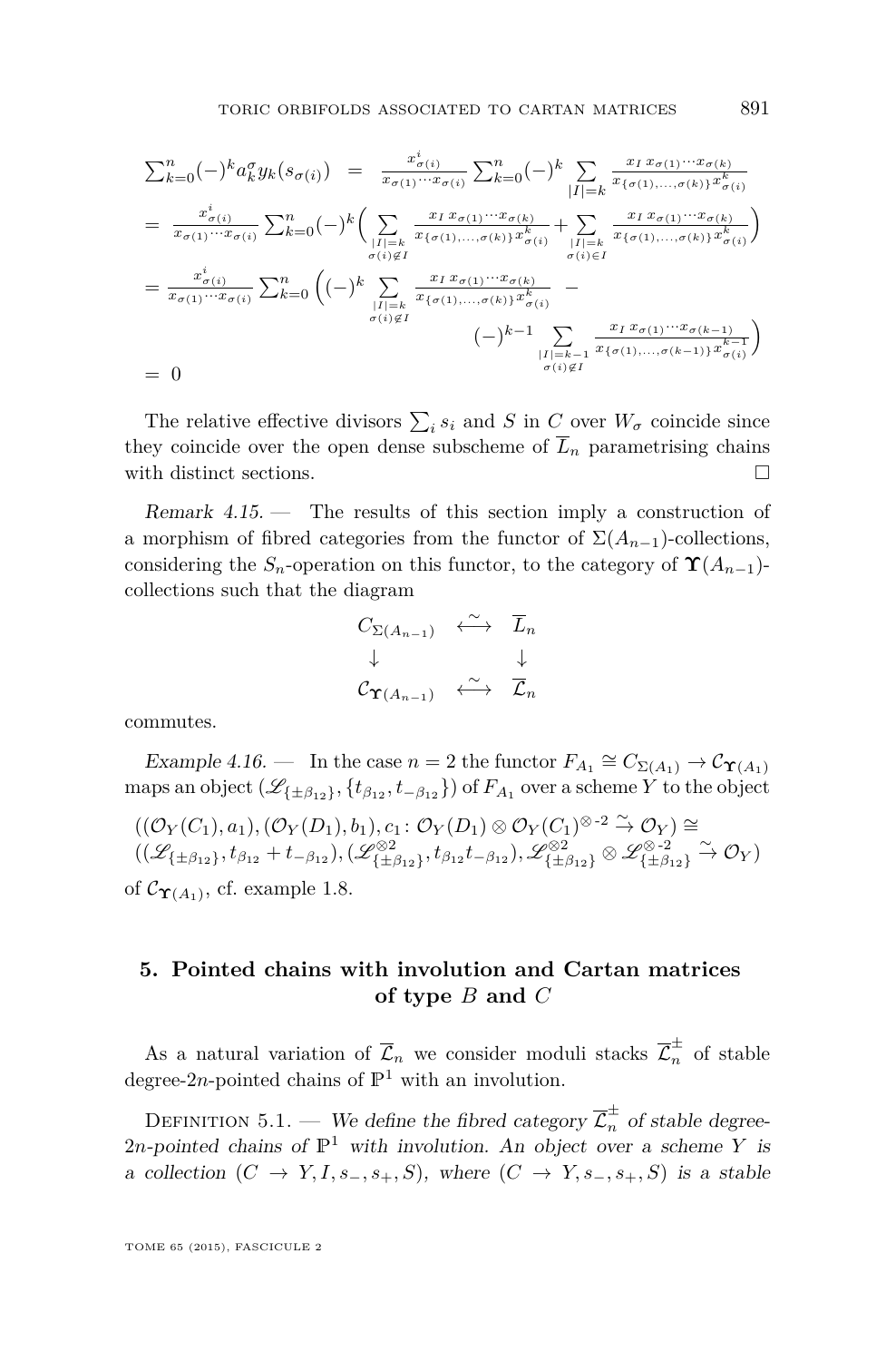$$
\begin{aligned}
\sum_{k=0}^{n}(-)^k a_k^\sigma y_k(s_{\sigma(i)}) \;&=\; \frac{x_{\sigma(i)}^i}{x_{\sigma(1)}\cdots x_{\sigma(i)}}\sum_{k=0}^{n}(-)^k \sum_{|I|=k}\frac{x_I\, x_{\sigma(1)}\cdots x_{\sigma(k)}}{x_{\{\sigma(1),\ldots,\sigma(k)\}}x_{\sigma(i)}^k} \\
&= \frac{x_{\sigma(i)}^i}{x_{\sigma(1)}\cdots x_{\sigma(i)}}\sum_{k=0}^{n}(-)^k\Big(\sum_{\substack{|I|=k\\ \sigma(i)\notin I}}\frac{x_I\, x_{\sigma(1)}\cdots x_{\sigma(k)}}{x_{\{\sigma(1),\ldots,\sigma(k)\}}x_{\sigma(i)}^k}+\sum_{\substack{|I|=k\\ \sigma(i)\in I}}\frac{x_I\, x_{\sigma(1)}\cdots x_{\sigma(k)}}{x_{\{\sigma(1),\ldots,\sigma(k)\}}x_{\sigma(i)}^k}\Big) \\
&= \frac{x_{\sigma(i)}^i}{x_{\sigma(1)}\cdots x_{\sigma(i)}}\sum_{k=0}^{n}\Big((-)^k\sum_{\substack{|I|=k\\ \sigma(i)\notin I}}\frac{x_I\, x_{\sigma(1)}\cdots x_{\sigma(k)}}{x_{\{\sigma(1),\ldots,\sigma(k)\}}x_{\sigma(i)}^k} \;- \\
&\qquad\qquad (-)^{k-1}\sum_{\substack{|I|=k-1\\ \sigma(i)\notin I}}\frac{x_I\, x_{\sigma(1)}\cdots x_{\sigma(k-1)}}{x_{\{\sigma(1),\ldots,\sigma(k-1)\}}x_{\sigma(i)}^{k-1}}\Big) \\
&= 0
\end{aligned}
$$

The relative effective divisors $\sum_i s_i$ and $S$ in $C$ over $W_\sigma$ coincide since they coincide over the open dense subscheme of $\overline{L}_n$ parametrising chains with distinct sections. $\square$

*Remark 4.15.* — The results of this section imply a construction of a morphism of fibred categories from the functor of $\Sigma(A_{n-1})$-collections, considering the $S_n$-operation on this functor, to the category of $\mathbf{\Upsilon}(A_{n-1})$-collections such that the diagram

$$
\begin{array}{ccc}
C_{\Sigma(A_{n-1})} & \stackrel{\sim}{\longleftrightarrow} & \overline{L}_n \\
\downarrow & & \downarrow \\
\mathcal{C}_{\mathbf{\Upsilon}(A_{n-1})} & \stackrel{\sim}{\longleftrightarrow} & \overline{\mathcal{L}}_n
\end{array}
$$

commutes.

*Example 4.16.* — In the case $n=2$ the functor $F_{A_1}\cong C_{\Sigma(A_1)}\to\mathcal{C}_{\mathbf{\Upsilon}(A_1)}$ maps an object $(\mathscr{L}_{\{\pm\beta_{12}\}},\{t_{\beta_{12}},t_{-\beta_{12}}\})$ of $F_{A_1}$ over a scheme $Y$ to the object

$$
\begin{aligned}
&((\mathcal{O}_Y(C_1),a_1),(\mathcal{O}_Y(D_1),b_1),c_1\colon \mathcal{O}_Y(D_1)\otimes\mathcal{O}_Y(C_1)^{\otimes\text{-}2}\xrightarrow{\sim}\mathcal{O}_Y)\cong \\
&((\mathscr{L}_{\{\pm\beta_{12}\}},t_{\beta_{12}}+t_{-\beta_{12}}),(\mathscr{L}_{\{\pm\beta_{12}\}}^{\otimes 2},t_{\beta_{12}}t_{-\beta_{12}}),\mathscr{L}_{\{\pm\beta_{12}\}}^{\otimes 2}\otimes\mathscr{L}_{\{\pm\beta_{12}\}}^{\otimes\text{-}2}\xrightarrow{\sim}\mathcal{O}_Y)
\end{aligned}
$$

of $\mathcal{C}_{\mathbf{\Upsilon}(A_1)}$, cf. example 1.8.

## 5. Pointed chains with involution and Cartan matrices of type $B$ and $C$

As a natural variation of $\overline{\mathcal{L}}_n$ we consider moduli stacks $\overline{\mathcal{L}}_n^{\pm}$ of stable degree-$2n$-pointed chains of $\mathbb{P}^1$ with an involution.

Definition 5.1. — *We define the fibred category $\overline{\mathcal{L}}_n^{\pm}$ of stable degree-$2n$-pointed chains of $\mathbb{P}^1$ with involution. An object over a scheme $Y$ is a collection $(C\to Y, I, s_-, s_+, S)$, where $(C\to Y, s_-, s_+, S)$ is a stable*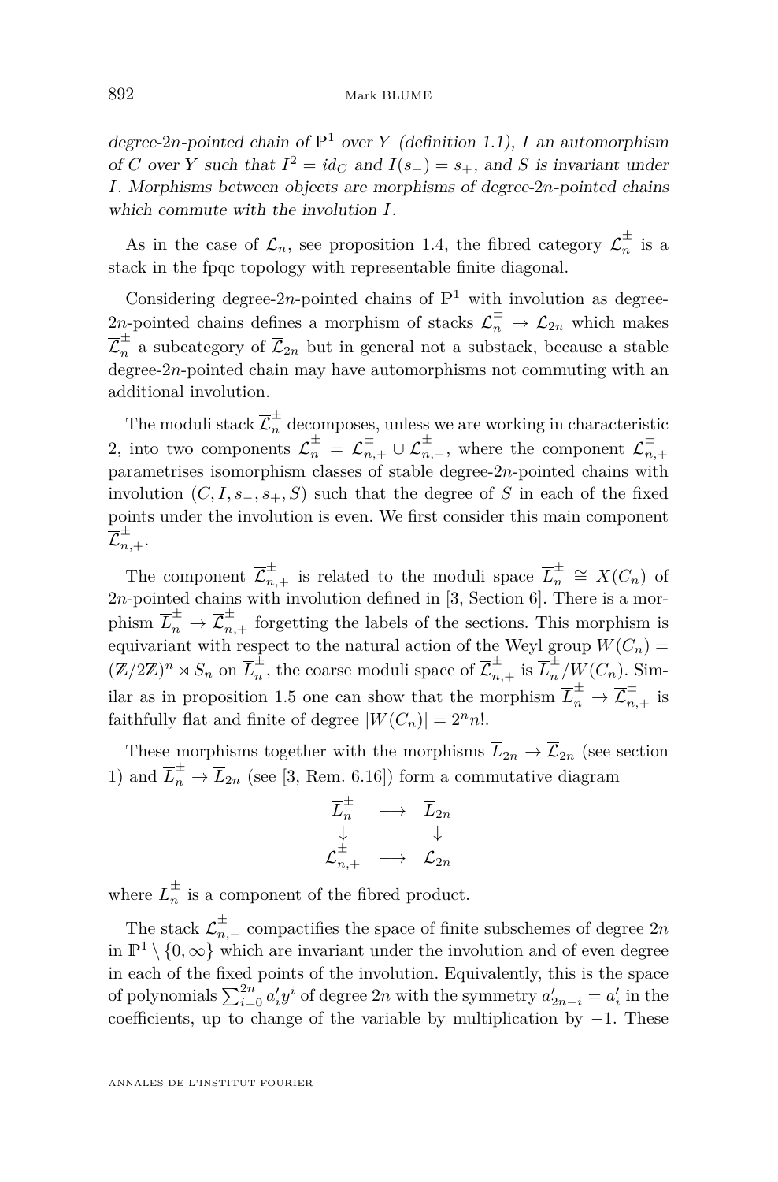*degree-$2n$-pointed chain of $\mathbb{P}^1$ over $Y$ (definition 1.1), $I$ an automorphism of $C$ over $Y$ such that $I^2 = id_C$ and $I(s_-) = s_+$, and $S$ is invariant under $I$. Morphisms between objects are morphisms of degree-$2n$-pointed chains which commute with the involution $I$.*

As in the case of $\overline{\mathcal{L}}_n$, see proposition 1.4, the fibred category $\overline{\mathcal{L}}_n^{\pm}$ is a stack in the fpqc topology with representable finite diagonal.

Considering degree-$2n$-pointed chains of $\mathbb{P}^1$ with involution as degree-$2n$-pointed chains defines a morphism of stacks $\overline{\mathcal{L}}_n^{\pm} \to \overline{\mathcal{L}}_{2n}$ which makes $\overline{\mathcal{L}}_n^{\pm}$ a subcategory of $\overline{\mathcal{L}}_{2n}$ but in general not a substack, because a stable degree-$2n$-pointed chain may have automorphisms not commuting with an additional involution.

The moduli stack $\overline{\mathcal{L}}_n^{\pm}$ decomposes, unless we are working in characteristic 2, into two components $\overline{\mathcal{L}}_n^{\pm} = \overline{\mathcal{L}}_{n,+}^{\pm} \cup \overline{\mathcal{L}}_{n,-}^{\pm}$, where the component $\overline{\mathcal{L}}_{n,+}^{\pm}$ parametrises isomorphism classes of stable degree-$2n$-pointed chains with involution $(C, I, s_-, s_+, S)$ such that the degree of $S$ in each of the fixed points under the involution is even. We first consider this main component $\overline{\mathcal{L}}_{n,+}^{\pm}$.

The component $\overline{\mathcal{L}}_{n,+}^{\pm}$ is related to the moduli space $\overline{L}_n^{\pm} \cong X(C_n)$ of $2n$-pointed chains with involution defined in [3, Section 6]. There is a morphism $\overline{L}_n^{\pm} \to \overline{\mathcal{L}}_{n,+}^{\pm}$ forgetting the labels of the sections. This morphism is equivariant with respect to the natural action of the Weyl group $W(C_n) = (\mathbb{Z}/2\mathbb{Z})^n \rtimes S_n$ on $\overline{L}_n^{\pm}$, the coarse moduli space of $\overline{\mathcal{L}}_{n,+}^{\pm}$ is $\overline{L}_n^{\pm}/W(C_n)$. Similar as in proposition 1.5 one can show that the morphism $\overline{L}_n^{\pm} \to \overline{\mathcal{L}}_{n,+}^{\pm}$ is faithfully flat and finite of degree $|W(C_n)| = 2^n n!$.

These morphisms together with the morphisms $\overline{L}_{2n} \to \overline{\mathcal{L}}_{2n}$ (see section 1) and $\overline{L}_n^{\pm} \to \overline{L}_{2n}$ (see [3, Rem. 6.16]) form a commutative diagram

$$\begin{array}{ccc} \overline{L}_n^{\pm} & \longrightarrow & \overline{L}_{2n} \\ \downarrow & & \downarrow \\ \overline{\mathcal{L}}_{n,+}^{\pm} & \longrightarrow & \overline{\mathcal{L}}_{2n} \end{array}$$

where $\overline{L}_n^{\pm}$ is a component of the fibred product.

The stack $\overline{\mathcal{L}}_{n,+}^{\pm}$ compactifies the space of finite subschemes of degree $2n$ in $\mathbb{P}^1 \setminus \{0, \infty\}$ which are invariant under the involution and of even degree in each of the fixed points of the involution. Equivalently, this is the space of polynomials $\sum_{i=0}^{2n} a'_i y^i$ of degree $2n$ with the symmetry $a'_{2n-i} = a'_i$ in the coefficients, up to change of the variable by multiplication by $-1$. These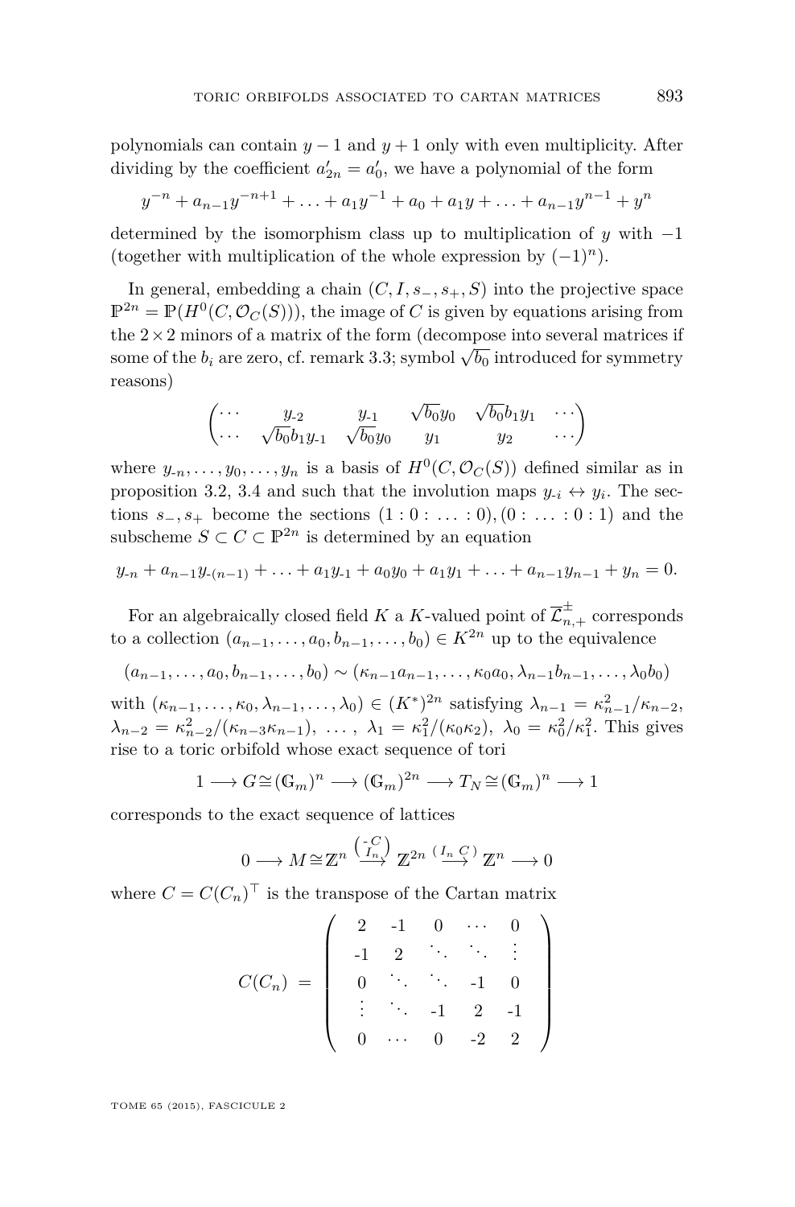polynomials can contain $y-1$ and $y+1$ only with even multiplicity. After dividing by the coefficient $a'_{2n} = a'_0$, we have a polynomial of the form

$$y^{-n} + a_{n-1}y^{-n+1} + \ldots + a_1 y^{-1} + a_0 + a_1 y + \ldots + a_{n-1}y^{n-1} + y^n$$

determined by the isomorphism class up to multiplication of $y$ with $-1$ (together with multiplication of the whole expression by $(-1)^n$).

In general, embedding a chain $(C, I, s_-, s_+, S)$ into the projective space $\mathbb{P}^{2n} = \mathbb{P}(H^0(C, \mathcal{O}_C(S)))$, the image of $C$ is given by equations arising from the $2\times 2$ minors of a matrix of the form (decompose into several matrices if some of the $b_i$ are zero, cf. remark 3.3; symbol $\sqrt{b_0}$ introduced for symmetry reasons)

$$\begin{pmatrix} \cdots & y_{\text{-}2} & y_{\text{-}1} & \sqrt{b_0}y_0 & \sqrt{b_0}b_1 y_1 & \cdots \\ \cdots & \sqrt{b_0}b_1 y_{\text{-}1} & \sqrt{b_0}y_0 & y_1 & y_2 & \cdots \end{pmatrix}$$

where $y_{\text{-}n}, \ldots, y_0, \ldots, y_n$ is a basis of $H^0(C, \mathcal{O}_C(S))$ defined similar as in proposition 3.2, 3.4 and such that the involution maps $y_{\text{-}i} \leftrightarrow y_i$. The sections $s_-, s_+$ become the sections $(1:0:\ldots:0), (0:\ldots:0:1)$ and the subscheme $S \subset C \subset \mathbb{P}^{2n}$ is determined by an equation

$$y_{\text{-}n} + a_{n-1}y_{\text{-}(n-1)} + \ldots + a_1 y_{\text{-}1} + a_0 y_0 + a_1 y_1 + \ldots + a_{n-1}y_{n-1} + y_n = 0.$$

For an algebraically closed field $K$ a $K$-valued point of $\overline{\mathcal{L}}^{\pm}_{n,+}$ corresponds to a collection $(a_{n-1}, \ldots, a_0, b_{n-1}, \ldots, b_0) \in K^{2n}$ up to the equivalence

$$(a_{n-1}, \ldots, a_0, b_{n-1}, \ldots, b_0) \sim (\kappa_{n-1}a_{n-1}, \ldots, \kappa_0 a_0, \lambda_{n-1}b_{n-1}, \ldots, \lambda_0 b_0)$$

with $(\kappa_{n-1}, \ldots, \kappa_0, \lambda_{n-1}, \ldots, \lambda_0) \in (K^*)^{2n}$ satisfying $\lambda_{n-1} = \kappa_{n-1}^2/\kappa_{n-2}$, $\lambda_{n-2} = \kappa_{n-2}^2/(\kappa_{n-3}\kappa_{n-1}),\ \ldots,\ \lambda_1 = \kappa_1^2/(\kappa_0\kappa_2),\ \lambda_0 = \kappa_0^2/\kappa_1^2$. This gives rise to a toric orbifold whose exact sequence of tori

$$1 \longrightarrow G \cong (\mathbb{G}_m)^n \longrightarrow (\mathbb{G}_m)^{2n} \longrightarrow T_N \cong (\mathbb{G}_m)^n \longrightarrow 1$$

corresponds to the exact sequence of lattices

$$0 \longrightarrow M \cong \mathbb{Z}^n \overset{\left(\begin{smallmatrix} \text{-}C \\ I_n \end{smallmatrix}\right)}{\longrightarrow} \mathbb{Z}^{2n} \overset{\left(\begin{smallmatrix} I_n & C \end{smallmatrix}\right)}{\longrightarrow} \mathbb{Z}^n \longrightarrow 0$$

where $C = C(C_n)^\top$ is the transpose of the Cartan matrix

$$C(C_n) = \begin{pmatrix} 2 & \text{-}1 & 0 & \cdots & 0 \\ \text{-}1 & 2 & \ddots & \ddots & \vdots \\ 0 & \ddots & \ddots & \text{-}1 & 0 \\ \vdots & \ddots & \text{-}1 & 2 & \text{-}1 \\ 0 & \cdots & 0 & \text{-}2 & 2 \end{pmatrix}$$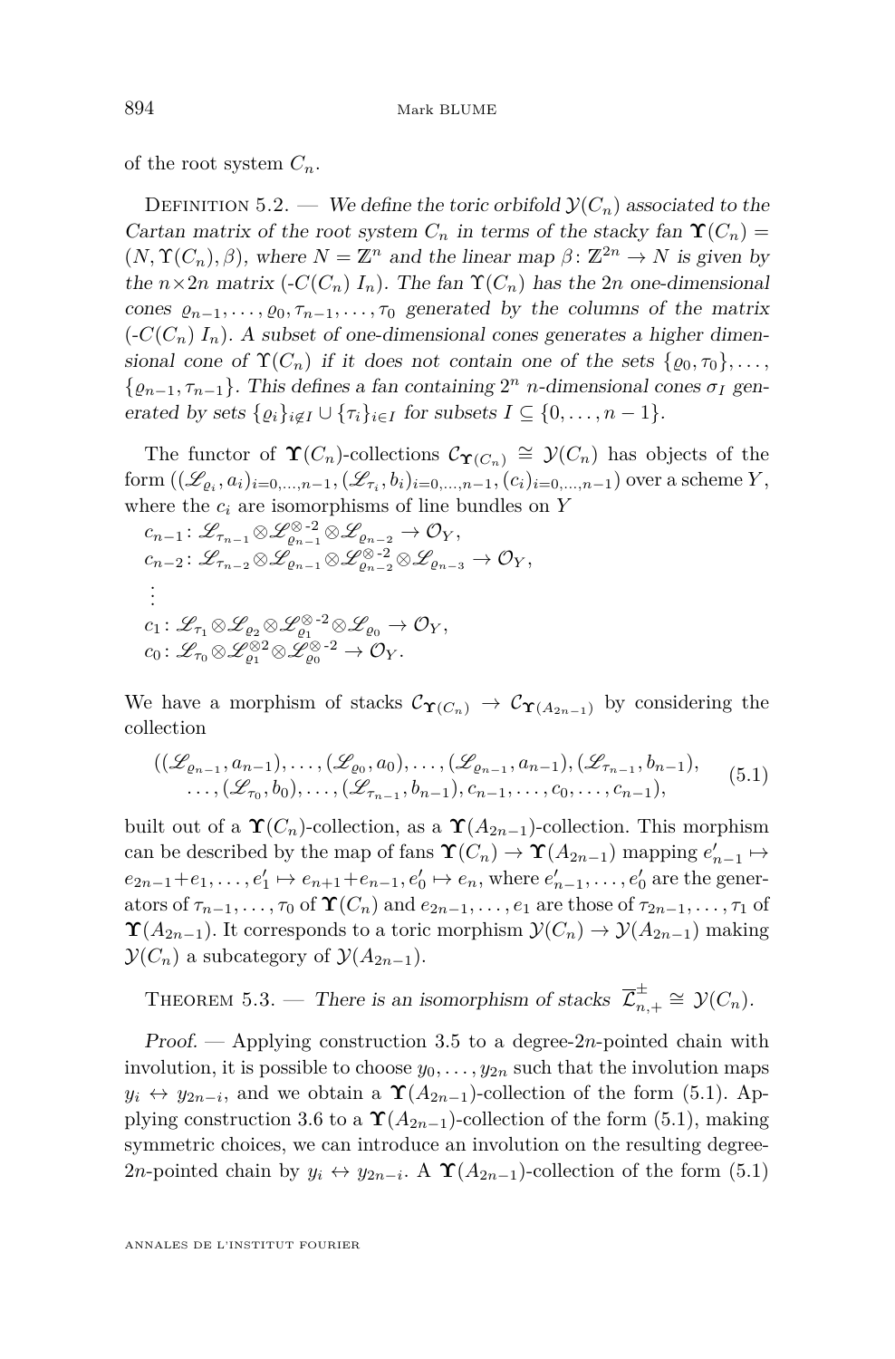of the root system $C_n$.

Definition 5.2. — *We define the toric orbifold $\mathcal{Y}(C_n)$ associated to the Cartan matrix of the root system $C_n$ in terms of the stacky fan $\mathbf{\Upsilon}(C_n) = (N, \Upsilon(C_n), \beta)$, where $N = \mathbb{Z}^n$ and the linear map $\beta\colon \mathbb{Z}^{2n} \to N$ is given by the $n{\times}2n$ matrix (-$C(C_n)$ $I_n$). The fan $\Upsilon(C_n)$ has the $2n$ one-dimensional cones $\varrho_{n-1}, \ldots, \varrho_0, \tau_{n-1}, \ldots, \tau_0$ generated by the columns of the matrix (-$C(C_n)$ $I_n$). A subset of one-dimensional cones generates a higher dimensional cone of $\Upsilon(C_n)$ if it does not contain one of the sets $\{\varrho_0, \tau_0\}, \ldots, \{\varrho_{n-1}, \tau_{n-1}\}$. This defines a fan containing $2^n$ $n$-dimensional cones $\sigma_I$ generated by sets $\{\varrho_i\}_{i \notin I} \cup \{\tau_i\}_{i\in I}$ for subsets $I \subseteq \{0, \ldots, n-1\}$.*

The functor of $\mathbf{\Upsilon}(C_n)$-collections $\mathcal{C}_{\mathbf{\Upsilon}(C_n)} \cong \mathcal{Y}(C_n)$ has objects of the form $((\mathscr{L}_{\varrho_i}, a_i)_{i=0,\ldots,n-1}, (\mathscr{L}_{\tau_i}, b_i)_{i=0,\ldots,n-1}, (c_i)_{i=0,\ldots,n-1})$ over a scheme $Y$, where the $c_i$ are isomorphisms of line bundles on $Y$

$$
\begin{aligned}
&c_{n-1}\colon \mathscr{L}_{\tau_{n-1}} \otimes \mathscr{L}_{\varrho_{n-1}}^{\otimes\text{-}2} \otimes \mathscr{L}_{\varrho_{n-2}} \to \mathcal{O}_Y,\\
&c_{n-2}\colon \mathscr{L}_{\tau_{n-2}} \otimes \mathscr{L}_{\varrho_{n-1}} \otimes \mathscr{L}_{\varrho_{n-2}}^{\otimes\text{-}2} \otimes \mathscr{L}_{\varrho_{n-3}} \to \mathcal{O}_Y,\\
&\ \vdots\\
&c_1\colon \mathscr{L}_{\tau_1} \otimes \mathscr{L}_{\varrho_2} \otimes \mathscr{L}_{\varrho_1}^{\otimes\text{-}2} \otimes \mathscr{L}_{\varrho_0} \to \mathcal{O}_Y,\\
&c_0\colon \mathscr{L}_{\tau_0} \otimes \mathscr{L}_{\varrho_1}^{\otimes 2} \otimes \mathscr{L}_{\varrho_0}^{\otimes\text{-}2} \to \mathcal{O}_Y.
\end{aligned}
$$

We have a morphism of stacks $\mathcal{C}_{\mathbf{\Upsilon}(C_n)} \to \mathcal{C}_{\mathbf{\Upsilon}(A_{2n-1})}$ by considering the collection

$$
\begin{aligned}
&((\mathscr{L}_{\varrho_{n-1}}, a_{n-1}), \ldots, (\mathscr{L}_{\varrho_0}, a_0), \ldots, (\mathscr{L}_{\varrho_{n-1}}, a_{n-1}), (\mathscr{L}_{\tau_{n-1}}, b_{n-1}),\\
&\qquad \ldots, (\mathscr{L}_{\tau_0}, b_0), \ldots, (\mathscr{L}_{\tau_{n-1}}, b_{n-1}), c_{n-1}, \ldots, c_0, \ldots, c_{n-1}),
\end{aligned} \tag{5.1}
$$

built out of a $\mathbf{\Upsilon}(C_n)$-collection, as a $\mathbf{\Upsilon}(A_{2n-1})$-collection. This morphism can be described by the map of fans $\mathbf{\Upsilon}(C_n) \to \mathbf{\Upsilon}(A_{2n-1})$ mapping $e'_{n-1} \mapsto e_{2n-1} + e_1, \ldots, e'_1 \mapsto e_{n+1} + e_{n-1}, e'_0 \mapsto e_n$, where $e'_{n-1}, \ldots, e'_0$ are the generators of $\tau_{n-1}, \ldots, \tau_0$ of $\mathbf{\Upsilon}(C_n)$ and $e_{2n-1}, \ldots, e_1$ are those of $\tau_{2n-1}, \ldots, \tau_1$ of $\mathbf{\Upsilon}(A_{2n-1})$. It corresponds to a toric morphism $\mathcal{Y}(C_n) \to \mathcal{Y}(A_{2n-1})$ making $\mathcal{Y}(C_n)$ a subcategory of $\mathcal{Y}(A_{2n-1})$.

Theorem 5.3. — *There is an isomorphism of stacks $\overline{\mathcal{L}}_{n,+}^{\pm} \cong \mathcal{Y}(C_n)$.*

*Proof.* — Applying construction 3.5 to a degree-$2n$-pointed chain with involution, it is possible to choose $y_0, \ldots, y_{2n}$ such that the involution maps $y_i \leftrightarrow y_{2n-i}$, and we obtain a $\mathbf{\Upsilon}(A_{2n-1})$-collection of the form (5.1). Applying construction 3.6 to a $\mathbf{\Upsilon}(A_{2n-1})$-collection of the form (5.1), making symmetric choices, we can introduce an involution on the resulting degree-$2n$-pointed chain by $y_i \leftrightarrow y_{2n-i}$. A $\mathbf{\Upsilon}(A_{2n-1})$-collection of the form (5.1)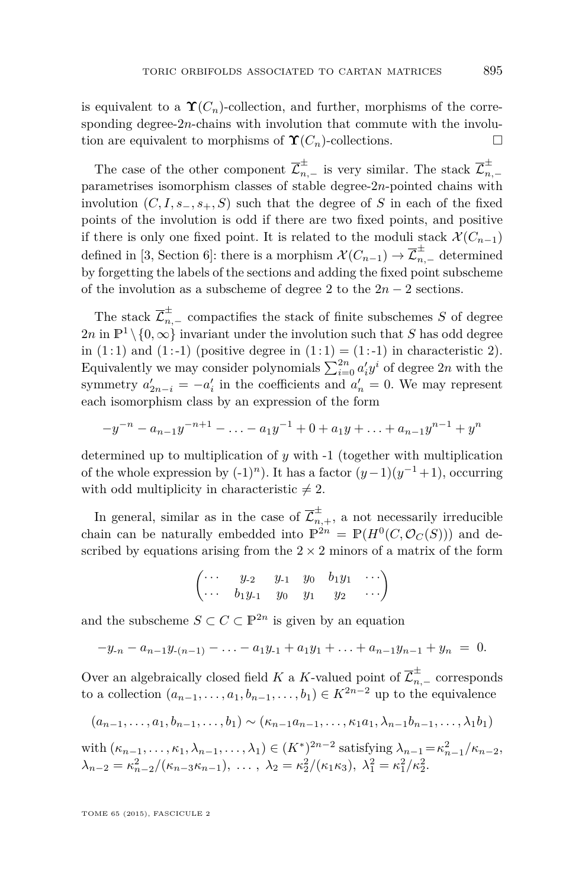is equivalent to a $\boldsymbol{\Upsilon}(C_n)$-collection, and further, morphisms of the corresponding degree-$2n$-chains with involution that commute with the involution are equivalent to morphisms of $\boldsymbol{\Upsilon}(C_n)$-collections. $\square$

The case of the other component $\overline{\mathcal{L}}^{\pm}_{n,-}$ is very similar. The stack $\overline{\mathcal{L}}^{\pm}_{n,-}$ parametrises isomorphism classes of stable degree-$2n$-pointed chains with involution $(C, I, s_-, s_+, S)$ such that the degree of $S$ in each of the fixed points of the involution is odd if there are two fixed points, and positive if there is only one fixed point. It is related to the moduli stack $\mathcal{X}(C_{n-1})$ defined in [3, Section 6]: there is a morphism $\mathcal{X}(C_{n-1}) \to \overline{\mathcal{L}}^{\pm}_{n,-}$ determined by forgetting the labels of the sections and adding the fixed point subscheme of the involution as a subscheme of degree 2 to the $2n-2$ sections.

The stack $\overline{\mathcal{L}}^{\pm}_{n,-}$ compactifies the stack of finite subschemes $S$ of degree $2n$ in $\mathbb{P}^1 \setminus \{0, \infty\}$ invariant under the involution such that $S$ has odd degree in $(1{:}1)$ and $(1{:}\text{-}1)$ (positive degree in $(1{:}1) = (1{:}\text{-}1)$ in characteristic 2). Equivalently we may consider polynomials $\sum_{i=0}^{2n} a'_i y^i$ of degree $2n$ with the symmetry $a'_{2n-i} = -a'_i$ in the coefficients and $a'_n = 0$. We may represent each isomorphism class by an expression of the form

$$-y^{-n} - a_{n-1}y^{-n+1} - \ldots - a_1 y^{-1} + 0 + a_1 y + \ldots + a_{n-1}y^{n-1} + y^n$$

determined up to multiplication of $y$ with -1 (together with multiplication of the whole expression by $(\text{-}1)^n$). It has a factor $(y-1)(y^{-1}+1)$, occurring with odd multiplicity in characteristic $\neq 2$.

In general, similar as in the case of $\overline{\mathcal{L}}^{\pm}_{n,+}$, a not necessarily irreducible chain can be naturally embedded into $\mathbb{P}^{2n} = \mathbb{P}(H^0(C, \mathcal{O}_C(S)))$ and described by equations arising from the $2 \times 2$ minors of a matrix of the form

$$\begin{pmatrix} \cdots & y_{\text{-}2} & y_{\text{-}1} & y_0 & b_1 y_1 & \cdots \\ \cdots & b_1 y_{\text{-}1} & y_0 & y_1 & y_2 & \cdots \end{pmatrix}$$

and the subscheme $S \subset C \subset \mathbb{P}^{2n}$ is given by an equation

$$-y_{\text{-}n} - a_{n-1}y_{\text{-}(n-1)} - \ldots - a_1 y_{\text{-}1} + a_1 y_1 + \ldots + a_{n-1}y_{n-1} + y_n \;=\; 0.$$

Over an algebraically closed field $K$ a $K$-valued point of $\overline{\mathcal{L}}^{\pm}_{n,-}$ corresponds to a collection $(a_{n-1}, \ldots, a_1, b_{n-1}, \ldots, b_1) \in K^{2n-2}$ up to the equivalence

$$(a_{n-1}, \ldots, a_1, b_{n-1}, \ldots, b_1) \sim (\kappa_{n-1}a_{n-1}, \ldots, \kappa_1 a_1, \lambda_{n-1}b_{n-1}, \ldots, \lambda_1 b_1)$$

with $(\kappa_{n-1}, \ldots, \kappa_1, \lambda_{n-1}, \ldots, \lambda_1) \in (K^*)^{2n-2}$ satisfying $\lambda_{n-1} = \kappa_{n-1}^2/\kappa_{n-2}$, $\lambda_{n-2} = \kappa_{n-2}^2/(\kappa_{n-3}\kappa_{n-1}),\ \ldots,\ \lambda_2 = \kappa_2^2/(\kappa_1\kappa_3),\ \lambda_1^2 = \kappa_1^2/\kappa_2^2$.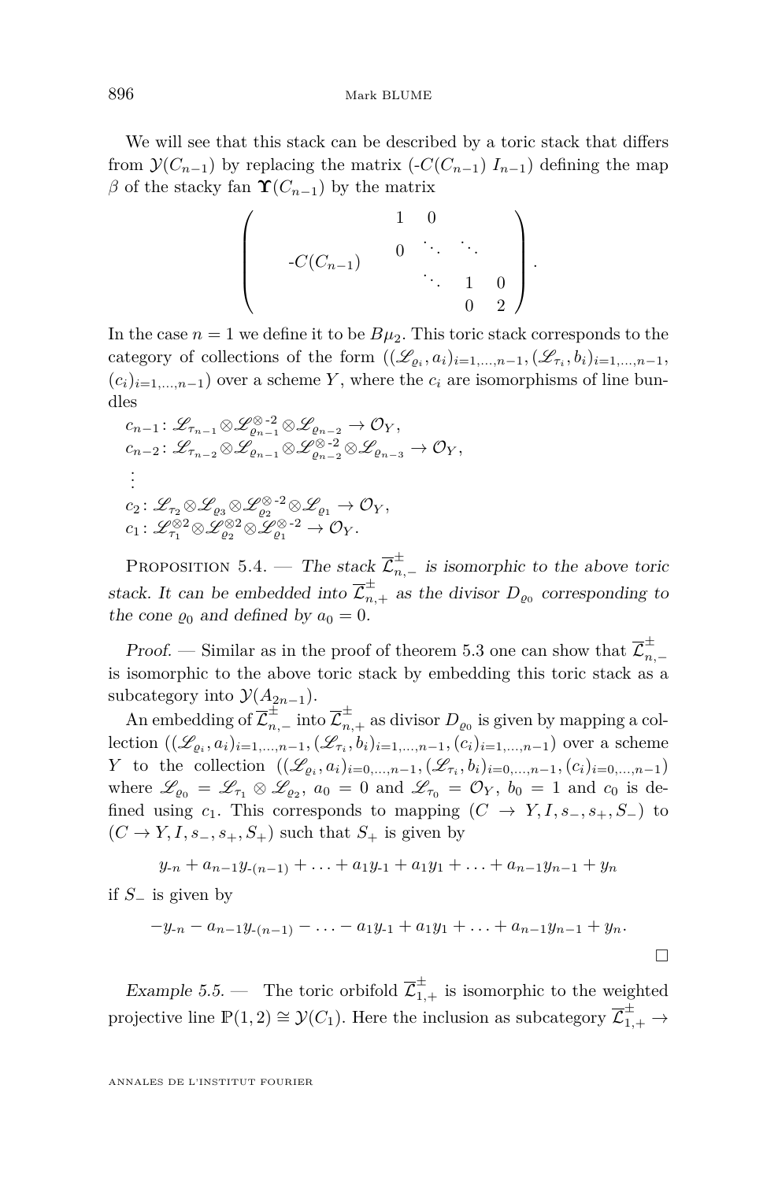We will see that this stack can be described by a toric stack that differs from $\mathcal{Y}(C_{n-1})$ by replacing the matrix (-$C(C_{n-1})$ $I_{n-1}$) defining the map $\beta$ of the stacky fan $\boldsymbol{\Upsilon}(C_{n-1})$ by the matrix

$$\left(\begin{array}{c|cccc} & 1 & 0 & & \\ \text{-}C(C_{n-1}) & 0 & \ddots & \ddots & \\ & & \ddots & 1 & 0 \\ & & & 0 & 2 \end{array}\right).$$

In the case $n = 1$ we define it to be $B\mu_2$. This toric stack corresponds to the category of collections of the form $((\mathscr{L}_{\varrho_i}, a_i)_{i=1,\ldots,n-1}, (\mathscr{L}_{\tau_i}, b_i)_{i=1,\ldots,n-1}, (c_i)_{i=1,\ldots,n-1})$ over a scheme $Y$, where the $c_i$ are isomorphisms of line bundles

$$\begin{aligned}
&c_{n-1} \colon \mathscr{L}_{\tau_{n-1}} \otimes \mathscr{L}_{\varrho_{n-1}}^{\otimes \text{-}2} \otimes \mathscr{L}_{\varrho_{n-2}} \to \mathcal{O}_Y, \\
&c_{n-2} \colon \mathscr{L}_{\tau_{n-2}} \otimes \mathscr{L}_{\varrho_{n-1}} \otimes \mathscr{L}_{\varrho_{n-2}}^{\otimes \text{-}2} \otimes \mathscr{L}_{\varrho_{n-3}} \to \mathcal{O}_Y, \\
&\vdots \\
&c_2 \colon \mathscr{L}_{\tau_2} \otimes \mathscr{L}_{\varrho_3} \otimes \mathscr{L}_{\varrho_2}^{\otimes \text{-}2} \otimes \mathscr{L}_{\varrho_1} \to \mathcal{O}_Y, \\
&c_1 \colon \mathscr{L}_{\tau_1}^{\otimes 2} \otimes \mathscr{L}_{\varrho_2}^{\otimes 2} \otimes \mathscr{L}_{\varrho_1}^{\otimes \text{-}2} \to \mathcal{O}_Y.
\end{aligned}$$

Proposition 5.4. — *The stack $\overline{\mathcal{L}}^{\pm}_{n,-}$ is isomorphic to the above toric stack. It can be embedded into $\overline{\mathcal{L}}^{\pm}_{n,+}$ as the divisor $D_{\varrho_0}$ corresponding to the cone $\varrho_0$ and defined by $a_0 = 0$.*

*Proof.* — Similar as in the proof of theorem 5.3 one can show that $\overline{\mathcal{L}}^{\pm}_{n,-}$ is isomorphic to the above toric stack by embedding this toric stack as a subcategory into $\mathcal{Y}(A_{2n-1})$.

An embedding of $\overline{\mathcal{L}}^{\pm}_{n,-}$ into $\overline{\mathcal{L}}^{\pm}_{n,+}$ as divisor $D_{\varrho_0}$ is given by mapping a collection $((\mathscr{L}_{\varrho_i}, a_i)_{i=1,\ldots,n-1}, (\mathscr{L}_{\tau_i}, b_i)_{i=1,\ldots,n-1}, (c_i)_{i=1,\ldots,n-1})$ over a scheme $Y$ to the collection $((\mathscr{L}_{\varrho_i}, a_i)_{i=0,\ldots,n-1}, (\mathscr{L}_{\tau_i}, b_i)_{i=0,\ldots,n-1}, (c_i)_{i=0,\ldots,n-1})$ where $\mathscr{L}_{\varrho_0} = \mathscr{L}_{\tau_1} \otimes \mathscr{L}_{\varrho_2}$, $a_0 = 0$ and $\mathscr{L}_{\tau_0} = \mathcal{O}_Y$, $b_0 = 1$ and $c_0$ is defined using $c_1$. This corresponds to mapping $(C \to Y, I, s_-, s_+, S_-)$ to $(C \to Y, I, s_-, s_+, S_+)$ such that $S_+$ is given by

$$y_{\text{-}n} + a_{n-1}y_{\text{-}(n-1)} + \ldots + a_1 y_{\text{-}1} + a_1 y_1 + \ldots + a_{n-1}y_{n-1} + y_n$$

if $S_-$ is given by

$$-y_{\text{-}n} - a_{n-1}y_{\text{-}(n-1)} - \ldots - a_1 y_{\text{-}1} + a_1 y_1 + \ldots + a_{n-1}y_{n-1} + y_n.$$

□

*Example 5.5.* — The toric orbifold $\overline{\mathcal{L}}^{\pm}_{1,+}$ is isomorphic to the weighted projective line $\mathbb{P}(1,2) \cong \mathcal{Y}(C_1)$. Here the inclusion as subcategory $\overline{\mathcal{L}}^{\pm}_{1,+} \to$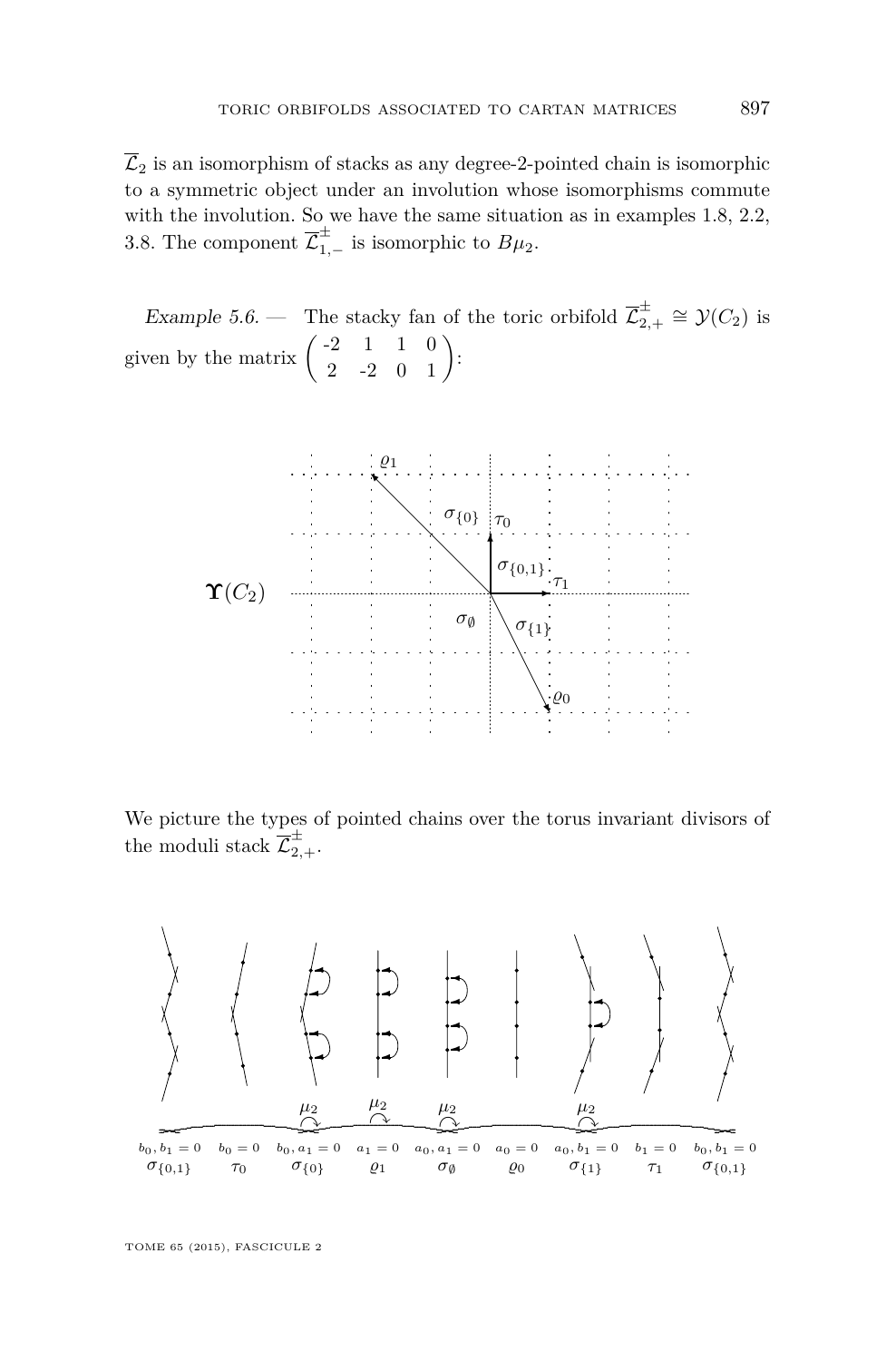$\overline{\mathcal{L}}_2$ is an isomorphism of stacks as any degree-2-pointed chain is isomorphic to a symmetric object under an involution whose isomorphisms commute with the involution. So we have the same situation as in examples 1.8, 2.2, 3.8. The component $\overline{\mathcal{L}}^{\pm}_{1,-}$ is isomorphic to $B\mu_2$.

*Example 5.6.* — The stacky fan of the toric orbifold $\overline{\mathcal{L}}^{\pm}_{2,+} \cong \mathcal{Y}(C_2)$ is given by the matrix $\begin{pmatrix} -2 & 1 & 1 & 0 \\ 2 & -2 & 0 & 1 \end{pmatrix}$:

$\mathbf{\Upsilon}(C_2)$

We picture the types of pointed chains over the torus invariant divisors of the moduli stack $\overline{\mathcal{L}}^{\pm}_{2,+}$.

| $b_0, b_1 = 0$ | $b_0 = 0$ | $b_0, a_1 = 0$ | $a_1 = 0$ | $a_0, a_1 = 0$ | $a_0 = 0$ | $a_0, b_1 = 0$ | $b_1 = 0$ | $b_0, b_1 = 0$ |
|---|---|---|---|---|---|---|---|---|
| $\sigma_{\{0,1\}}$ | $\tau_0$ | $\sigma_{\{0\}}$ | $\varrho_1$ | $\sigma_\emptyset$ | $\varrho_0$ | $\sigma_{\{1\}}$ | $\tau_1$ | $\sigma_{\{0,1\}}$ |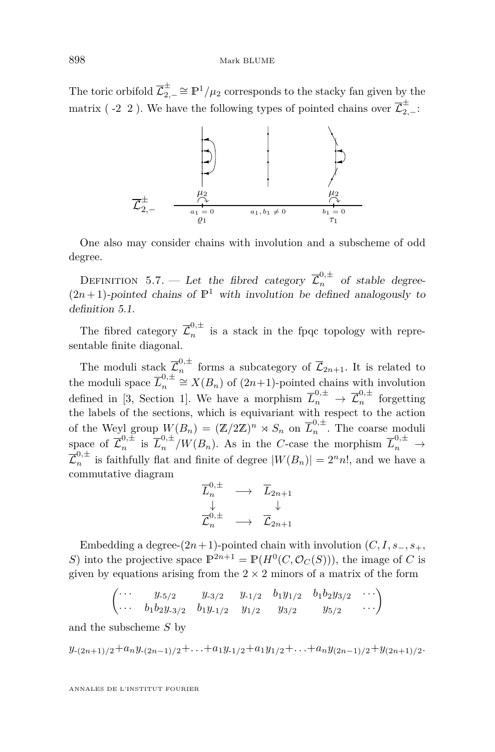The toric orbifold $\overline{\mathcal{L}}_{2,-}^{\pm} \cong \mathbb{P}^1/\mu_2$ corresponds to the stacky fan given by the matrix ( -2 2 ). We have the following types of pointed chains over $\overline{\mathcal{L}}_{2,-}^{\pm}$:

$\overline{\mathcal{L}}_{2,-}^{\pm}$ — $\mu_2$ at $a_1 = 0$ ($\varrho_1$); $a_1, b_1 \neq 0$; $\mu_2$ at $b_1 = 0$ ($\tau_1$)

One also may consider chains with involution and a subscheme of odd degree.

Definition 5.7. — *Let the fibred category $\overline{\mathcal{L}}_n^{0,\pm}$ of stable degree-$(2n+1)$-pointed chains of $\mathbb{P}^1$ with involution be defined analogously to definition 5.1.*

The fibred category $\overline{\mathcal{L}}_n^{0,\pm}$ is a stack in the fpqc topology with representable finite diagonal.

The moduli stack $\overline{\mathcal{L}}_n^{0,\pm}$ forms a subcategory of $\overline{\mathcal{L}}_{2n+1}$. It is related to the moduli space $\overline{L}_n^{0,\pm} \cong X(B_n)$ of $(2n+1)$-pointed chains with involution defined in [3, Section 1]. We have a morphism $\overline{L}_n^{0,\pm} \to \overline{\mathcal{L}}_n^{0,\pm}$ forgetting the labels of the sections, which is equivariant with respect to the action of the Weyl group $W(B_n) = (\mathbb{Z}/2\mathbb{Z})^n \rtimes S_n$ on $\overline{L}_n^{0,\pm}$. The coarse moduli space of $\overline{\mathcal{L}}_n^{0,\pm}$ is $\overline{L}_n^{0,\pm}/W(B_n)$. As in the $C$-case the morphism $\overline{L}_n^{0,\pm} \to \overline{\mathcal{L}}_n^{0,\pm}$ is faithfully flat and finite of degree $|W(B_n)| = 2^n n!$, and we have a commutative diagram

$$\begin{array}{ccc} \overline{L}_n^{0,\pm} & \longrightarrow & \overline{L}_{2n+1} \\ \downarrow & & \downarrow \\ \overline{\mathcal{L}}_n^{0,\pm} & \longrightarrow & \overline{\mathcal{L}}_{2n+1} \end{array}$$

Embedding a degree-$(2n+1)$-pointed chain with involution $(C, I, s_-, s_+, S)$ into the projective space $\mathbb{P}^{2n+1} = \mathbb{P}(H^0(C, \mathcal{O}_C(S)))$, the image of $C$ is given by equations arising from the $2 \times 2$ minors of a matrix of the form

$$\begin{pmatrix} \cdots & y_{\text{-}5/2} & y_{\text{-}3/2} & y_{\text{-}1/2} & b_1 y_{1/2} & b_1 b_2 y_{3/2} & \cdots \\ \cdots & b_1 b_2 y_{\text{-}3/2} & b_1 y_{\text{-}1/2} & y_{1/2} & y_{3/2} & y_{5/2} & \cdots \end{pmatrix}$$

and the subscheme $S$ by

$$y_{\text{-}(2n+1)/2} + a_n y_{\text{-}(2n-1)/2} + \ldots + a_1 y_{\text{-}1/2} + a_1 y_{1/2} + \ldots + a_n y_{(2n-1)/2} + y_{(2n+1)/2}.$$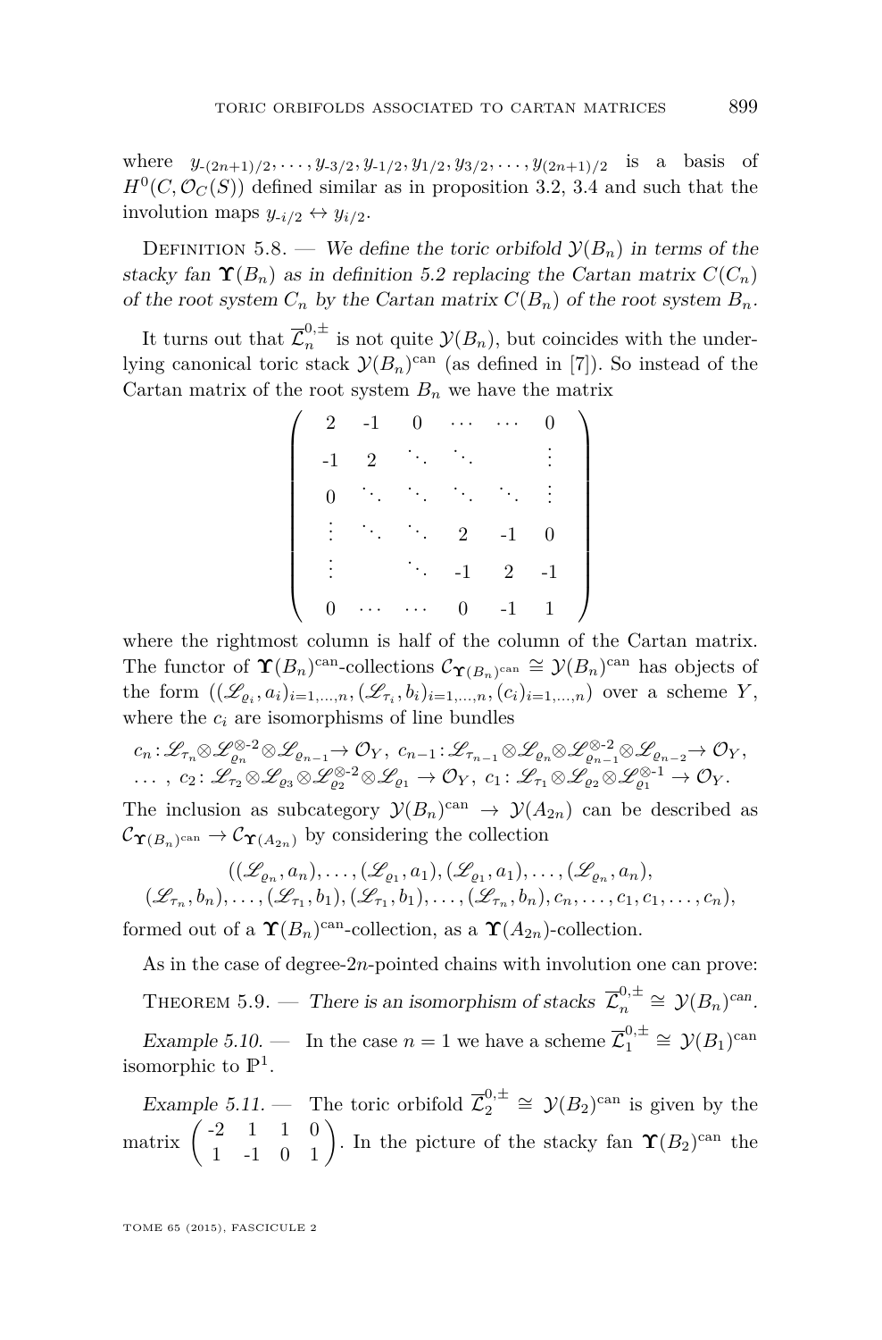where $y_{-(2n+1)/2}, \ldots, y_{-3/2}, y_{-1/2}, y_{1/2}, y_{3/2}, \ldots, y_{(2n+1)/2}$ is a basis of $H^0(C, \mathcal{O}_C(S))$ defined similar as in proposition 3.2, 3.4 and such that the involution maps $y_{-i/2} \leftrightarrow y_{i/2}$.

Definition 5.8. — *We define the toric orbifold $\mathcal{Y}(B_n)$ in terms of the stacky fan $\boldsymbol{\Upsilon}(B_n)$ as in definition 5.2 replacing the Cartan matrix $C(C_n)$ of the root system $C_n$ by the Cartan matrix $C(B_n)$ of the root system $B_n$.*

It turns out that $\overline{\mathcal{L}}_n^{0,\pm}$ is not quite $\mathcal{Y}(B_n)$, but coincides with the underlying canonical toric stack $\mathcal{Y}(B_n)^{\mathrm{can}}$ (as defined in [7]). So instead of the Cartan matrix of the root system $B_n$ we have the matrix

$$\begin{pmatrix} 2 & -1 & 0 & \cdots & \cdots & 0 \\ -1 & 2 & \ddots & \ddots & & \vdots \\ 0 & \ddots & \ddots & \ddots & \ddots & \vdots \\ \vdots & \ddots & \ddots & 2 & -1 & 0 \\ \vdots & & \ddots & -1 & 2 & -1 \\ 0 & \cdots & \cdots & 0 & -1 & 1 \end{pmatrix}$$

where the rightmost column is half of the column of the Cartan matrix. The functor of $\boldsymbol{\Upsilon}(B_n)^{\mathrm{can}}$-collections $\mathcal{C}_{\boldsymbol{\Upsilon}(B_n)^{\mathrm{can}}} \cong \mathcal{Y}(B_n)^{\mathrm{can}}$ has objects of the form $((\mathscr{L}_{\varrho_i}, a_i)_{i=1,\ldots,n}, (\mathscr{L}_{\tau_i}, b_i)_{i=1,\ldots,n}, (c_i)_{i=1,\ldots,n})$ over a scheme $Y$, where the $c_i$ are isomorphisms of line bundles

$$c_n : \mathscr{L}_{\tau_n} \otimes \mathscr{L}_{\varrho_n}^{\otimes -2} \otimes \mathscr{L}_{\varrho_{n-1}} \to \mathcal{O}_Y,\ c_{n-1} : \mathscr{L}_{\tau_{n-1}} \otimes \mathscr{L}_{\varrho_n} \otimes \mathscr{L}_{\varrho_{n-1}}^{\otimes -2} \otimes \mathscr{L}_{\varrho_{n-2}} \to \mathcal{O}_Y,$$
$$\ldots,\ c_2 : \mathscr{L}_{\tau_2} \otimes \mathscr{L}_{\varrho_3} \otimes \mathscr{L}_{\varrho_2}^{\otimes -2} \otimes \mathscr{L}_{\varrho_1} \to \mathcal{O}_Y,\ c_1 : \mathscr{L}_{\tau_1} \otimes \mathscr{L}_{\varrho_2} \otimes \mathscr{L}_{\varrho_1}^{\otimes -1} \to \mathcal{O}_Y.$$

The inclusion as subcategory $\mathcal{Y}(B_n)^{\mathrm{can}} \to \mathcal{Y}(A_{2n})$ can be described as $\mathcal{C}_{\boldsymbol{\Upsilon}(B_n)^{\mathrm{can}}} \to \mathcal{C}_{\boldsymbol{\Upsilon}(A_{2n})}$ by considering the collection

$$((\mathscr{L}_{\varrho_n}, a_n), \ldots, (\mathscr{L}_{\varrho_1}, a_1), (\mathscr{L}_{\varrho_1}, a_1), \ldots, (\mathscr{L}_{\varrho_n}, a_n),$$
$$(\mathscr{L}_{\tau_n}, b_n), \ldots, (\mathscr{L}_{\tau_1}, b_1), (\mathscr{L}_{\tau_1}, b_1), \ldots, (\mathscr{L}_{\tau_n}, b_n), c_n, \ldots, c_1, c_1, \ldots, c_n),$$

formed out of a $\boldsymbol{\Upsilon}(B_n)^{\mathrm{can}}$-collection, as a $\boldsymbol{\Upsilon}(A_{2n})$-collection.

As in the case of degree-$2n$-pointed chains with involution one can prove:

Theorem 5.9. — *There is an isomorphism of stacks $\overline{\mathcal{L}}_n^{0,\pm} \cong \mathcal{Y}(B_n)^{\mathrm{can}}$.*

*Example 5.10.* — In the case $n = 1$ we have a scheme $\overline{\mathcal{L}}_1^{0,\pm} \cong \mathcal{Y}(B_1)^{\mathrm{can}}$ isomorphic to $\mathbb{P}^1$.

*Example 5.11.* — The toric orbifold $\overline{\mathcal{L}}_2^{0,\pm} \cong \mathcal{Y}(B_2)^{\mathrm{can}}$ is given by the matrix $\begin{pmatrix} -2 & 1 & 1 & 0 \\ 1 & -1 & 0 & 1 \end{pmatrix}$. In the picture of the stacky fan $\boldsymbol{\Upsilon}(B_2)^{\mathrm{can}}$ the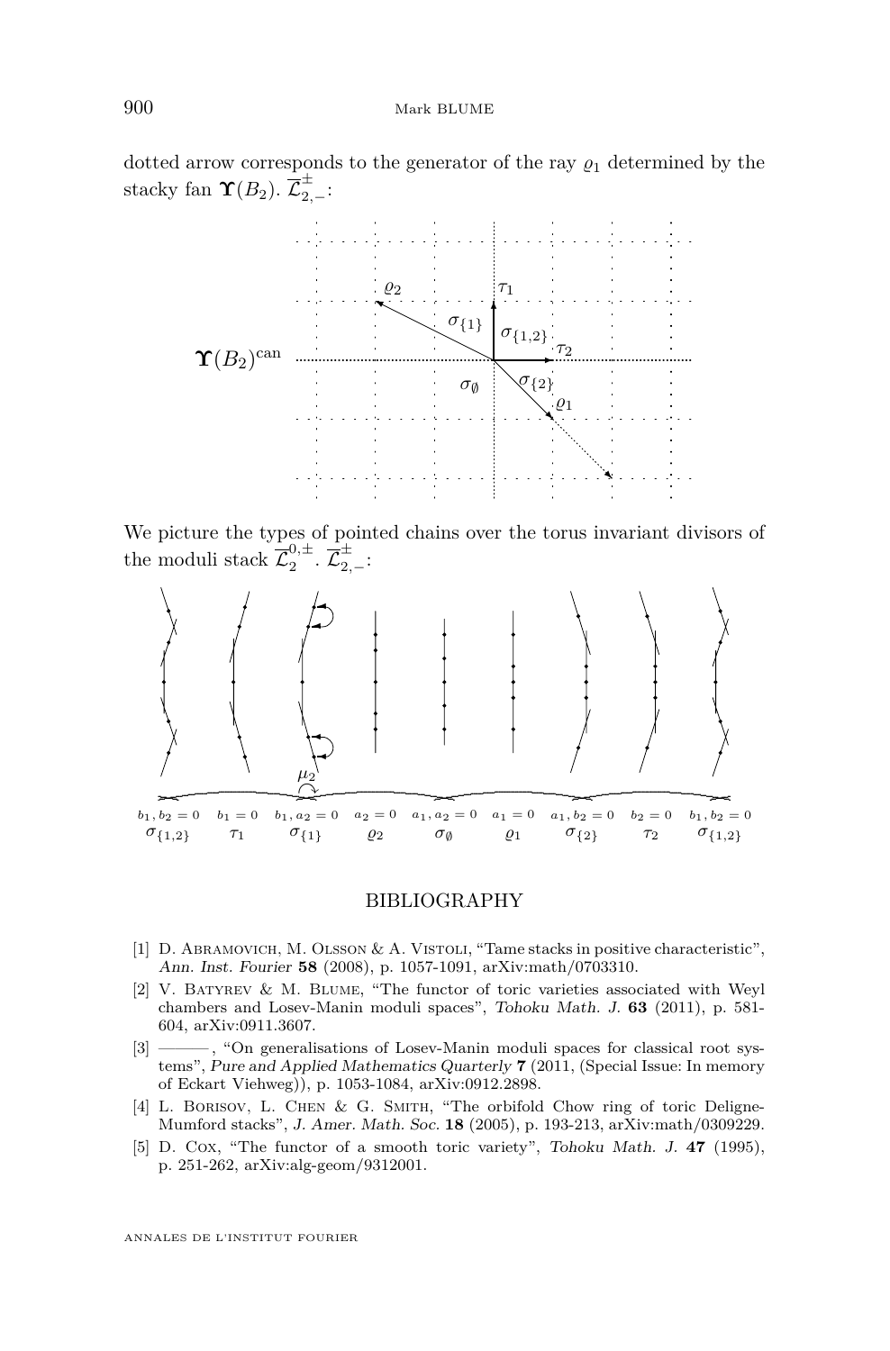dotted arrow corresponds to the generator of the ray $\varrho_1$ determined by the stacky fan $\boldsymbol{\Upsilon}(B_2)$. $\overline{\mathcal{L}}_{2,-}^{\pm}$:

$\boldsymbol{\Upsilon}(B_2)^{\mathrm{can}}$

We picture the types of pointed chains over the torus invariant divisors of the moduli stack $\overline{\mathcal{L}}_2^{0,\pm}$. $\overline{\mathcal{L}}_{2,-}^{\pm}$:

$b_1, b_2 = 0$ $\sigma_{\{1,2\}}$ $b_1 = 0$ $\tau_1$ $b_1, a_2 = 0$ $\sigma_{\{1\}}$ $a_2 = 0$ $\varrho_2$ $a_1, a_2 = 0$ $\sigma_\emptyset$ $a_1 = 0$ $\varrho_1$ $a_1, b_2 = 0$ $\sigma_{\{2\}}$ $b_2 = 0$ $\tau_2$ $b_1, b_2 = 0$ $\sigma_{\{1,2\}}$

## BIBLIOGRAPHY

[1] D. Abramovich, M. Olsson & A. Vistoli, "Tame stacks in positive characteristic", *Ann. Inst. Fourier* **58** (2008), p. 1057-1091, arXiv:math/0703310.

[2] V. Batyrev & M. Blume, "The functor of toric varieties associated with Weyl chambers and Losev-Manin moduli spaces", *Tohoku Math. J.* **63** (2011), p. 581-604, arXiv:0911.3607.

[3] ———, "On generalisations of Losev-Manin moduli spaces for classical root systems", *Pure and Applied Mathematics Quarterly* **7** (2011, (Special Issue: In memory of Eckart Viehweg)), p. 1053-1084, arXiv:0912.2898.

[4] L. Borisov, L. Chen & G. Smith, "The orbifold Chow ring of toric Deligne-Mumford stacks", *J. Amer. Math. Soc.* **18** (2005), p. 193-213, arXiv:math/0309229.

[5] D. Cox, "The functor of a smooth toric variety", *Tohoku Math. J.* **47** (1995), p. 251-262, arXiv:alg-geom/9312001.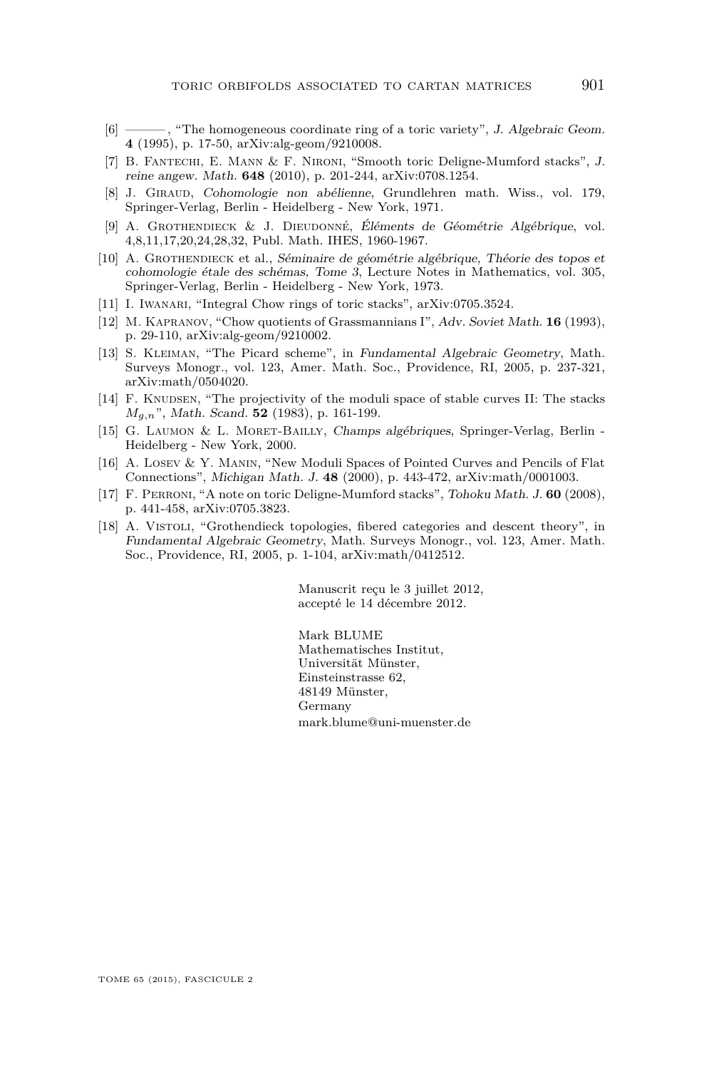[6] ———, "The homogeneous coordinate ring of a toric variety", *J. Algebraic Geom.* **4** (1995), p. 17-50, arXiv:alg-geom/9210008.

[7] B. Fantechi, E. Mann & F. Nironi, "Smooth toric Deligne-Mumford stacks", *J. reine angew. Math.* **648** (2010), p. 201-244, arXiv:0708.1254.

[8] J. Giraud, *Cohomologie non abélienne*, Grundlehren math. Wiss., vol. 179, Springer-Verlag, Berlin - Heidelberg - New York, 1971.

[9] A. Grothendieck & J. Dieudonné, *Éléments de Géométrie Algébrique*, vol. 4,8,11,17,20,24,28,32, Publ. Math. IHES, 1960-1967.

[10] A. Grothendieck et al., *Séminaire de géométrie algébrique, Théorie des topos et cohomologie étale des schémas, Tome 3*, Lecture Notes in Mathematics, vol. 305, Springer-Verlag, Berlin - Heidelberg - New York, 1973.

[11] I. Iwanari, "Integral Chow rings of toric stacks", arXiv:0705.3524.

[12] M. Kapranov, "Chow quotients of Grassmannians I", *Adv. Soviet Math.* **16** (1993), p. 29-110, arXiv:alg-geom/9210002.

[13] S. Kleiman, "The Picard scheme", in *Fundamental Algebraic Geometry*, Math. Surveys Monogr., vol. 123, Amer. Math. Soc., Providence, RI, 2005, p. 237-321, arXiv:math/0504020.

[14] F. Knudsen, "The projectivity of the moduli space of stable curves II: The stacks $M_{g,n}$", *Math. Scand.* **52** (1983), p. 161-199.

[15] G. Laumon & L. Moret-Bailly, *Champs algébriques*, Springer-Verlag, Berlin - Heidelberg - New York, 2000.

[16] A. Losev & Y. Manin, "New Moduli Spaces of Pointed Curves and Pencils of Flat Connections", *Michigan Math. J.* **48** (2000), p. 443-472, arXiv:math/0001003.

[17] F. Perroni, "A note on toric Deligne-Mumford stacks", *Tohoku Math. J.* **60** (2008), p. 441-458, arXiv:0705.3823.

[18] A. Vistoli, "Grothendieck topologies, fibered categories and descent theory", in *Fundamental Algebraic Geometry*, Math. Surveys Monogr., vol. 123, Amer. Math. Soc., Providence, RI, 2005, p. 1-104, arXiv:math/0412512.

Manuscrit reçu le 3 juillet 2012,
accepté le 14 décembre 2012.

Mark BLUME
Mathematisches Institut,
Universität Münster,
Einsteinstrasse 62,
48149 Münster,
Germany
mark.blume@uni-muenster.de